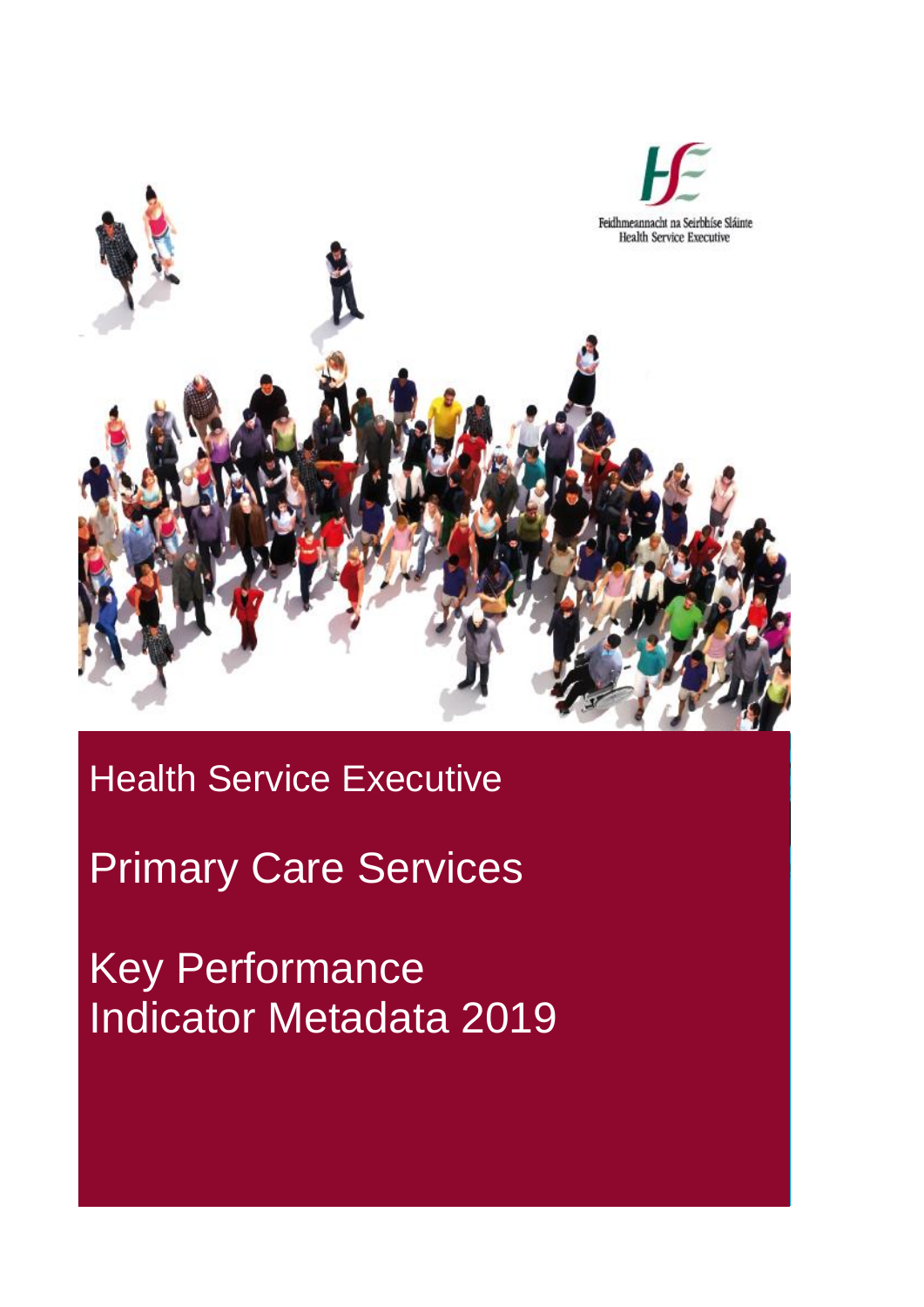Feidhmeannacht na Seirbhíse Sláinte
Health Service Executive

Health Service Executive

# Primary Care Services

# Key Performance Indicator Metadata 2019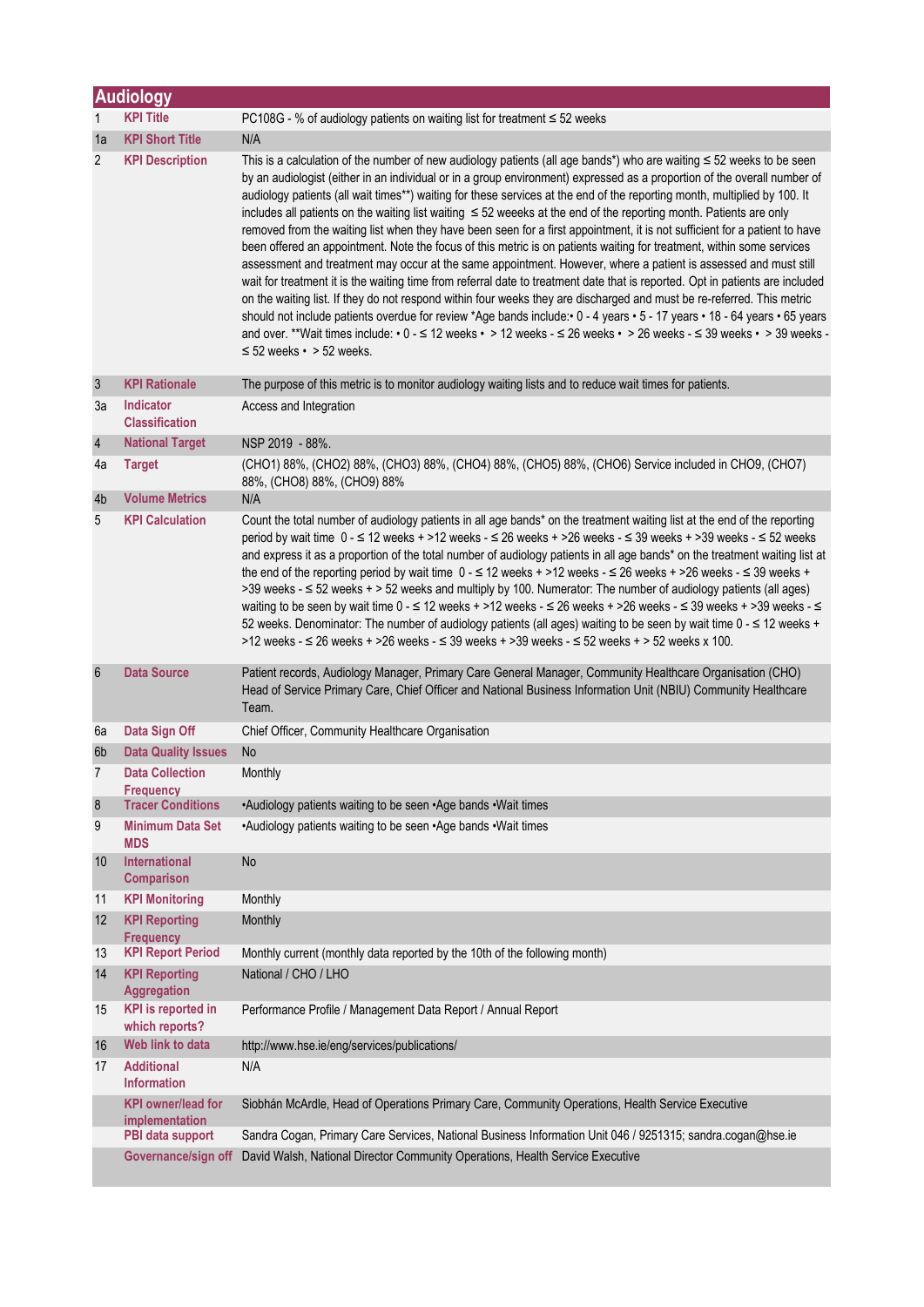## Audiology

| | | |
|---|---|---|
| 1 | **KPI Title** | PC108G - % of audiology patients on waiting list for treatment ≤ 52 weeks |
| 1a | **KPI Short Title** | N/A |
| 2 | **KPI Description** | This is a calculation of the number of new audiology patients (all age bands*) who are waiting ≤ 52 weeks to be seen by an audiologist (either in an individual or in a group environment) expressed as a proportion of the overall number of audiology patients (all wait times**) waiting for these services at the end of the reporting month, multiplied by 100. It includes all patients on the waiting list waiting ≤ 52 weeks at the end of the reporting month. Patients are only removed from the waiting list when they have been seen for a first appointment, it is not sufficient for a patient to have been offered an appointment. Note the focus of this metric is on patients waiting for treatment, within some services assessment and treatment may occur at the same appointment. However, where a patient is assessed and must still wait for treatment it is the waiting time from referral date to treatment date that is reported. Opt in patients are included on the waiting list. If they do not respond within four weeks they are discharged and must be re-referred. This metric should not include patients overdue for review *Age bands include:• 0 - 4 years • 5 - 17 years • 18 - 64 years • 65 years and over. **Wait times include: • 0 - ≤ 12 weeks • > 12 weeks - ≤ 26 weeks • > 26 weeks - ≤ 39 weeks • > 39 weeks - ≤ 52 weeks • > 52 weeks. |
| 3 | **KPI Rationale** | The purpose of this metric is to monitor audiology waiting lists and to reduce wait times for patients. |
| 3a | **Indicator Classification** | Access and Integration |
| 4 | **National Target** | NSP 2019 - 88%. |
| 4a | **Target** | (CHO1) 88%, (CHO2) 88%, (CHO3) 88%, (CHO4) 88%, (CHO5) 88%, (CHO6) Service included in CHO9, (CHO7) 88%, (CHO8) 88%, (CHO9) 88% |
| 4b | **Volume Metrics** | N/A |
| 5 | **KPI Calculation** | Count the total number of audiology patients in all age bands* on the treatment waiting list at the end of the reporting period by wait time 0 - ≤ 12 weeks + >12 weeks - ≤ 26 weeks + >26 weeks - ≤ 39 weeks + >39 weeks - ≤ 52 weeks and express it as a proportion of the total number of audiology patients in all age bands* on the treatment waiting list at the end of the reporting period by wait time 0 - ≤ 12 weeks + >12 weeks - ≤ 26 weeks + >26 weeks - ≤ 39 weeks + >39 weeks - ≤ 52 weeks + > 52 weeks and multiply by 100. Numerator: The number of audiology patients (all ages) waiting to be seen by wait time 0 - ≤ 12 weeks + >12 weeks - ≤ 26 weeks + >26 weeks - ≤ 39 weeks + >39 weeks - ≤ 52 weeks. Denominator: The number of audiology patients (all ages) waiting to be seen by wait time 0 - ≤ 12 weeks + >12 weeks - ≤ 26 weeks + >26 weeks - ≤ 39 weeks + >39 weeks - ≤ 52 weeks + > 52 weeks x 100. |
| 6 | **Data Source** | Patient records, Audiology Manager, Primary Care General Manager, Community Healthcare Organisation (CHO) Head of Service Primary Care, Chief Officer and National Business Information Unit (NBIU) Community Healthcare Team. |
| 6a | **Data Sign Off** | Chief Officer, Community Healthcare Organisation |
| 6b | **Data Quality Issues** | No |
| 7 | **Data Collection Frequency** | Monthly |
| 8 | **Tracer Conditions** | •Audiology patients waiting to be seen •Age bands •Wait times |
| 9 | **Minimum Data Set MDS** | •Audiology patients waiting to be seen •Age bands •Wait times |
| 10 | **International Comparison** | No |
| 11 | **KPI Monitoring** | Monthly |
| 12 | **KPI Reporting Frequency** | Monthly |
| 13 | **KPI Report Period** | Monthly current (monthly data reported by the 10th of the following month) |
| 14 | **KPI Reporting Aggregation** | National / CHO / LHO |
| 15 | **KPI is reported in which reports?** | Performance Profile / Management Data Report / Annual Report |
| 16 | **Web link to data** | http://www.hse.ie/eng/services/publications/ |
| 17 | **Additional Information** | N/A |
| | **KPI owner/lead for implementation** | Siobhán McArdle, Head of Operations Primary Care, Community Operations, Health Service Executive |
| | **PBI data support** | Sandra Cogan, Primary Care Services, National Business Information Unit 046 / 9251315; sandra.cogan@hse.ie |
| | **Governance/sign off** | David Walsh, National Director Community Operations, Health Service Executive |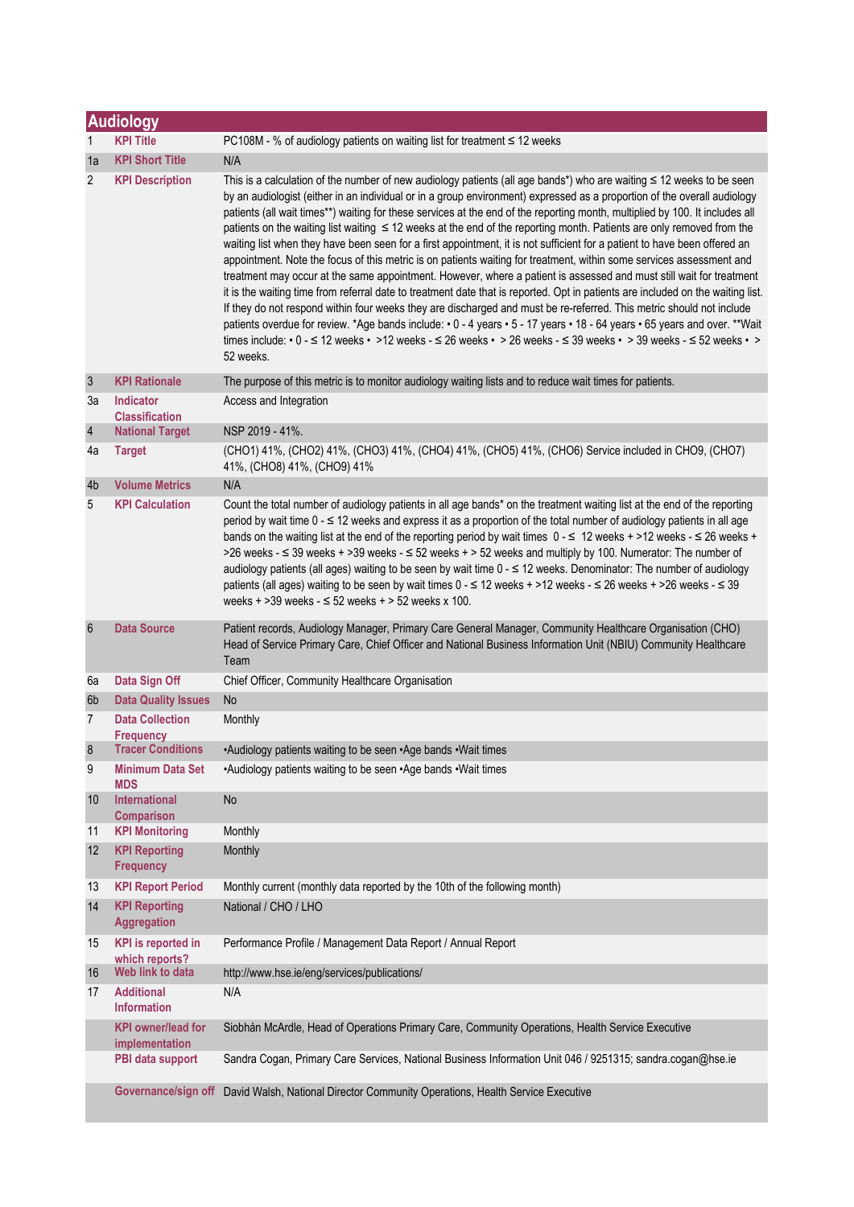## Audiology

| | | |
|---|---|---|
| 1 | **KPI Title** | PC108M - % of audiology patients on waiting list for treatment ≤ 12 weeks |
| 1a | **KPI Short Title** | N/A |
| 2 | **KPI Description** | This is a calculation of the number of new audiology patients (all age bands*) who are waiting ≤ 12 weeks to be seen by an audiologist (either in an individual or in a group environment) expressed as a proportion of the overall audiology patients (all wait times**) waiting for these services at the end of the reporting month, multiplied by 100. It includes all patients on the waiting list waiting ≤ 12 weeks at the end of the reporting month. Patients are only removed from the waiting list when they have been seen for a first appointment, it is not sufficient for a patient to have been offered an appointment. Note the focus of this metric is on patients waiting for treatment, within some services assessment and treatment may occur at the same appointment. However, where a patient is assessed and must still wait for treatment it is the waiting time from referral date to treatment date that is reported. Opt in patients are included on the waiting list. If they do not respond within four weeks they are discharged and must be re-referred. This metric should not include patients overdue for review. *Age bands include: • 0 - 4 years • 5 - 17 years • 18 - 64 years • 65 years and over. **Wait times include: • 0 - ≤ 12 weeks • >12 weeks - ≤ 26 weeks • > 26 weeks - ≤ 39 weeks • > 39 weeks - ≤ 52 weeks • > 52 weeks. |
| 3 | **KPI Rationale** | The purpose of this metric is to monitor audiology waiting lists and to reduce wait times for patients. |
| 3a | **Indicator Classification** | Access and Integration |
| 4 | **National Target** | NSP 2019 - 41%. |
| 4a | **Target** | (CHO1) 41%, (CHO2) 41%, (CHO3) 41%, (CHO4) 41%, (CHO5) 41%, (CHO6) Service included in CHO9, (CHO7) 41%, (CHO8) 41%, (CHO9) 41% |
| 4b | **Volume Metrics** | N/A |
| 5 | **KPI Calculation** | Count the total number of audiology patients in all age bands* on the treatment waiting list at the end of the reporting period by wait time 0 - ≤ 12 weeks and express it as a proportion of the total number of audiology patients in all age bands on the waiting list at the end of the reporting period by wait times 0 - ≤ 12 weeks + >12 weeks - ≤ 26 weeks + >26 weeks - ≤ 39 weeks + >39 weeks - ≤ 52 weeks + > 52 weeks and multiply by 100. Numerator: The number of audiology patients (all ages) waiting to be seen by wait time 0 - ≤ 12 weeks. Denominator: The number of audiology patients (all ages) waiting to be seen by wait times 0 - ≤ 12 weeks + >12 weeks - ≤ 26 weeks + >26 weeks - ≤ 39 weeks + >39 weeks - ≤ 52 weeks + > 52 weeks x 100. |
| 6 | **Data Source** | Patient records, Audiology Manager, Primary Care General Manager, Community Healthcare Organisation (CHO) Head of Service Primary Care, Chief Officer and National Business Information Unit (NBIU) Community Healthcare Team |
| 6a | **Data Sign Off** | Chief Officer, Community Healthcare Organisation |
| 6b | **Data Quality Issues** | No |
| 7 | **Data Collection Frequency** | Monthly |
| 8 | **Tracer Conditions** | •Audiology patients waiting to be seen •Age bands •Wait times |
| 9 | **Minimum Data Set MDS** | •Audiology patients waiting to be seen •Age bands •Wait times |
| 10 | **International Comparison** | No |
| 11 | **KPI Monitoring** | Monthly |
| 12 | **KPI Reporting Frequency** | Monthly |
| 13 | **KPI Report Period** | Monthly current (monthly data reported by the 10th of the following month) |
| 14 | **KPI Reporting Aggregation** | National / CHO / LHO |
| 15 | **KPI is reported in which reports?** | Performance Profile / Management Data Report / Annual Report |
| 16 | **Web link to data** | http://www.hse.ie/eng/services/publications/ |
| 17 | **Additional Information** | N/A |
| | **KPI owner/lead for implementation** | Siobhán McArdle, Head of Operations Primary Care, Community Operations, Health Service Executive |
| | **PBI data support** | Sandra Cogan, Primary Care Services, National Business Information Unit 046 / 9251315; sandra.cogan@hse.ie |
| | **Governance/sign off** | David Walsh, National Director Community Operations, Health Service Executive |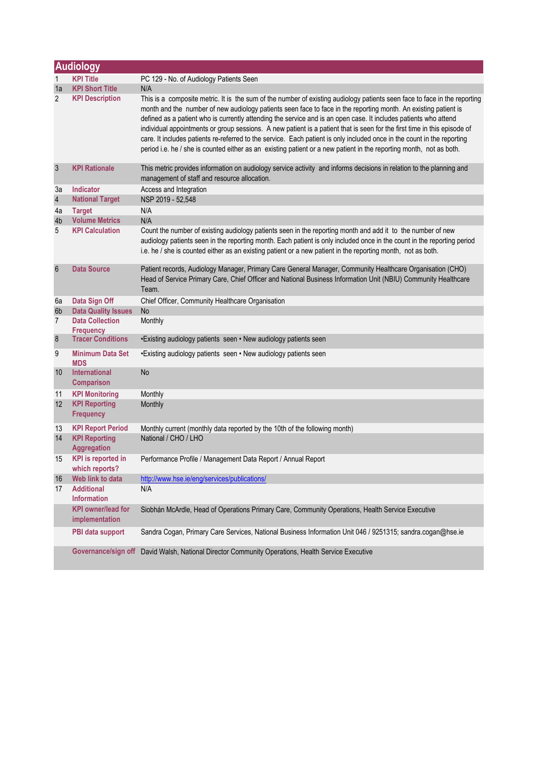## Audiology

| | | |
|---|---|---|
| 1 | **KPI Title** | PC 129 - No. of Audiology Patients Seen |
| 1a | **KPI Short Title** | N/A |
| 2 | **KPI Description** | This is a composite metric. It is the sum of the number of existing audiology patients seen face to face in the reporting month and the number of new audiology patients seen face to face in the reporting month. An existing patient is defined as a patient who is currently attending the service and is an open case. It includes patients who attend individual appointments or group sessions. A new patient is a patient that is seen for the first time in this episode of care. It includes patients re-referred to the service. Each patient is only included once in the count in the reporting period i.e. he / she is counted either as an existing patient or a new patient in the reporting month, not as both. |
| 3 | **KPI Rationale** | This metric provides information on audiology service activity and informs decisions in relation to the planning and management of staff and resource allocation. |
| 3a | **Indicator** | Access and Integration |
| 4 | **National Target** | NSP 2019 - 52,548 |
| 4a | **Target** | N/A |
| 4b | **Volume Metrics** | N/A |
| 5 | **KPI Calculation** | Count the number of existing audiology patients seen in the reporting month and add it to the number of new audiology patients seen in the reporting month. Each patient is only included once in the count in the reporting period i.e. he / she is counted either as an existing patient or a new patient in the reporting month, not as both. |
| 6 | **Data Source** | Patient records, Audiology Manager, Primary Care General Manager, Community Healthcare Organisation (CHO) Head of Service Primary Care, Chief Officer and National Business Information Unit (NBIU) Community Healthcare Team. |
| 6a | **Data Sign Off** | Chief Officer, Community Healthcare Organisation |
| 6b | **Data Quality Issues** | No |
| 7 | **Data Collection Frequency** | Monthly |
| 8 | **Tracer Conditions** | •Existing audiology patients seen • New audiology patients seen |
| 9 | **Minimum Data Set MDS** | •Existing audiology patients seen • New audiology patients seen |
| 10 | **International Comparison** | No |
| 11 | **KPI Monitoring** | Monthly |
| 12 | **KPI Reporting Frequency** | Monthly |
| 13 | **KPI Report Period** | Monthly current (monthly data reported by the 10th of the following month) |
| 14 | **KPI Reporting Aggregation** | National / CHO / LHO |
| 15 | **KPI is reported in which reports?** | Performance Profile / Management Data Report / Annual Report |
| 16 | **Web link to data** | http://www.hse.ie/eng/services/publications/ |
| 17 | **Additional Information** | N/A |
| | **KPI owner/lead for implementation** | Siobhán McArdle, Head of Operations Primary Care, Community Operations, Health Service Executive |
| | **PBI data support** | Sandra Cogan, Primary Care Services, National Business Information Unit 046 / 9251315; sandra.cogan@hse.ie |
| | **Governance/sign off** | David Walsh, National Director Community Operations, Health Service Executive |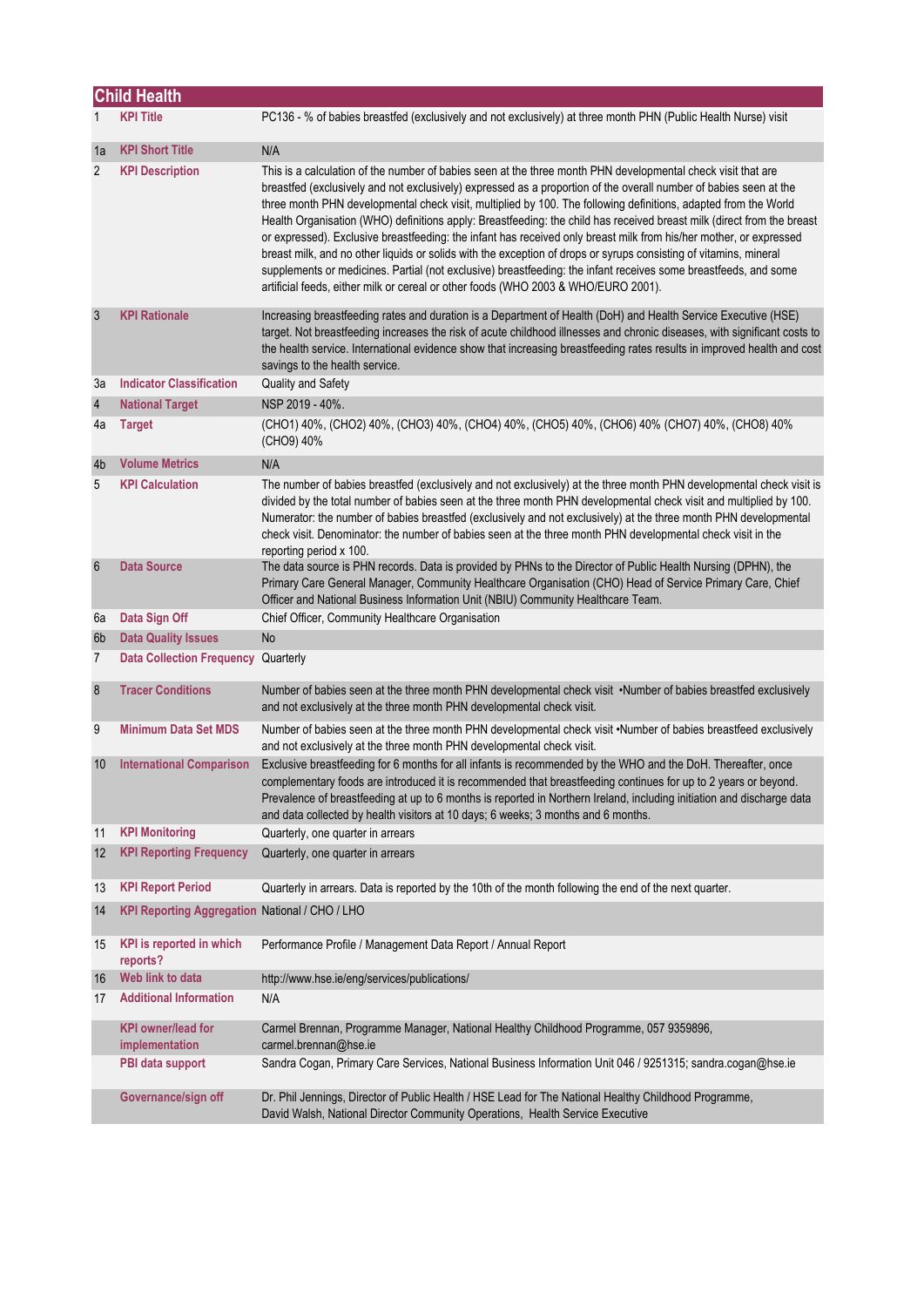## Child Health

| | | |
|---|---|---|
| 1 | **KPI Title** | PC136 - % of babies breastfed (exclusively and not exclusively) at three month PHN (Public Health Nurse) visit |
| 1a | **KPI Short Title** | N/A |
| 2 | **KPI Description** | This is a calculation of the number of babies seen at the three month PHN developmental check visit that are breastfed (exclusively and not exclusively) expressed as a proportion of the overall number of babies seen at the three month PHN developmental check visit, multiplied by 100. The following definitions, adapted from the World Health Organisation (WHO) definitions apply: Breastfeeding: the child has received breast milk (direct from the breast or expressed). Exclusive breastfeeding: the infant has received only breast milk from his/her mother, or expressed breast milk, and no other liquids or solids with the exception of drops or syrups consisting of vitamins, mineral supplements or medicines. Partial (not exclusive) breastfeeding: the infant receives some breastfeeds, and some artificial feeds, either milk or cereal or other foods (WHO 2003 & WHO/EURO 2001). |
| 3 | **KPI Rationale** | Increasing breastfeeding rates and duration is a Department of Health (DoH) and Health Service Executive (HSE) target. Not breastfeeding increases the risk of acute childhood illnesses and chronic diseases, with significant costs to the health service. International evidence show that increasing breastfeeding rates results in improved health and cost savings to the health service. |
| 3a | **Indicator Classification** | Quality and Safety |
| 4 | **National Target** | NSP 2019 - 40%. |
| 4a | **Target** | (CHO1) 40%, (CHO2) 40%, (CHO3) 40%, (CHO4) 40%, (CHO5) 40%, (CHO6) 40% (CHO7) 40%, (CHO8) 40% (CHO9) 40% |
| 4b | **Volume Metrics** | N/A |
| 5 | **KPI Calculation** | The number of babies breastfed (exclusively and not exclusively) at the three month PHN developmental check visit is divided by the total number of babies seen at the three month PHN developmental check visit and multiplied by 100. Numerator: the number of babies breastfed (exclusively and not exclusively) at the three month PHN developmental check visit. Denominator: the number of babies seen at the three month PHN developmental check visit in the reporting period x 100. |
| 6 | **Data Source** | The data source is PHN records. Data is provided by PHNs to the Director of Public Health Nursing (DPHN), the Primary Care General Manager, Community Healthcare Organisation (CHO) Head of Service Primary Care, Chief Officer and National Business Information Unit (NBIU) Community Healthcare Team. |
| 6a | **Data Sign Off** | Chief Officer, Community Healthcare Organisation |
| 6b | **Data Quality Issues** | No |
| 7 | **Data Collection Frequency** | Quarterly |
| 8 | **Tracer Conditions** | Number of babies seen at the three month PHN developmental check visit •Number of babies breastfed exclusively and not exclusively at the three month PHN developmental check visit. |
| 9 | **Minimum Data Set MDS** | Number of babies seen at the three month PHN developmental check visit •Number of babies breastfeed exclusively and not exclusively at the three month PHN developmental check visit. |
| 10 | **International Comparison** | Exclusive breastfeeding for 6 months for all infants is recommended by the WHO and the DoH. Thereafter, once complementary foods are introduced it is recommended that breastfeeding continues for up to 2 years or beyond. Prevalence of breastfeeding at up to 6 months is reported in Northern Ireland, including initiation and discharge data and data collected by health visitors at 10 days; 6 weeks; 3 months and 6 months. |
| 11 | **KPI Monitoring** | Quarterly, one quarter in arrears |
| 12 | **KPI Reporting Frequency** | Quarterly, one quarter in arrears |
| 13 | **KPI Report Period** | Quarterly in arrears. Data is reported by the 10th of the month following the end of the next quarter. |
| 14 | **KPI Reporting Aggregation** | National / CHO / LHO |
| 15 | **KPI is reported in which reports?** | Performance Profile / Management Data Report / Annual Report |
| 16 | **Web link to data** | http://www.hse.ie/eng/services/publications/ |
| 17 | **Additional Information** | N/A |
| | **KPI owner/lead for implementation** | Carmel Brennan, Programme Manager, National Healthy Childhood Programme, 057 9359896, carmel.brennan@hse.ie |
| | **PBI data support** | Sandra Cogan, Primary Care Services, National Business Information Unit 046 / 9251315; sandra.cogan@hse.ie |
| | **Governance/sign off** | Dr. Phil Jennings, Director of Public Health / HSE Lead for The National Healthy Childhood Programme, David Walsh, National Director Community Operations, Health Service Executive |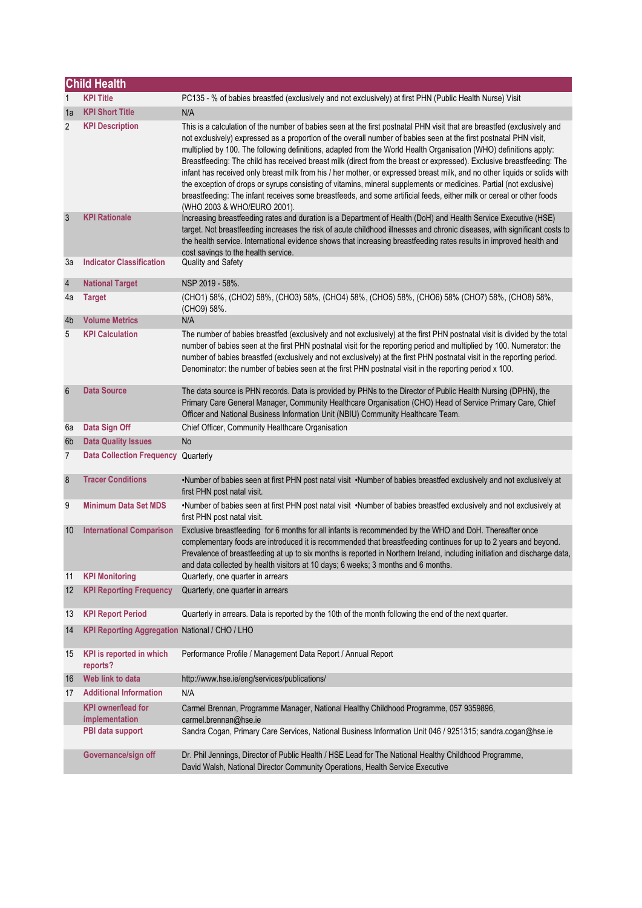## Child Health

| | | |
|---|---|---|
| 1 | **KPI Title** | PC135 - % of babies breastfed (exclusively and not exclusively) at first PHN (Public Health Nurse) Visit |
| 1a | **KPI Short Title** | N/A |
| 2 | **KPI Description** | This is a calculation of the number of babies seen at the first postnatal PHN visit that are breastfed (exclusively and not exclusively) expressed as a proportion of the overall number of babies seen at the first postnatal PHN visit, multiplied by 100. The following definitions, adapted from the World Health Organisation (WHO) definitions apply: Breastfeeding: The child has received breast milk (direct from the breast or expressed). Exclusive breastfeeding: The infant has received only breast milk from his / her mother, or expressed breast milk, and no other liquids or solids with the exception of drops or syrups consisting of vitamins, mineral supplements or medicines. Partial (not exclusive) breastfeeding: The infant receives some breastfeeds, and some artificial feeds, either milk or cereal or other foods (WHO 2003 & WHO/EURO 2001). |
| 3 | **KPI Rationale** | Increasing breastfeeding rates and duration is a Department of Health (DoH) and Health Service Executive (HSE) target. Not breastfeeding increases the risk of acute childhood illnesses and chronic diseases, with significant costs to the health service. International evidence shows that increasing breastfeeding rates results in improved health and cost savings to the health service. |
| 3a | **Indicator Classification** | Quality and Safety |
| 4 | **National Target** | NSP 2019 - 58%. |
| 4a | **Target** | (CHO1) 58%, (CHO2) 58%, (CHO3) 58%, (CHO4) 58%, (CHO5) 58%, (CHO6) 58% (CHO7) 58%, (CHO8) 58%, (CHO9) 58%. |
| 4b | **Volume Metrics** | N/A |
| 5 | **KPI Calculation** | The number of babies breastfed (exclusively and not exclusively) at the first PHN postnatal visit is divided by the total number of babies seen at the first PHN postnatal visit for the reporting period and multiplied by 100. Numerator: the number of babies breastfed (exclusively and not exclusively) at the first PHN postnatal visit in the reporting period. Denominator: the number of babies seen at the first PHN postnatal visit in the reporting period x 100. |
| 6 | **Data Source** | The data source is PHN records. Data is provided by PHNs to the Director of Public Health Nursing (DPHN), the Primary Care General Manager, Community Healthcare Organisation (CHO) Head of Service Primary Care, Chief Officer and National Business Information Unit (NBIU) Community Healthcare Team. |
| 6a | **Data Sign Off** | Chief Officer, Community Healthcare Organisation |
| 6b | **Data Quality Issues** | No |
| 7 | **Data Collection Frequency** | Quarterly |
| 8 | **Tracer Conditions** | •Number of babies seen at first PHN post natal visit •Number of babies breastfed exclusively and not exclusively at first PHN post natal visit. |
| 9 | **Minimum Data Set MDS** | •Number of babies seen at first PHN post natal visit •Number of babies breastfed exclusively and not exclusively at first PHN post natal visit. |
| 10 | **International Comparison** | Exclusive breastfeeding for 6 months for all infants is recommended by the WHO and DoH. Thereafter once complementary foods are introduced it is recommended that breastfeeding continues for up to 2 years and beyond. Prevalence of breastfeeding at up to six months is reported in Northern Ireland, including initiation and discharge data, and data collected by health visitors at 10 days; 6 weeks; 3 months and 6 months. |
| 11 | **KPI Monitoring** | Quarterly, one quarter in arrears |
| 12 | **KPI Reporting Frequency** | Quarterly, one quarter in arrears |
| 13 | **KPI Report Period** | Quarterly in arrears. Data is reported by the 10th of the month following the end of the next quarter. |
| 14 | **KPI Reporting Aggregation** | National / CHO / LHO |
| 15 | **KPI is reported in which reports?** | Performance Profile / Management Data Report / Annual Report |
| 16 | **Web link to data** | http://www.hse.ie/eng/services/publications/ |
| 17 | **Additional Information** | N/A |
| | **KPI owner/lead for implementation** | Carmel Brennan, Programme Manager, National Healthy Childhood Programme, 057 9359896, carmel.brennan@hse.ie |
| | **PBI data support** | Sandra Cogan, Primary Care Services, National Business Information Unit 046 / 9251315; sandra.cogan@hse.ie |
| | **Governance/sign off** | Dr. Phil Jennings, Director of Public Health / HSE Lead for The National Healthy Childhood Programme, David Walsh, National Director Community Operations, Health Service Executive |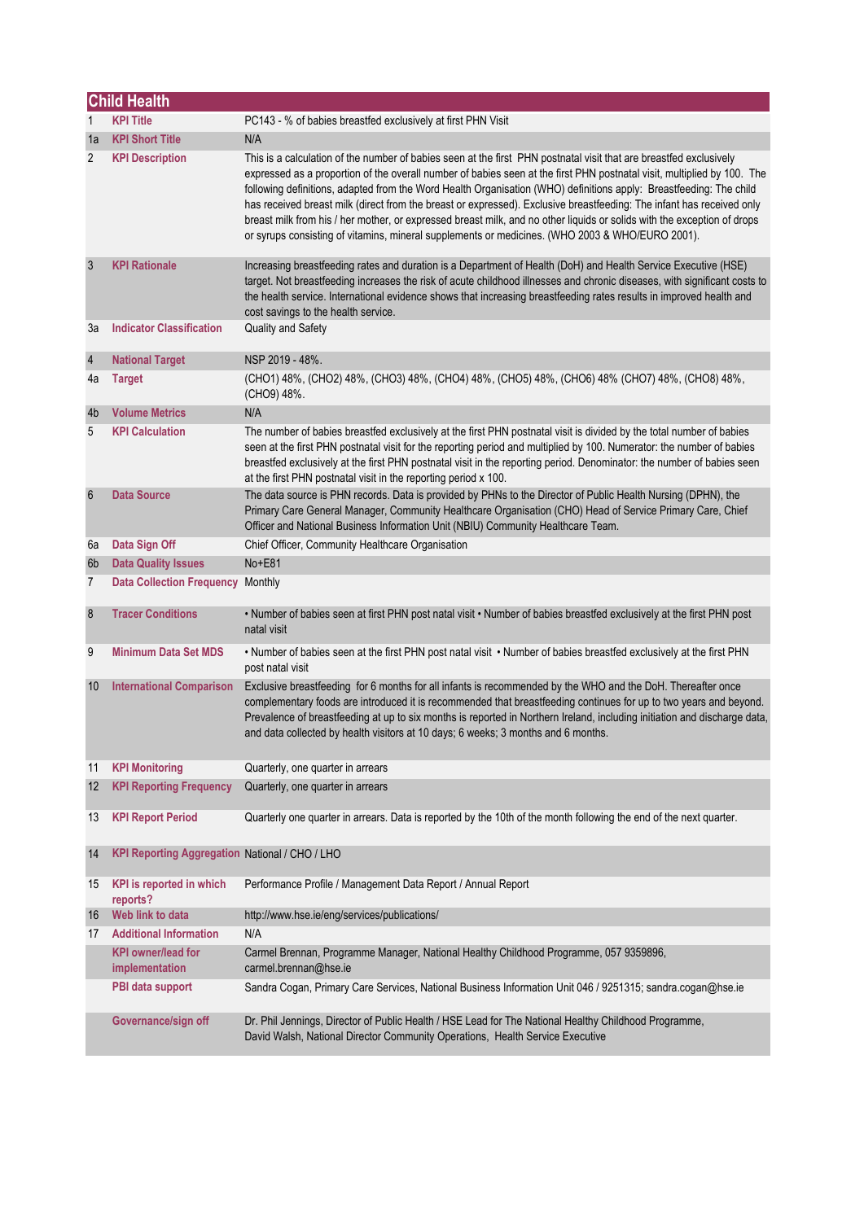## Child Health

| | | |
|---|---|---|
| 1 | **KPI Title** | PC143 - % of babies breastfed exclusively at first PHN Visit |
| 1a | **KPI Short Title** | N/A |
| 2 | **KPI Description** | This is a calculation of the number of babies seen at the first PHN postnatal visit that are breastfed exclusively expressed as a proportion of the overall number of babies seen at the first PHN postnatal visit, multiplied by 100. The following definitions, adapted from the Word Health Organisation (WHO) definitions apply: Breastfeeding: The child has received breast milk (direct from the breast or expressed). Exclusive breastfeeding: The infant has received only breast milk from his / her mother, or expressed breast milk, and no other liquids or solids with the exception of drops or syrups consisting of vitamins, mineral supplements or medicines. (WHO 2003 & WHO/EURO 2001). |
| 3 | **KPI Rationale** | Increasing breastfeeding rates and duration is a Department of Health (DoH) and Health Service Executive (HSE) target. Not breastfeeding increases the risk of acute childhood illnesses and chronic diseases, with significant costs to the health service. International evidence shows that increasing breastfeeding rates results in improved health and cost savings to the health service. |
| 3a | **Indicator Classification** | Quality and Safety |
| 4 | **National Target** | NSP 2019 - 48%. |
| 4a | **Target** | (CHO1) 48%, (CHO2) 48%, (CHO3) 48%, (CHO4) 48%, (CHO5) 48%, (CHO6) 48% (CHO7) 48%, (CHO8) 48%, (CHO9) 48%. |
| 4b | **Volume Metrics** | N/A |
| 5 | **KPI Calculation** | The number of babies breastfed exclusively at the first PHN postnatal visit is divided by the total number of babies seen at the first PHN postnatal visit for the reporting period and multiplied by 100. Numerator: the number of babies breastfed exclusively at the first PHN postnatal visit in the reporting period. Denominator: the number of babies seen at the first PHN postnatal visit in the reporting period x 100. |
| 6 | **Data Source** | The data source is PHN records. Data is provided by PHNs to the Director of Public Health Nursing (DPHN), the Primary Care General Manager, Community Healthcare Organisation (CHO) Head of Service Primary Care, Chief Officer and National Business Information Unit (NBIU) Community Healthcare Team. |
| 6a | **Data Sign Off** | Chief Officer, Community Healthcare Organisation |
| 6b | **Data Quality Issues** | No+E81 |
| 7 | **Data Collection Frequency** | Monthly |
| 8 | **Tracer Conditions** | • Number of babies seen at first PHN post natal visit • Number of babies breastfed exclusively at the first PHN post natal visit |
| 9 | **Minimum Data Set MDS** | • Number of babies seen at the first PHN post natal visit • Number of babies breastfed exclusively at the first PHN post natal visit |
| 10 | **International Comparison** | Exclusive breastfeeding for 6 months for all infants is recommended by the WHO and the DoH. Thereafter once complementary foods are introduced it is recommended that breastfeeding continues for up to two years and beyond. Prevalence of breastfeeding at up to six months is reported in Northern Ireland, including initiation and discharge data, and data collected by health visitors at 10 days; 6 weeks; 3 months and 6 months. |
| 11 | **KPI Monitoring** | Quarterly, one quarter in arrears |
| 12 | **KPI Reporting Frequency** | Quarterly, one quarter in arrears |
| 13 | **KPI Report Period** | Quarterly one quarter in arrears. Data is reported by the 10th of the month following the end of the next quarter. |
| 14 | **KPI Reporting Aggregation** | National / CHO / LHO |
| 15 | **KPI is reported in which reports?** | Performance Profile / Management Data Report / Annual Report |
| 16 | **Web link to data** | http://www.hse.ie/eng/services/publications/ |
| 17 | **Additional Information** | N/A |
| | **KPI owner/lead for implementation** | Carmel Brennan, Programme Manager, National Healthy Childhood Programme, 057 9359896, carmel.brennan@hse.ie |
| | **PBI data support** | Sandra Cogan, Primary Care Services, National Business Information Unit 046 / 9251315; sandra.cogan@hse.ie |
| | **Governance/sign off** | Dr. Phil Jennings, Director of Public Health / HSE Lead for The National Healthy Childhood Programme, David Walsh, National Director Community Operations, Health Service Executive |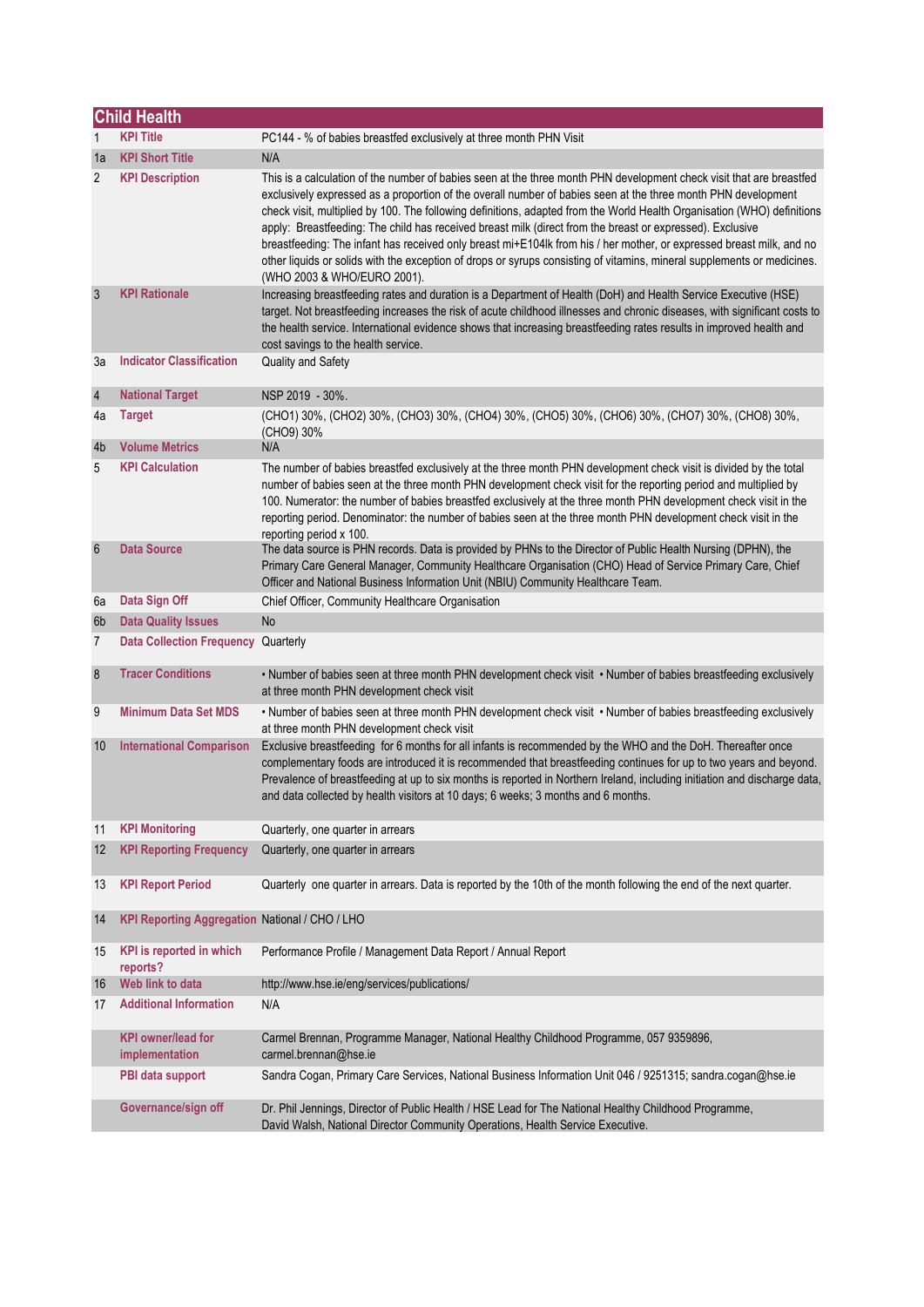## Child Health

| | | |
|---|---|---|
| 1 | **KPI Title** | PC144 - % of babies breastfed exclusively at three month PHN Visit |
| 1a | **KPI Short Title** | N/A |
| 2 | **KPI Description** | This is a calculation of the number of babies seen at the three month PHN development check visit that are breastfed exclusively expressed as a proportion of the overall number of babies seen at the three month PHN development check visit, multiplied by 100. The following definitions, adapted from the World Health Organisation (WHO) definitions apply: Breastfeeding: The child has received breast milk (direct from the breast or expressed). Exclusive breastfeeding: The infant has received only breast mi+E104lk from his / her mother, or expressed breast milk, and no other liquids or solids with the exception of drops or syrups consisting of vitamins, mineral supplements or medicines. (WHO 2003 & WHO/EURO 2001). |
| 3 | **KPI Rationale** | Increasing breastfeeding rates and duration is a Department of Health (DoH) and Health Service Executive (HSE) target. Not breastfeeding increases the risk of acute childhood illnesses and chronic diseases, with significant costs to the health service. International evidence shows that increasing breastfeeding rates results in improved health and cost savings to the health service. |
| 3a | **Indicator Classification** | Quality and Safety |
| 4 | **National Target** | NSP 2019 - 30%. |
| 4a | **Target** | (CHO1) 30%, (CHO2) 30%, (CHO3) 30%, (CHO4) 30%, (CHO5) 30%, (CHO6) 30%, (CHO7) 30%, (CHO8) 30%, (CHO9) 30% |
| 4b | **Volume Metrics** | N/A |
| 5 | **KPI Calculation** | The number of babies breastfed exclusively at the three month PHN development check visit is divided by the total number of babies seen at the three month PHN development check visit for the reporting period and multiplied by 100. Numerator: the number of babies breastfed exclusively at the three month PHN development check visit in the reporting period. Denominator: the number of babies seen at the three month PHN development check visit in the reporting period x 100. |
| 6 | **Data Source** | The data source is PHN records. Data is provided by PHNs to the Director of Public Health Nursing (DPHN), the Primary Care General Manager, Community Healthcare Organisation (CHO) Head of Service Primary Care, Chief Officer and National Business Information Unit (NBIU) Community Healthcare Team. |
| 6a | **Data Sign Off** | Chief Officer, Community Healthcare Organisation |
| 6b | **Data Quality Issues** | No |
| 7 | **Data Collection Frequency** | Quarterly |
| 8 | **Tracer Conditions** | • Number of babies seen at three month PHN development check visit • Number of babies breastfeeding exclusively at three month PHN development check visit |
| 9 | **Minimum Data Set MDS** | • Number of babies seen at three month PHN development check visit • Number of babies breastfeeding exclusively at three month PHN development check visit |
| 10 | **International Comparison** | Exclusive breastfeeding for 6 months for all infants is recommended by the WHO and the DoH. Thereafter once complementary foods are introduced it is recommended that breastfeeding continues for up to two years and beyond. Prevalence of breastfeeding at up to six months is reported in Northern Ireland, including initiation and discharge data, and data collected by health visitors at 10 days; 6 weeks; 3 months and 6 months. |
| 11 | **KPI Monitoring** | Quarterly, one quarter in arrears |
| 12 | **KPI Reporting Frequency** | Quarterly, one quarter in arrears |
| 13 | **KPI Report Period** | Quarterly one quarter in arrears. Data is reported by the 10th of the month following the end of the next quarter. |
| 14 | **KPI Reporting Aggregation** | National / CHO / LHO |
| 15 | **KPI is reported in which reports?** | Performance Profile / Management Data Report / Annual Report |
| 16 | **Web link to data** | http://www.hse.ie/eng/services/publications/ |
| 17 | **Additional Information** | N/A |
| | **KPI owner/lead for implementation** | Carmel Brennan, Programme Manager, National Healthy Childhood Programme, 057 9359896, carmel.brennan@hse.ie |
| | **PBI data support** | Sandra Cogan, Primary Care Services, National Business Information Unit 046 / 9251315; sandra.cogan@hse.ie |
| | **Governance/sign off** | Dr. Phil Jennings, Director of Public Health / HSE Lead for The National Healthy Childhood Programme, David Walsh, National Director Community Operations, Health Service Executive. |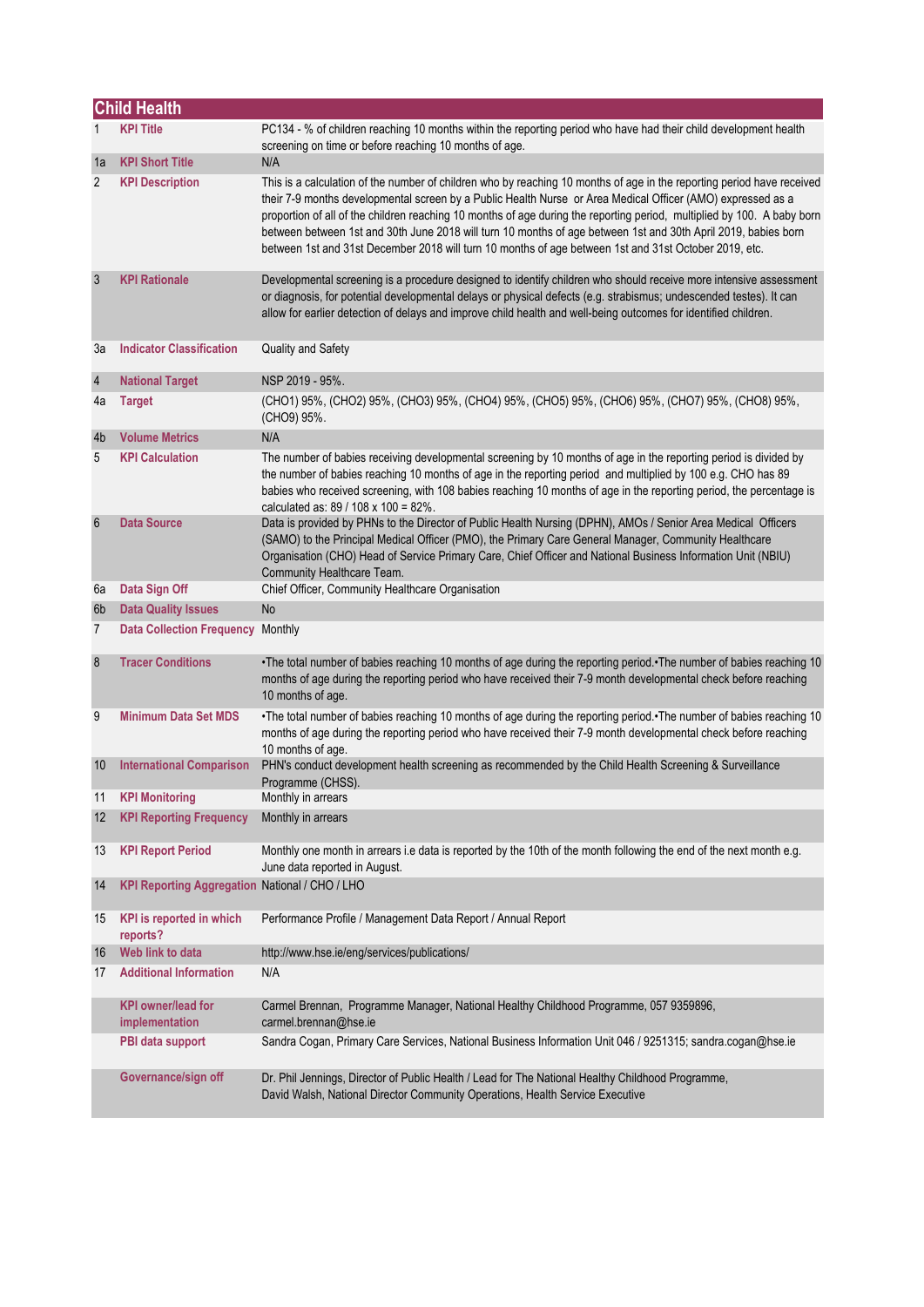## Child Health

| | | |
|---|---|---|
| 1 | **KPI Title** | PC134 - % of children reaching 10 months within the reporting period who have had their child development health screening on time or before reaching 10 months of age. |
| 1a | **KPI Short Title** | N/A |
| 2 | **KPI Description** | This is a calculation of the number of children who by reaching 10 months of age in the reporting period have received their 7-9 months developmental screen by a Public Health Nurse or Area Medical Officer (AMO) expressed as a proportion of all of the children reaching 10 months of age during the reporting period, multiplied by 100. A baby born between between 1st and 30th June 2018 will turn 10 months of age between 1st and 30th April 2019, babies born between 1st and 31st December 2018 will turn 10 months of age between 1st and 31st October 2019, etc. |
| 3 | **KPI Rationale** | Developmental screening is a procedure designed to identify children who should receive more intensive assessment or diagnosis, for potential developmental delays or physical defects (e.g. strabismus; undescended testes). It can allow for earlier detection of delays and improve child health and well-being outcomes for identified children. |
| 3a | **Indicator Classification** | Quality and Safety |
| 4 | **National Target** | NSP 2019 - 95%. |
| 4a | **Target** | (CHO1) 95%, (CHO2) 95%, (CHO3) 95%, (CHO4) 95%, (CHO5) 95%, (CHO6) 95%, (CHO7) 95%, (CHO8) 95%, (CHO9) 95%. |
| 4b | **Volume Metrics** | N/A |
| 5 | **KPI Calculation** | The number of babies receiving developmental screening by 10 months of age in the reporting period is divided by the number of babies reaching 10 months of age in the reporting period and multiplied by 100 e.g. CHO has 89 babies who received screening, with 108 babies reaching 10 months of age in the reporting period, the percentage is calculated as: 89 / 108 x 100 = 82%. |
| 6 | **Data Source** | Data is provided by PHNs to the Director of Public Health Nursing (DPHN), AMOs / Senior Area Medical Officers (SAMO) to the Principal Medical Officer (PMO), the Primary Care General Manager, Community Healthcare Organisation (CHO) Head of Service Primary Care, Chief Officer and National Business Information Unit (NBIU) Community Healthcare Team. |
| 6a | **Data Sign Off** | Chief Officer, Community Healthcare Organisation |
| 6b | **Data Quality Issues** | No |
| 7 | **Data Collection Frequency** | Monthly |
| 8 | **Tracer Conditions** | •The total number of babies reaching 10 months of age during the reporting period.•The number of babies reaching 10 months of age during the reporting period who have received their 7-9 month developmental check before reaching 10 months of age. |
| 9 | **Minimum Data Set MDS** | •The total number of babies reaching 10 months of age during the reporting period.•The number of babies reaching 10 months of age during the reporting period who have received their 7-9 month developmental check before reaching 10 months of age. |
| 10 | **International Comparison** | PHN's conduct development health screening as recommended by the Child Health Screening & Surveillance Programme (CHSS). |
| 11 | **KPI Monitoring** | Monthly in arrears |
| 12 | **KPI Reporting Frequency** | Monthly in arrears |
| 13 | **KPI Report Period** | Monthly one month in arrears i.e data is reported by the 10th of the month following the end of the next month e.g. June data reported in August. |
| 14 | **KPI Reporting Aggregation** | National / CHO / LHO |
| 15 | **KPI is reported in which reports?** | Performance Profile / Management Data Report / Annual Report |
| 16 | **Web link to data** | http://www.hse.ie/eng/services/publications/ |
| 17 | **Additional Information** | N/A |
| | **KPI owner/lead for implementation** | Carmel Brennan, Programme Manager, National Healthy Childhood Programme, 057 9359896, carmel.brennan@hse.ie |
| | **PBI data support** | Sandra Cogan, Primary Care Services, National Business Information Unit 046 / 9251315; sandra.cogan@hse.ie |
| | **Governance/sign off** | Dr. Phil Jennings, Director of Public Health / Lead for The National Healthy Childhood Programme, David Walsh, National Director Community Operations, Health Service Executive |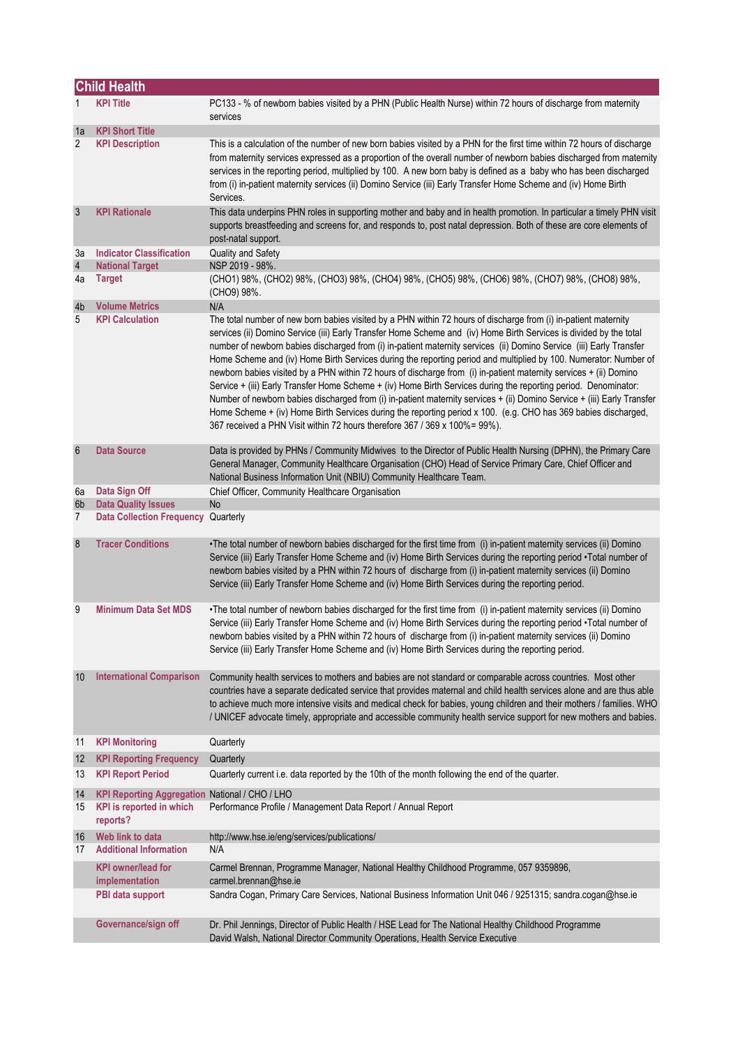## Child Health

| | | |
|---|---|---|
| 1 | **KPI Title** | PC133 - % of newborn babies visited by a PHN (Public Health Nurse) within 72 hours of discharge from maternity services |
| 1a | **KPI Short Title** | |
| 2 | **KPI Description** | This is a calculation of the number of new born babies visited by a PHN for the first time within 72 hours of discharge from maternity services expressed as a proportion of the overall number of newborn babies discharged from maternity services in the reporting period, multiplied by 100. A new born baby is defined as a baby who has been discharged from (i) in-patient maternity services (ii) Domino Service (iii) Early Transfer Home Scheme and (iv) Home Birth Services. |
| 3 | **KPI Rationale** | This data underpins PHN roles in supporting mother and baby and in health promotion. In particular a timely PHN visit supports breastfeeding and screens for, and responds to, post natal depression. Both of these are core elements of post-natal support. |
| 3a | **Indicator Classification** | Quality and Safety |
| 4 | **National Target** | NSP 2019 - 98%. |
| 4a | **Target** | (CHO1) 98%, (CHO2) 98%, (CHO3) 98%, (CHO4) 98%, (CHO5) 98%, (CHO6) 98%, (CHO7) 98%, (CHO8) 98%, (CHO9) 98%. |
| 4b | **Volume Metrics** | N/A |
| 5 | **KPI Calculation** | The total number of new born babies visited by a PHN within 72 hours of discharge from (i) in-patient maternity services (ii) Domino Service (iii) Early Transfer Home Scheme and (iv) Home Birth Services is divided by the total number of newborn babies discharged from (i) in-patient maternity services (ii) Domino Service (iii) Early Transfer Home Scheme and (iv) Home Birth Services during the reporting period and multiplied by 100. Numerator: Number of newborn babies visited by a PHN within 72 hours of discharge from (i) in-patient maternity services + (ii) Domino Service + (iii) Early Transfer Home Scheme + (iv) Home Birth Services during the reporting period. Denominator: Number of newborn babies discharged from (i) in-patient maternity services + (ii) Domino Service + (iii) Early Transfer Home Scheme + (iv) Home Birth Services during the reporting period x 100. (e.g. CHO has 369 babies discharged, 367 received a PHN Visit within 72 hours therefore 367 / 369 x 100%= 99%). |
| 6 | **Data Source** | Data is provided by PHNs / Community Midwives to the Director of Public Health Nursing (DPHN), the Primary Care General Manager, Community Healthcare Organisation (CHO) Head of Service Primary Care, Chief Officer and National Business Information Unit (NBIU) Community Healthcare Team. |
| 6a | **Data Sign Off** | Chief Officer, Community Healthcare Organisation |
| 6b | **Data Quality Issues** | No |
| 7 | **Data Collection Frequency** | Quarterly |
| 8 | **Tracer Conditions** | •The total number of newborn babies discharged for the first time from (i) in-patient maternity services (ii) Domino Service (iii) Early Transfer Home Scheme and (iv) Home Birth Services during the reporting period •Total number of newborn babies visited by a PHN within 72 hours of discharge from (i) in-patient maternity services (ii) Domino Service (iii) Early Transfer Home Scheme and (iv) Home Birth Services during the reporting period. |
| 9 | **Minimum Data Set MDS** | •The total number of newborn babies discharged for the first time from (i) in-patient maternity services (ii) Domino Service (iii) Early Transfer Home Scheme and (iv) Home Birth Services during the reporting period •Total number of newborn babies visited by a PHN within 72 hours of discharge from (i) in-patient maternity services (ii) Domino Service (iii) Early Transfer Home Scheme and (iv) Home Birth Services during the reporting period. |
| 10 | **International Comparison** | Community health services to mothers and babies are not standard or comparable across countries. Most other countries have a separate dedicated service that provides maternal and child health services alone and are thus able to achieve much more intensive visits and medical check for babies, young children and their mothers / families. WHO / UNICEF advocate timely, appropriate and accessible community health service support for new mothers and babies. |
| 11 | **KPI Monitoring** | Quarterly |
| 12 | **KPI Reporting Frequency** | Quarterly |
| 13 | **KPI Report Period** | Quarterly current i.e. data reported by the 10th of the month following the end of the quarter. |
| 14 | **KPI Reporting Aggregation** | National / CHO / LHO |
| 15 | **KPI is reported in which reports?** | Performance Profile / Management Data Report / Annual Report |
| 16 | **Web link to data** | http://www.hse.ie/eng/services/publications/ |
| 17 | **Additional Information** | N/A |
| | **KPI owner/lead for implementation** | Carmel Brennan, Programme Manager, National Healthy Childhood Programme, 057 9359896, carmel.brennan@hse.ie |
| | **PBI data support** | Sandra Cogan, Primary Care Services, National Business Information Unit 046 / 9251315; sandra.cogan@hse.ie |
| | **Governance/sign off** | Dr. Phil Jennings, Director of Public Health / HSE Lead for The National Healthy Childhood Programme<br>David Walsh, National Director Community Operations, Health Service Executive |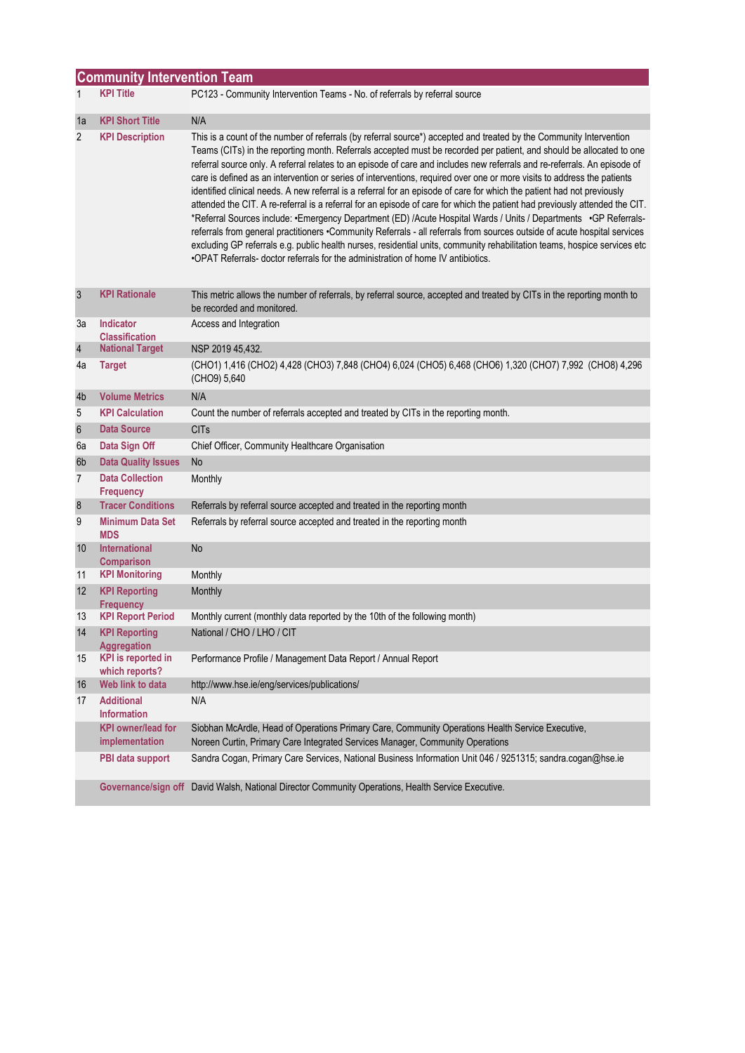## Community Intervention Team

| | | |
|---|---|---|
| 1 | **KPI Title** | PC123 - Community Intervention Teams - No. of referrals by referral source |
| 1a | **KPI Short Title** | N/A |
| 2 | **KPI Description** | This is a count of the number of referrals (by referral source*) accepted and treated by the Community Intervention Teams (CITs) in the reporting month. Referrals accepted must be recorded per patient, and should be allocated to one referral source only. A referral relates to an episode of care and includes new referrals and re-referrals. An episode of care is defined as an intervention or series of interventions, required over one or more visits to address the patients identified clinical needs. A new referral is a referral for an episode of care for which the patient had not previously attended the CIT. A re-referral is a referral for an episode of care for which the patient had previously attended the CIT. *Referral Sources include: •Emergency Department (ED) /Acute Hospital Wards / Units / Departments •GP Referrals- referrals from general practitioners •Community Referrals - all referrals from sources outside of acute hospital services excluding GP referrals e.g. public health nurses, residential units, community rehabilitation teams, hospice services etc •OPAT Referrals- doctor referrals for the administration of home IV antibiotics. |
| 3 | **KPI Rationale** | This metric allows the number of referrals, by referral source, accepted and treated by CITs in the reporting month to be recorded and monitored. |
| 3a | **Indicator Classification** | Access and Integration |
| 4 | **National Target** | NSP 2019 45,432. |
| 4a | **Target** | (CHO1) 1,416 (CHO2) 4,428 (CHO3) 7,848 (CHO4) 6,024 (CHO5) 6,468 (CHO6) 1,320 (CHO7) 7,992 (CHO8) 4,296 (CHO9) 5,640 |
| 4b | **Volume Metrics** | N/A |
| 5 | **KPI Calculation** | Count the number of referrals accepted and treated by CITs in the reporting month. |
| 6 | **Data Source** | CITs |
| 6a | **Data Sign Off** | Chief Officer, Community Healthcare Organisation |
| 6b | **Data Quality Issues** | No |
| 7 | **Data Collection Frequency** | Monthly |
| 8 | **Tracer Conditions** | Referrals by referral source accepted and treated in the reporting month |
| 9 | **Minimum Data Set MDS** | Referrals by referral source accepted and treated in the reporting month |
| 10 | **International Comparison** | No |
| 11 | **KPI Monitoring** | Monthly |
| 12 | **KPI Reporting Frequency** | Monthly |
| 13 | **KPI Report Period** | Monthly current (monthly data reported by the 10th of the following month) |
| 14 | **KPI Reporting Aggregation** | National / CHO / LHO / CIT |
| 15 | **KPI is reported in which reports?** | Performance Profile / Management Data Report / Annual Report |
| 16 | **Web link to data** | http://www.hse.ie/eng/services/publications/ |
| 17 | **Additional Information** | N/A |
| | **KPI owner/lead for implementation** | Siobhan McArdle, Head of Operations Primary Care, Community Operations Health Service Executive, Noreen Curtin, Primary Care Integrated Services Manager, Community Operations |
| | **PBI data support** | Sandra Cogan, Primary Care Services, National Business Information Unit 046 / 9251315; sandra.cogan@hse.ie |
| | **Governance/sign off** | David Walsh, National Director Community Operations, Health Service Executive. |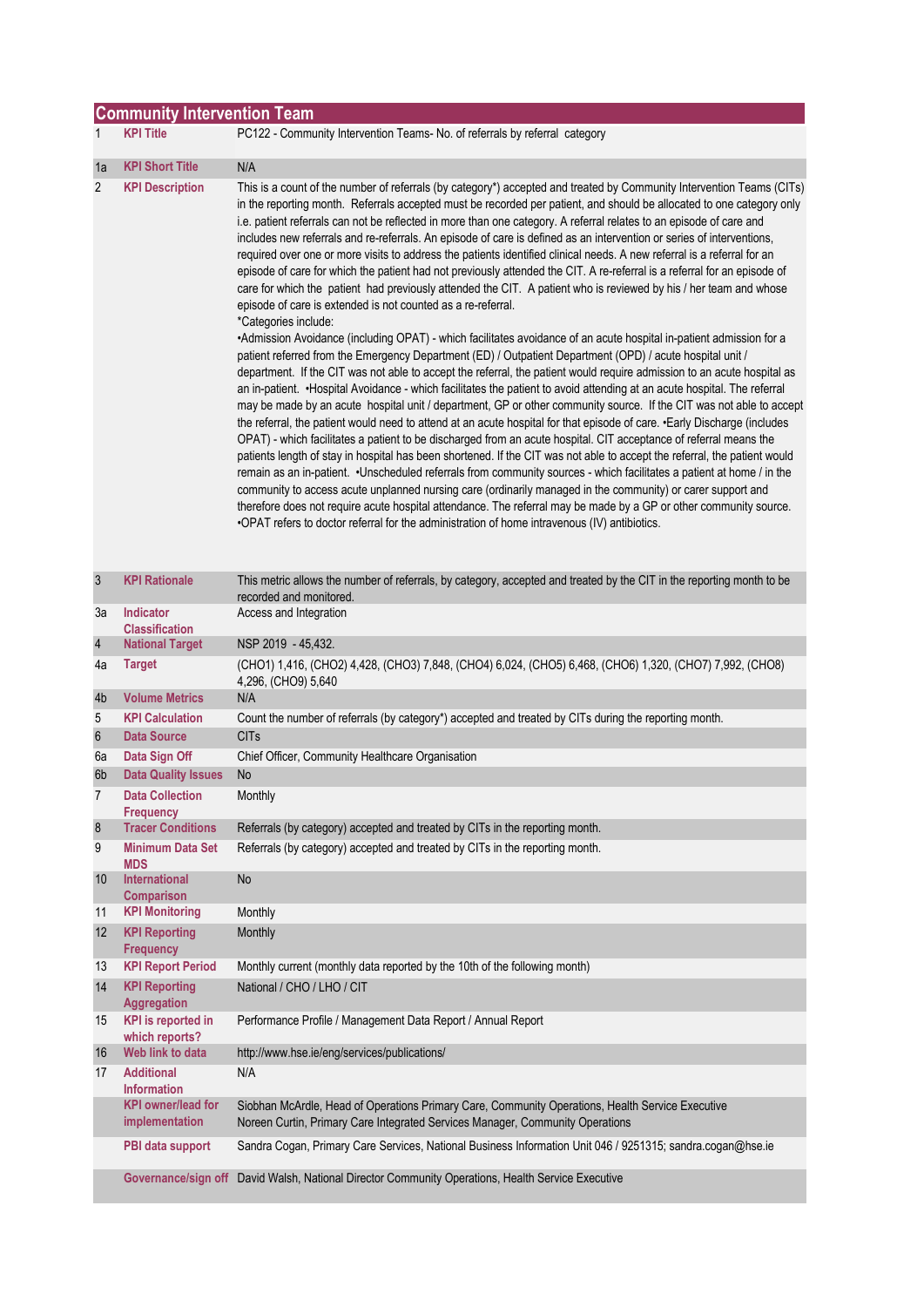## Community Intervention Team

| | | |
|---|---|---|
| 1 | **KPI Title** | PC122 - Community Intervention Teams- No. of referrals by referral category |
| 1a | **KPI Short Title** | N/A |
| 2 | **KPI Description** | This is a count of the number of referrals (by category*) accepted and treated by Community Intervention Teams (CITs) in the reporting month. Referrals accepted must be recorded per patient, and should be allocated to one category only i.e. patient referrals can not be reflected in more than one category. A referral relates to an episode of care and includes new referrals and re-referrals. An episode of care is defined as an intervention or series of interventions, required over one or more visits to address the patients identified clinical needs. A new referral is a referral for an episode of care for which the patient had not previously attended the CIT. A re-referral is a referral for an episode of care for which the patient had previously attended the CIT. A patient who is reviewed by his / her team and whose episode of care is extended is not counted as a re-referral.<br>*Categories include:<br>•Admission Avoidance (including OPAT) - which facilitates avoidance of an acute hospital in-patient admission for a patient referred from the Emergency Department (ED) / Outpatient Department (OPD) / acute hospital unit / department. If the CIT was not able to accept the referral, the patient would require admission to an acute hospital as an in-patient. •Hospital Avoidance - which facilitates the patient to avoid attending at an acute hospital. The referral may be made by an acute hospital unit / department, GP or other community source. If the CIT was not able to accept the referral, the patient would need to attend at an acute hospital for that episode of care. •Early Discharge (includes OPAT) - which facilitates a patient to be discharged from an acute hospital. CIT acceptance of referral means the patients length of stay in hospital has been shortened. If the CIT was not able to accept the referral, the patient would remain as an in-patient. •Unscheduled referrals from community sources - which facilitates a patient at home / in the community to access acute unplanned nursing care (ordinarily managed in the community) or carer support and therefore does not require acute hospital attendance. The referral may be made by a GP or other community source.<br>•OPAT refers to doctor referral for the administration of home intravenous (IV) antibiotics. |
| 3 | **KPI Rationale** | This metric allows the number of referrals, by category, accepted and treated by the CIT in the reporting month to be recorded and monitored. |
| 3a | **Indicator Classification** | Access and Integration |
| 4 | **National Target** | NSP 2019 - 45,432. |
| 4a | **Target** | (CHO1) 1,416, (CHO2) 4,428, (CHO3) 7,848, (CHO4) 6,024, (CHO5) 6,468, (CHO6) 1,320, (CHO7) 7,992, (CHO8) 4,296, (CHO9) 5,640 |
| 4b | **Volume Metrics** | N/A |
| 5 | **KPI Calculation** | Count the number of referrals (by category*) accepted and treated by CITs during the reporting month. |
| 6 | **Data Source** | CITs |
| 6a | **Data Sign Off** | Chief Officer, Community Healthcare Organisation |
| 6b | **Data Quality Issues** | No |
| 7 | **Data Collection Frequency** | Monthly |
| 8 | **Tracer Conditions** | Referrals (by category) accepted and treated by CITs in the reporting month. |
| 9 | **Minimum Data Set MDS** | Referrals (by category) accepted and treated by CITs in the reporting month. |
| 10 | **International Comparison** | No |
| 11 | **KPI Monitoring** | Monthly |
| 12 | **KPI Reporting Frequency** | Monthly |
| 13 | **KPI Report Period** | Monthly current (monthly data reported by the 10th of the following month) |
| 14 | **KPI Reporting Aggregation** | National / CHO / LHO / CIT |
| 15 | **KPI is reported in which reports?** | Performance Profile / Management Data Report / Annual Report |
| 16 | **Web link to data** | http://www.hse.ie/eng/services/publications/ |
| 17 | **Additional Information** | N/A |
| | **KPI owner/lead for implementation** | Siobhan McArdle, Head of Operations Primary Care, Community Operations, Health Service Executive<br>Noreen Curtin, Primary Care Integrated Services Manager, Community Operations |
| | **PBI data support** | Sandra Cogan, Primary Care Services, National Business Information Unit 046 / 9251315; sandra.cogan@hse.ie |
| | **Governance/sign off** | David Walsh, National Director Community Operations, Health Service Executive |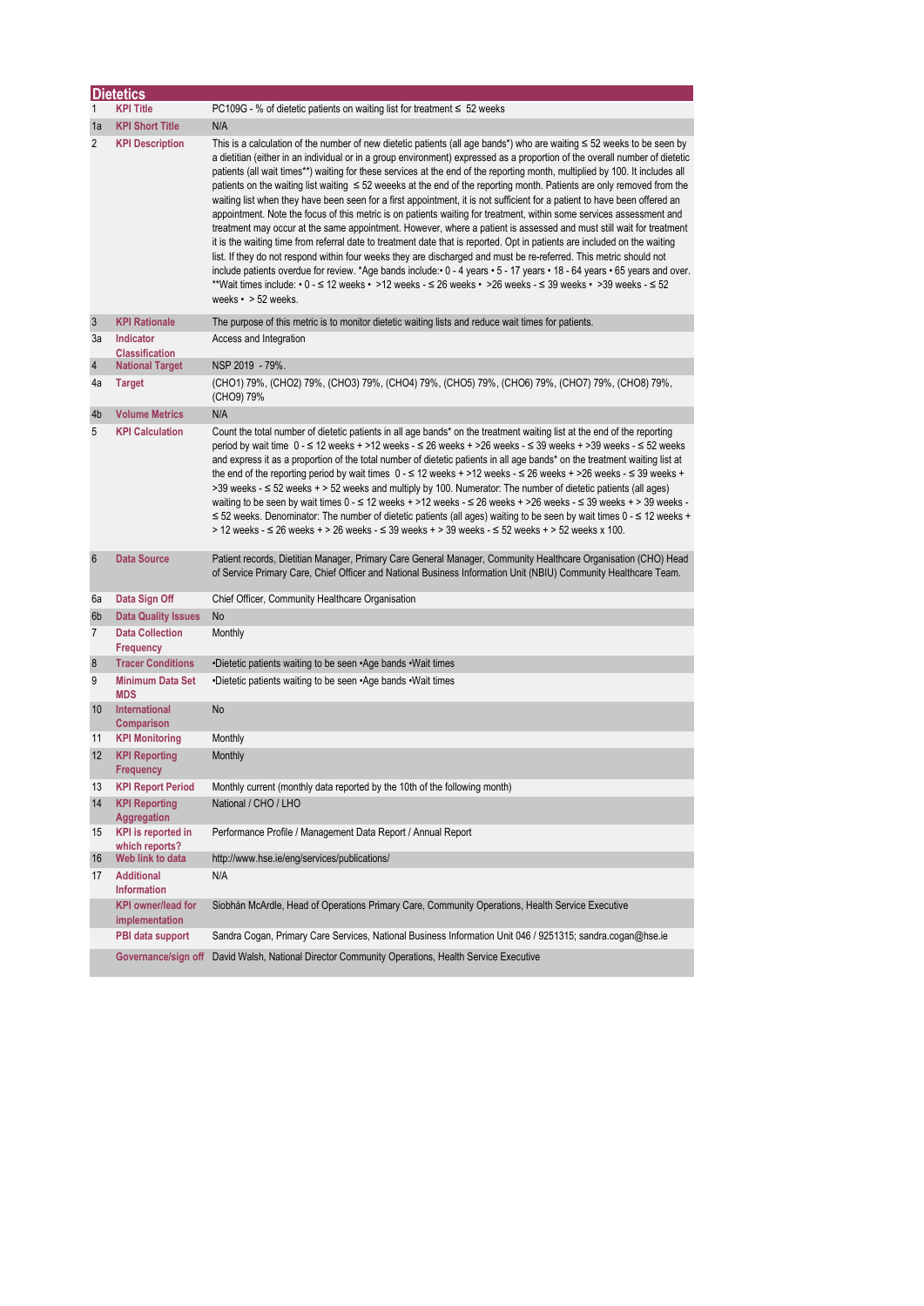## Dietetics

| | | |
|---|---|---|
| 1 | **KPI Title** | PC109G - % of dietetic patients on waiting list for treatment ≤ 52 weeks |
| 1a | **KPI Short Title** | N/A |
| 2 | **KPI Description** | This is a calculation of the number of new dietetic patients (all age bands*) who are waiting ≤ 52 weeks to be seen by a dietitian (either in an individual or in a group environment) expressed as a proportion of the overall number of dietetic patients (all wait times**) waiting for these services at the end of the reporting month, multiplied by 100. It includes all patients on the waiting list waiting ≤ 52 weeeks at the end of the reporting month. Patients are only removed from the waiting list when they have been seen for a first appointment, it is not sufficient for a patient to have been offered an appointment. Note the focus of this metric is on patients waiting for treatment, within some services assessment and treatment may occur at the same appointment. However, where a patient is assessed and must still wait for treatment it is the waiting time from referral date to treatment date that is reported. Opt in patients are included on the waiting list. If they do not respond within four weeks they are discharged and must be re-referred. This metric should not include patients overdue for review. *Age bands include:• 0 - 4 years • 5 - 17 years • 18 - 64 years • 65 years and over. **Wait times include: • 0 - ≤ 12 weeks • >12 weeks - ≤ 26 weeks • >26 weeks - ≤ 39 weeks • >39 weeks - ≤ 52 weeks • > 52 weeks. |
| 3 | **KPI Rationale** | The purpose of this metric is to monitor dietetic waiting lists and reduce wait times for patients. |
| 3a | **Indicator Classification** | Access and Integration |
| 4 | **National Target** | NSP 2019 - 79%. |
| 4a | **Target** | (CHO1) 79%, (CHO2) 79%, (CHO3) 79%, (CHO4) 79%, (CHO5) 79%, (CHO6) 79%, (CHO7) 79%, (CHO8) 79%, (CHO9) 79% |
| 4b | **Volume Metrics** | N/A |
| 5 | **KPI Calculation** | Count the total number of dietetic patients in all age bands* on the treatment waiting list at the end of the reporting period by wait time 0 - ≤ 12 weeks + >12 weeks - ≤ 26 weeks + >26 weeks - ≤ 39 weeks + >39 weeks - ≤ 52 weeks and express it as a proportion of the total number of dietetic patients in all age bands* on the treatment waiting list at the end of the reporting period by wait times 0 - ≤ 12 weeks + >12 weeks - ≤ 26 weeks + >26 weeks - ≤ 39 weeks + >39 weeks - ≤ 52 weeks + > 52 weeks and multiply by 100. Numerator: The number of dietetic patients (all ages) waiting to be seen by wait times 0 - ≤ 12 weeks + >12 weeks - ≤ 26 weeks + >26 weeks - ≤ 39 weeks + > 39 weeks - ≤ 52 weeks. Denominator: The number of dietetic patients (all ages) waiting to be seen by wait times 0 - ≤ 12 weeks + > 12 weeks - ≤ 26 weeks + > 26 weeks - ≤ 39 weeks + > 39 weeks - ≤ 52 weeks + > 52 weeks x 100. |
| 6 | **Data Source** | Patient records, Dietitian Manager, Primary Care General Manager, Community Healthcare Organisation (CHO) Head of Service Primary Care, Chief Officer and National Business Information Unit (NBIU) Community Healthcare Team. |
| 6a | **Data Sign Off** | Chief Officer, Community Healthcare Organisation |
| 6b | **Data Quality Issues** | No |
| 7 | **Data Collection Frequency** | Monthly |
| 8 | **Tracer Conditions** | •Dietetic patients waiting to be seen •Age bands •Wait times |
| 9 | **Minimum Data Set MDS** | •Dietetic patients waiting to be seen •Age bands •Wait times |
| 10 | **International Comparison** | No |
| 11 | **KPI Monitoring** | Monthly |
| 12 | **KPI Reporting Frequency** | Monthly |
| 13 | **KPI Report Period** | Monthly current (monthly data reported by the 10th of the following month) |
| 14 | **KPI Reporting Aggregation** | National / CHO / LHO |
| 15 | **KPI is reported in which reports?** | Performance Profile / Management Data Report / Annual Report |
| 16 | **Web link to data** | http://www.hse.ie/eng/services/publications/ |
| 17 | **Additional Information** | N/A |
| | **KPI owner/lead for implementation** | Siobhán McArdle, Head of Operations Primary Care, Community Operations, Health Service Executive |
| | **PBI data support** | Sandra Cogan, Primary Care Services, National Business Information Unit 046 / 9251315; sandra.cogan@hse.ie |
| | **Governance/sign off** | David Walsh, National Director Community Operations, Health Service Executive |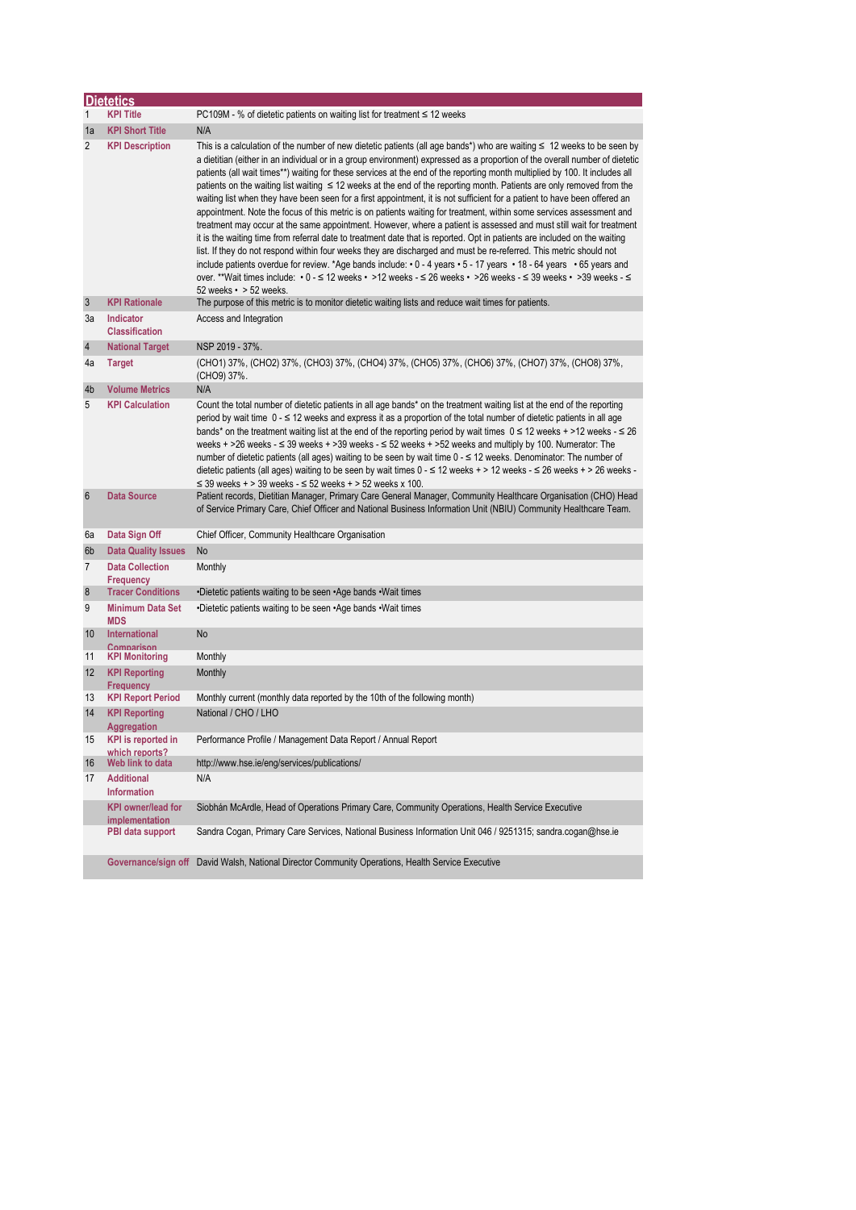## Dietetics

| | | |
|---|---|---|
| 1 | **KPI Title** | PC109M - % of dietetic patients on waiting list for treatment ≤ 12 weeks |
| 1a | **KPI Short Title** | N/A |
| 2 | **KPI Description** | This is a calculation of the number of new dietetic patients (all age bands*) who are waiting ≤ 12 weeks to be seen by a dietitian (either in an individual or in a group environment) expressed as a proportion of the overall number of dietetic patients (all wait times**) waiting for these services at the end of the reporting month multiplied by 100. It includes all patients on the waiting list waiting ≤ 12 weeks at the end of the reporting month. Patients are only removed from the waiting list when they have been seen for a first appointment, it is not sufficient for a patient to have been offered an appointment. Note the focus of this metric is on patients waiting for treatment, within some services assessment and treatment may occur at the same appointment. However, where a patient is assessed and must still wait for treatment it is the waiting time from referral date to treatment date that is reported. Opt in patients are included on the waiting list. If they do not respond within four weeks they are discharged and must be re-referred. This metric should not include patients overdue for review. *Age bands include: • 0 - 4 years • 5 - 17 years • 18 - 64 years • 65 years and over. **Wait times include: • 0 - ≤ 12 weeks • >12 weeks - ≤ 26 weeks • >26 weeks - ≤ 39 weeks • >39 weeks - ≤ 52 weeks • > 52 weeks. |
| 3 | **KPI Rationale** | The purpose of this metric is to monitor dietetic waiting lists and reduce wait times for patients. |
| 3a | **Indicator Classification** | Access and Integration |
| 4 | **National Target** | NSP 2019 - 37%. |
| 4a | **Target** | (CHO1) 37%, (CHO2) 37%, (CHO3) 37%, (CHO4) 37%, (CHO5) 37%, (CHO6) 37%, (CHO7) 37%, (CHO8) 37%, (CHO9) 37%. |
| 4b | **Volume Metrics** | N/A |
| 5 | **KPI Calculation** | Count the total number of dietetic patients in all age bands* on the treatment waiting list at the end of the reporting period by wait time 0 - ≤ 12 weeks and express it as a proportion of the total number of dietetic patients in all age bands* on the treatment waiting list at the end of the reporting period by wait times 0 ≤ 12 weeks + >12 weeks - ≤ 26 weeks + >26 weeks - ≤ 39 weeks + >39 weeks - ≤ 52 weeks + >52 weeks and multiply by 100. Numerator: The number of dietetic patients (all ages) waiting to be seen by wait time 0 - ≤ 12 weeks. Denominator: The number of dietetic patients (all ages) waiting to be seen by wait times 0 - ≤ 12 weeks + > 12 weeks - ≤ 26 weeks + > 26 weeks - ≤ 39 weeks + > 39 weeks - ≤ 52 weeks + > 52 weeks x 100. |
| 6 | **Data Source** | Patient records, Dietitian Manager, Primary Care General Manager, Community Healthcare Organisation (CHO) Head of Service Primary Care, Chief Officer and National Business Information Unit (NBIU) Community Healthcare Team. |
| 6a | **Data Sign Off** | Chief Officer, Community Healthcare Organisation |
| 6b | **Data Quality Issues** | No |
| 7 | **Data Collection Frequency** | Monthly |
| 8 | **Tracer Conditions** | •Dietetic patients waiting to be seen •Age bands •Wait times |
| 9 | **Minimum Data Set MDS** | •Dietetic patients waiting to be seen •Age bands •Wait times |
| 10 | **International Comparison** | No |
| 11 | **KPI Monitoring** | Monthly |
| 12 | **KPI Reporting Frequency** | Monthly |
| 13 | **KPI Report Period** | Monthly current (monthly data reported by the 10th of the following month) |
| 14 | **KPI Reporting Aggregation** | National / CHO / LHO |
| 15 | **KPI is reported in which reports?** | Performance Profile / Management Data Report / Annual Report |
| 16 | **Web link to data** | http://www.hse.ie/eng/services/publications/ |
| 17 | **Additional Information** | N/A |
| | **KPI owner/lead for implementation** | Siobhán McArdle, Head of Operations Primary Care, Community Operations, Health Service Executive |
| | **PBI data support** | Sandra Cogan, Primary Care Services, National Business Information Unit 046 / 9251315; sandra.cogan@hse.ie |
| | **Governance/sign off** | David Walsh, National Director Community Operations, Health Service Executive |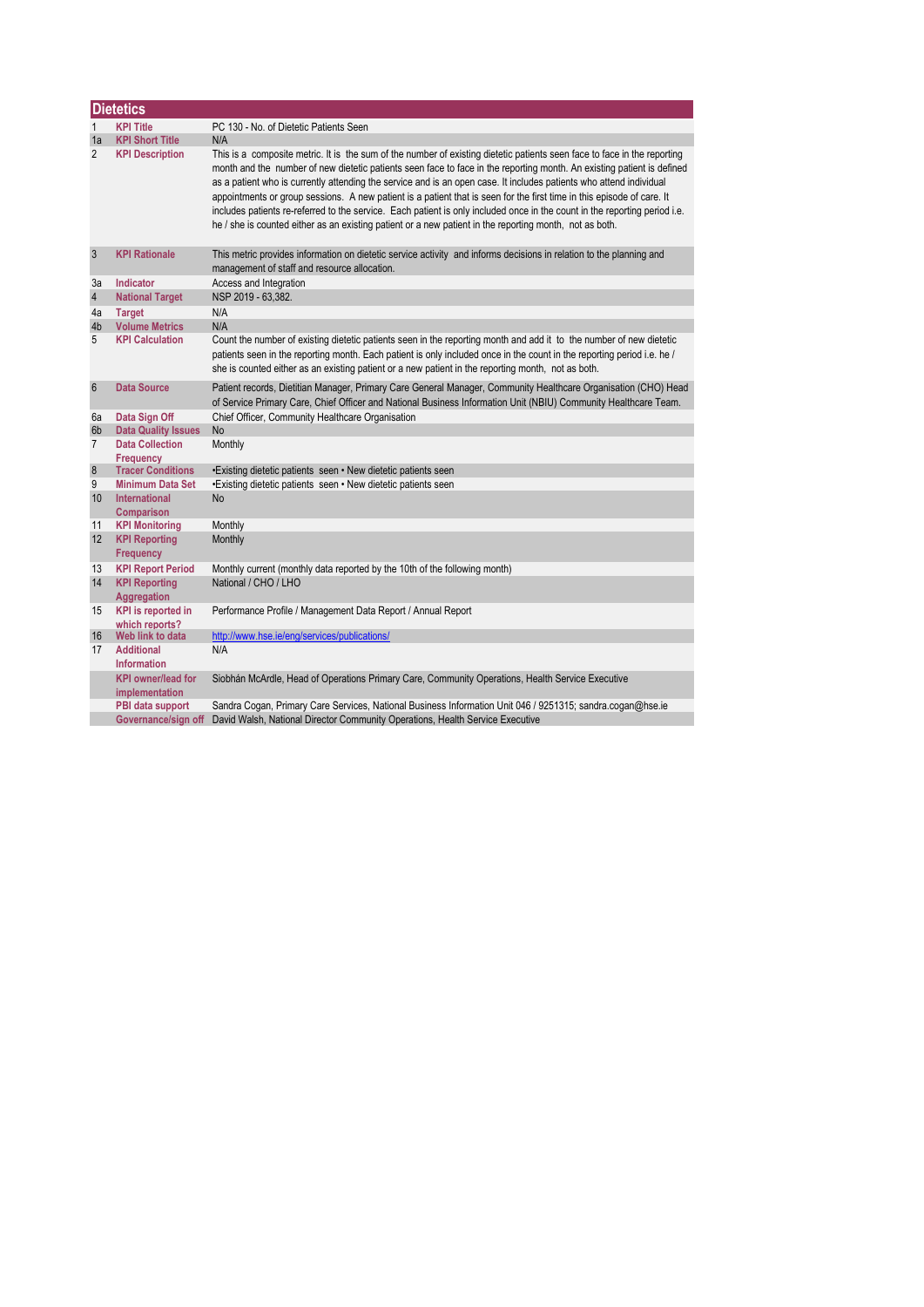## Dietetics

| | | |
|---|---|---|
| 1 | **KPI Title** | PC 130 - No. of Dietetic Patients Seen |
| 1a | **KPI Short Title** | N/A |
| 2 | **KPI Description** | This is a composite metric. It is the sum of the number of existing dietetic patients seen face to face in the reporting month and the number of new dietetic patients seen face to face in the reporting month. An existing patient is defined as a patient who is currently attending the service and is an open case. It includes patients who attend individual appointments or group sessions. A new patient is a patient that is seen for the first time in this episode of care. It includes patients re-referred to the service. Each patient is only included once in the count in the reporting period i.e. he / she is counted either as an existing patient or a new patient in the reporting month, not as both. |
| 3 | **KPI Rationale** | This metric provides information on dietetic service activity and informs decisions in relation to the planning and management of staff and resource allocation. |
| 3a | **Indicator** | Access and Integration |
| 4 | **National Target** | NSP 2019 - 63,382. |
| 4a | **Target** | N/A |
| 4b | **Volume Metrics** | N/A |
| 5 | **KPI Calculation** | Count the number of existing dietetic patients seen in the reporting month and add it to the number of new dietetic patients seen in the reporting month. Each patient is only included once in the count in the reporting period i.e. he / she is counted either as an existing patient or a new patient in the reporting month, not as both. |
| 6 | **Data Source** | Patient records, Dietitian Manager, Primary Care General Manager, Community Healthcare Organisation (CHO) Head of Service Primary Care, Chief Officer and National Business Information Unit (NBIU) Community Healthcare Team. |
| 6a | **Data Sign Off** | Chief Officer, Community Healthcare Organisation |
| 6b | **Data Quality Issues** | No |
| 7 | **Data Collection Frequency** | Monthly |
| 8 | **Tracer Conditions** | •Existing dietetic patients seen • New dietetic patients seen |
| 9 | **Minimum Data Set** | •Existing dietetic patients seen • New dietetic patients seen |
| 10 | **International Comparison** | No |
| 11 | **KPI Monitoring** | Monthly |
| 12 | **KPI Reporting Frequency** | Monthly |
| 13 | **KPI Report Period** | Monthly current (monthly data reported by the 10th of the following month) |
| 14 | **KPI Reporting Aggregation** | National / CHO / LHO |
| 15 | **KPI is reported in which reports?** | Performance Profile / Management Data Report / Annual Report |
| 16 | **Web link to data** | http://www.hse.ie/eng/services/publications/ |
| 17 | **Additional Information** | N/A |
| | **KPI owner/lead for implementation** | Siobhán McArdle, Head of Operations Primary Care, Community Operations, Health Service Executive |
| | **PBI data support** | Sandra Cogan, Primary Care Services, National Business Information Unit 046 / 9251315; sandra.cogan@hse.ie |
| | **Governance/sign off** | David Walsh, National Director Community Operations, Health Service Executive |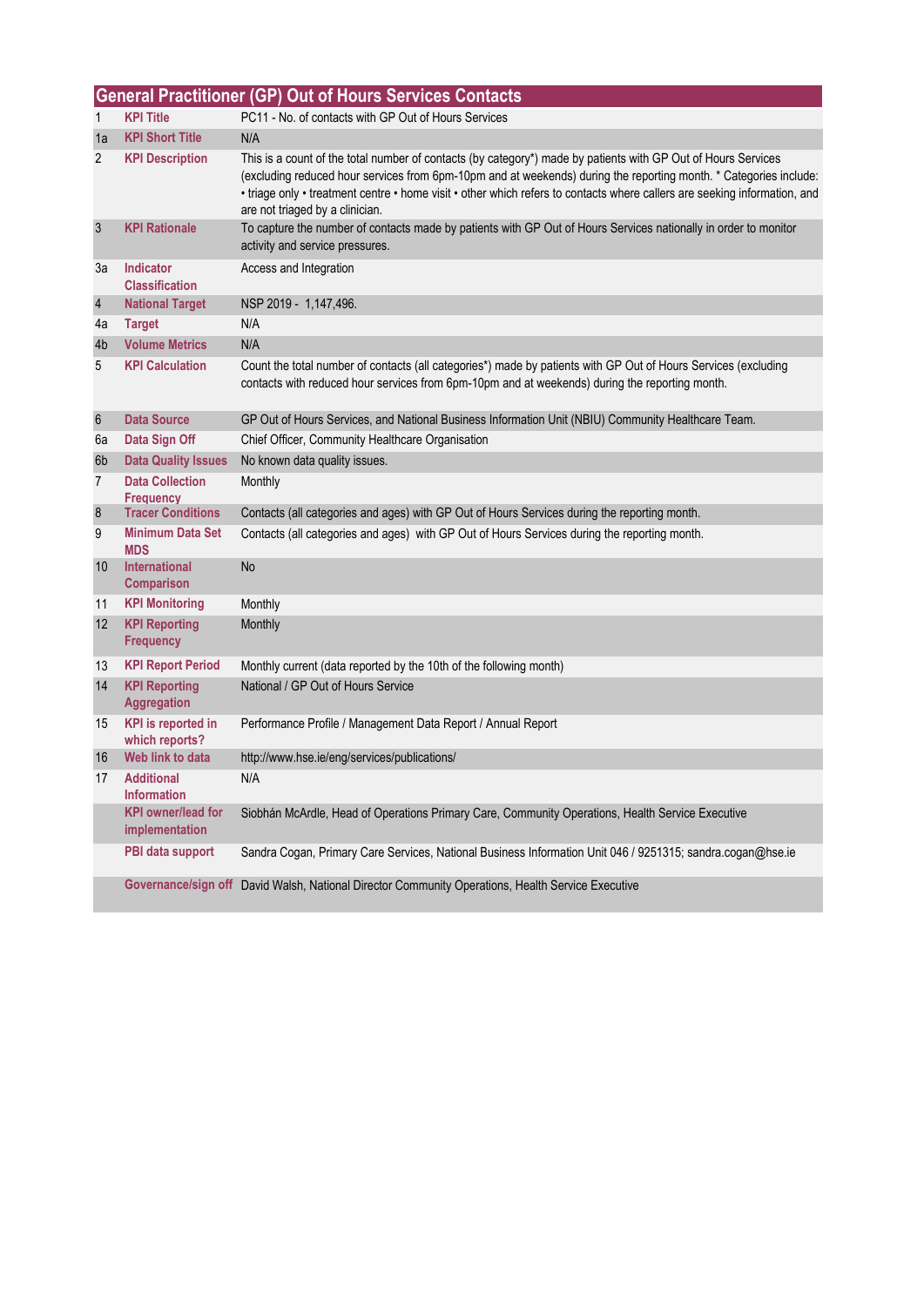## General Practitioner (GP) Out of Hours Services Contacts

| | | |
|---|---|---|
| 1 | KPI Title | PC11 - No. of contacts with GP Out of Hours Services |
| 1a | KPI Short Title | N/A |
| 2 | KPI Description | This is a count of the total number of contacts (by category*) made by patients with GP Out of Hours Services (excluding reduced hour services from 6pm-10pm and at weekends) during the reporting month. * Categories include: • triage only • treatment centre • home visit • other which refers to contacts where callers are seeking information, and are not triaged by a clinician. |
| 3 | KPI Rationale | To capture the number of contacts made by patients with GP Out of Hours Services nationally in order to monitor activity and service pressures. |
| 3a | Indicator Classification | Access and Integration |
| 4 | National Target | NSP 2019 - 1,147,496. |
| 4a | Target | N/A |
| 4b | Volume Metrics | N/A |
| 5 | KPI Calculation | Count the total number of contacts (all categories*) made by patients with GP Out of Hours Services (excluding contacts with reduced hour services from 6pm-10pm and at weekends) during the reporting month. |
| 6 | Data Source | GP Out of Hours Services, and National Business Information Unit (NBIU) Community Healthcare Team. |
| 6a | Data Sign Off | Chief Officer, Community Healthcare Organisation |
| 6b | Data Quality Issues | No known data quality issues. |
| 7 | Data Collection Frequency | Monthly |
| 8 | Tracer Conditions | Contacts (all categories and ages) with GP Out of Hours Services during the reporting month. |
| 9 | Minimum Data Set MDS | Contacts (all categories and ages) with GP Out of Hours Services during the reporting month. |
| 10 | International Comparison | No |
| 11 | KPI Monitoring | Monthly |
| 12 | KPI Reporting Frequency | Monthly |
| 13 | KPI Report Period | Monthly current (data reported by the 10th of the following month) |
| 14 | KPI Reporting Aggregation | National / GP Out of Hours Service |
| 15 | KPI is reported in which reports? | Performance Profile / Management Data Report / Annual Report |
| 16 | Web link to data | http://www.hse.ie/eng/services/publications/ |
| 17 | Additional Information | N/A |
| | KPI owner/lead for implementation | Siobhán McArdle, Head of Operations Primary Care, Community Operations, Health Service Executive |
| | PBI data support | Sandra Cogan, Primary Care Services, National Business Information Unit 046 / 9251315; sandra.cogan@hse.ie |
| | Governance/sign off | David Walsh, National Director Community Operations, Health Service Executive |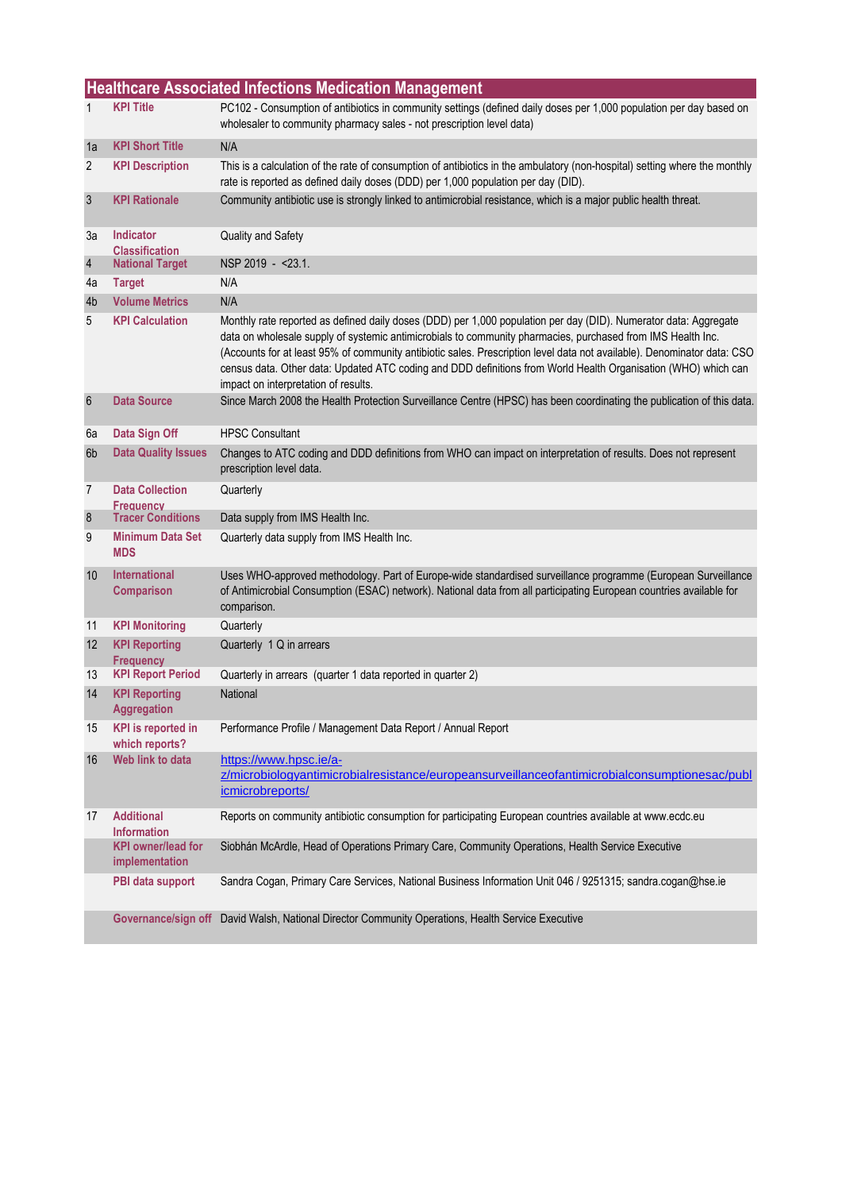## Healthcare Associated Infections Medication Management

| # | Field | Details |
|---|---|---|
| 1 | KPI Title | PC102 - Consumption of antibiotics in community settings (defined daily doses per 1,000 population per day based on wholesaler to community pharmacy sales - not prescription level data) |
| 1a | KPI Short Title | N/A |
| 2 | KPI Description | This is a calculation of the rate of consumption of antibiotics in the ambulatory (non-hospital) setting where the monthly rate is reported as defined daily doses (DDD) per 1,000 population per day (DID). |
| 3 | KPI Rationale | Community antibiotic use is strongly linked to antimicrobial resistance, which is a major public health threat. |
| 3a | Indicator Classification | Quality and Safety |
| 4 | National Target | NSP 2019 - <23.1. |
| 4a | Target | N/A |
| 4b | Volume Metrics | N/A |
| 5 | KPI Calculation | Monthly rate reported as defined daily doses (DDD) per 1,000 population per day (DID). Numerator data: Aggregate data on wholesale supply of systemic antimicrobials to community pharmacies, purchased from IMS Health Inc. (Accounts for at least 95% of community antibiotic sales. Prescription level data not available). Denominator data: CSO census data. Other data: Updated ATC coding and DDD definitions from World Health Organisation (WHO) which can impact on interpretation of results. |
| 6 | Data Source | Since March 2008 the Health Protection Surveillance Centre (HPSC) has been coordinating the publication of this data. |
| 6a | Data Sign Off | HPSC Consultant |
| 6b | Data Quality Issues | Changes to ATC coding and DDD definitions from WHO can impact on interpretation of results. Does not represent prescription level data. |
| 7 | Data Collection Frequency | Quarterly |
| 8 | Tracer Conditions | Data supply from IMS Health Inc. |
| 9 | Minimum Data Set MDS | Quarterly data supply from IMS Health Inc. |
| 10 | International Comparison | Uses WHO-approved methodology. Part of Europe-wide standardised surveillance programme (European Surveillance of Antimicrobial Consumption (ESAC) network). National data from all participating European countries available for comparison. |
| 11 | KPI Monitoring | Quarterly |
| 12 | KPI Reporting Frequency | Quarterly 1 Q in arrears |
| 13 | KPI Report Period | Quarterly in arrears (quarter 1 data reported in quarter 2) |
| 14 | KPI Reporting Aggregation | National |
| 15 | KPI is reported in which reports? | Performance Profile / Management Data Report / Annual Report |
| 16 | Web link to data | https://www.hpsc.ie/a-z/microbiologyantimicrobialresistance/europeansurveillanceofantimicrobialconsumptionesac/publicmicrobreports/ |
| 17 | Additional Information | Reports on community antibiotic consumption for participating European countries available at www.ecdc.eu |
| | KPI owner/lead for implementation | Siobhán McArdle, Head of Operations Primary Care, Community Operations, Health Service Executive |
| | PBI data support | Sandra Cogan, Primary Care Services, National Business Information Unit 046 / 9251315; sandra.cogan@hse.ie |
| | Governance/sign off | David Walsh, National Director Community Operations, Health Service Executive |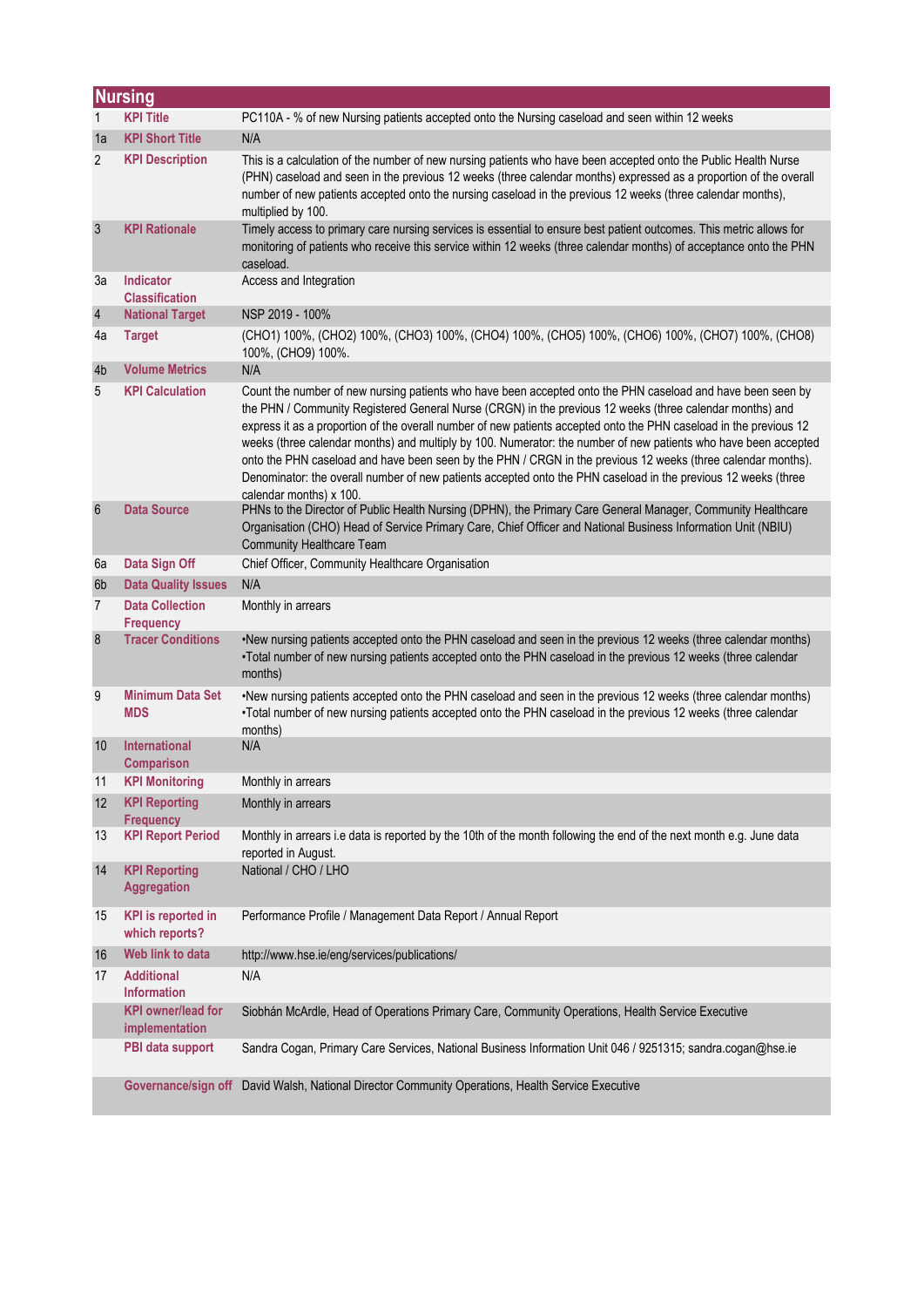## Nursing

| | | |
|---|---|---|
| 1 | **KPI Title** | PC110A - % of new Nursing patients accepted onto the Nursing caseload and seen within 12 weeks |
| 1a | **KPI Short Title** | N/A |
| 2 | **KPI Description** | This is a calculation of the number of new nursing patients who have been accepted onto the Public Health Nurse (PHN) caseload and seen in the previous 12 weeks (three calendar months) expressed as a proportion of the overall number of new patients accepted onto the nursing caseload in the previous 12 weeks (three calendar months), multiplied by 100. |
| 3 | **KPI Rationale** | Timely access to primary care nursing services is essential to ensure best patient outcomes. This metric allows for monitoring of patients who receive this service within 12 weeks (three calendar months) of acceptance onto the PHN caseload. |
| 3a | **Indicator Classification** | Access and Integration |
| 4 | **National Target** | NSP 2019 - 100% |
| 4a | **Target** | (CHO1) 100%, (CHO2) 100%, (CHO3) 100%, (CHO4) 100%, (CHO5) 100%, (CHO6) 100%, (CHO7) 100%, (CHO8) 100%, (CHO9) 100%. |
| 4b | **Volume Metrics** | N/A |
| 5 | **KPI Calculation** | Count the number of new nursing patients who have been accepted onto the PHN caseload and have been seen by the PHN / Community Registered General Nurse (CRGN) in the previous 12 weeks (three calendar months) and express it as a proportion of the overall number of new patients accepted onto the PHN caseload in the previous 12 weeks (three calendar months) and multiply by 100. Numerator: the number of new patients who have been accepted onto the PHN caseload and have been seen by the PHN / CRGN in the previous 12 weeks (three calendar months). Denominator: the overall number of new patients accepted onto the PHN caseload in the previous 12 weeks (three calendar months) x 100. |
| 6 | **Data Source** | PHNs to the Director of Public Health Nursing (DPHN), the Primary Care General Manager, Community Healthcare Organisation (CHO) Head of Service Primary Care, Chief Officer and National Business Information Unit (NBIU) Community Healthcare Team |
| 6a | **Data Sign Off** | Chief Officer, Community Healthcare Organisation |
| 6b | **Data Quality Issues** | N/A |
| 7 | **Data Collection Frequency** | Monthly in arrears |
| 8 | **Tracer Conditions** | •New nursing patients accepted onto the PHN caseload and seen in the previous 12 weeks (three calendar months)<br>•Total number of new nursing patients accepted onto the PHN caseload in the previous 12 weeks (three calendar months) |
| 9 | **Minimum Data Set MDS** | •New nursing patients accepted onto the PHN caseload and seen in the previous 12 weeks (three calendar months)<br>•Total number of new nursing patients accepted onto the PHN caseload in the previous 12 weeks (three calendar months) |
| 10 | **International Comparison** | N/A |
| 11 | **KPI Monitoring** | Monthly in arrears |
| 12 | **KPI Reporting Frequency** | Monthly in arrears |
| 13 | **KPI Report Period** | Monthly in arrears i.e data is reported by the 10th of the month following the end of the next month e.g. June data reported in August. |
| 14 | **KPI Reporting Aggregation** | National / CHO / LHO |
| 15 | **KPI is reported in which reports?** | Performance Profile / Management Data Report / Annual Report |
| 16 | **Web link to data** | http://www.hse.ie/eng/services/publications/ |
| 17 | **Additional Information** | N/A |
| | **KPI owner/lead for implementation** | Siobhán McArdle, Head of Operations Primary Care, Community Operations, Health Service Executive |
| | **PBI data support** | Sandra Cogan, Primary Care Services, National Business Information Unit 046 / 9251315; sandra.cogan@hse.ie |
| | **Governance/sign off** | David Walsh, National Director Community Operations, Health Service Executive |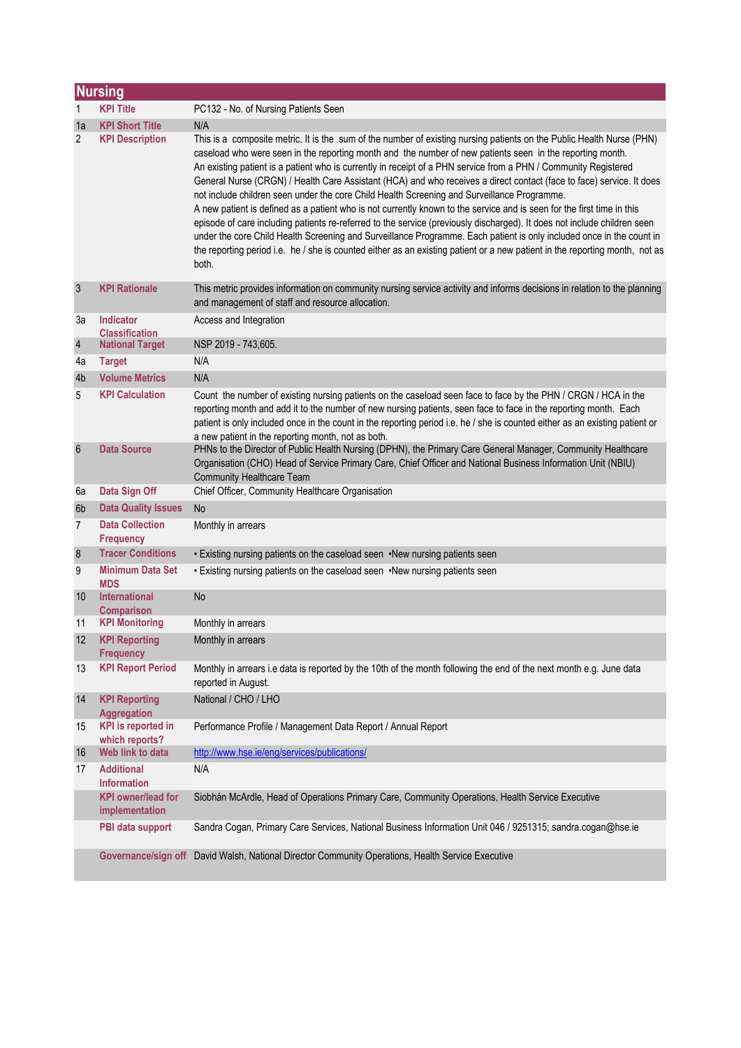## Nursing

| | | |
|---|---|---|
| 1 | KPI Title | PC132 - No. of Nursing Patients Seen |
| 1a | KPI Short Title | N/A |
| 2 | KPI Description | This is a composite metric. It is the sum of the number of existing nursing patients on the Public Health Nurse (PHN) caseload who were seen in the reporting month and the number of new patients seen in the reporting month. An existing patient is a patient who is currently in receipt of a PHN service from a PHN / Community Registered General Nurse (CRGN) / Health Care Assistant (HCA) and who receives a direct contact (face to face) service. It does not include children seen under the core Child Health Screening and Surveillance Programme. A new patient is defined as a patient who is not currently known to the service and is seen for the first time in this episode of care including patients re-referred to the service (previously discharged). It does not include children seen under the core Child Health Screening and Surveillance Programme. Each patient is only included once in the count in the reporting period i.e. he / she is counted either as an existing patient or a new patient in the reporting month, not as both. |
| 3 | KPI Rationale | This metric provides information on community nursing service activity and informs decisions in relation to the planning and management of staff and resource allocation. |
| 3a | Indicator Classification | Access and Integration |
| 4 | National Target | NSP 2019 - 743,605. |
| 4a | Target | N/A |
| 4b | Volume Metrics | N/A |
| 5 | KPI Calculation | Count the number of existing nursing patients on the caseload seen face to face by the PHN / CRGN / HCA in the reporting month and add it to the number of new nursing patients, seen face to face in the reporting month. Each patient is only included once in the count in the reporting period i.e. he / she is counted either as an existing patient or a new patient in the reporting month, not as both. |
| 6 | Data Source | PHNs to the Director of Public Health Nursing (DPHN), the Primary Care General Manager, Community Healthcare Organisation (CHO) Head of Service Primary Care, Chief Officer and National Business Information Unit (NBIU) Community Healthcare Team |
| 6a | Data Sign Off | Chief Officer, Community Healthcare Organisation |
| 6b | Data Quality Issues | No |
| 7 | Data Collection Frequency | Monthly in arrears |
| 8 | Tracer Conditions | • Existing nursing patients on the caseload seen •New nursing patients seen |
| 9 | Minimum Data Set MDS | • Existing nursing patients on the caseload seen •New nursing patients seen |
| 10 | International Comparison | No |
| 11 | KPI Monitoring | Monthly in arrears |
| 12 | KPI Reporting Frequency | Monthly in arrears |
| 13 | KPI Report Period | Monthly in arrears i.e data is reported by the 10th of the month following the end of the next month e.g. June data reported in August. |
| 14 | KPI Reporting Aggregation | National / CHO / LHO |
| 15 | KPI is reported in which reports? | Performance Profile / Management Data Report / Annual Report |
| 16 | Web link to data | http://www.hse.ie/eng/services/publications/ |
| 17 | Additional Information | N/A |
| | KPI owner/lead for implementation | Siobhán McArdle, Head of Operations Primary Care, Community Operations, Health Service Executive |
| | PBI data support | Sandra Cogan, Primary Care Services, National Business Information Unit 046 / 9251315; sandra.cogan@hse.ie |
| | Governance/sign off | David Walsh, National Director Community Operations, Health Service Executive |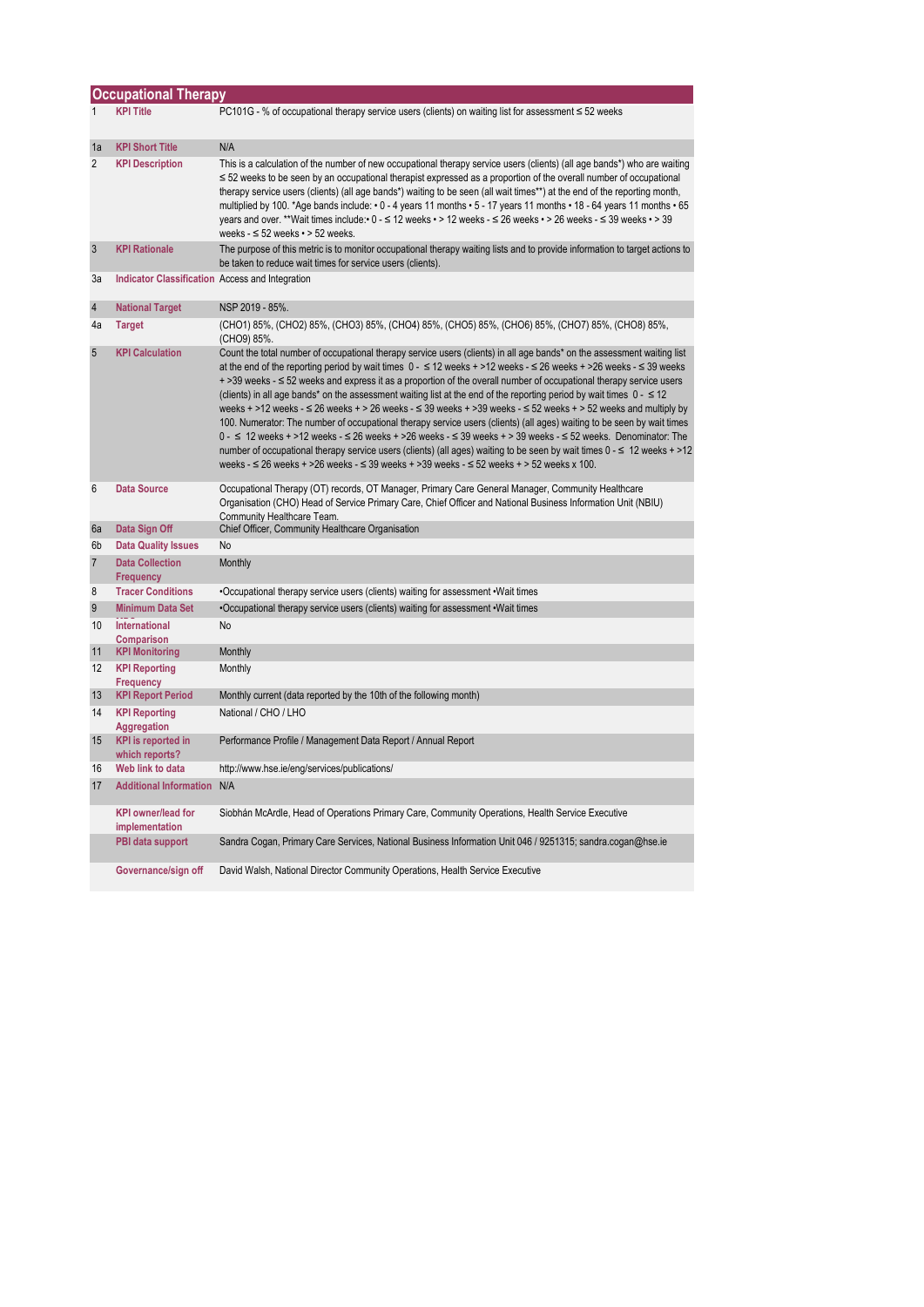## Occupational Therapy

| | | |
|---|---|---|
| 1 | **KPI Title** | PC101G - % of occupational therapy service users (clients) on waiting list for assessment ≤ 52 weeks |
| 1a | **KPI Short Title** | N/A |
| 2 | **KPI Description** | This is a calculation of the number of new occupational therapy service users (clients) (all age bands*) who are waiting ≤ 52 weeks to be seen by an occupational therapist expressed as a proportion of the overall number of occupational therapy service users (clients) (all age bands*) waiting to be seen (all wait times**) at the end of the reporting month, multiplied by 100. *Age bands include: • 0 - 4 years 11 months • 5 - 17 years 11 months • 18 - 64 years 11 months • 65 years and over. **Wait times include:• 0 - ≤ 12 weeks • > 12 weeks - ≤ 26 weeks • > 26 weeks - ≤ 39 weeks • > 39 weeks - ≤ 52 weeks • > 52 weeks. |
| 3 | **KPI Rationale** | The purpose of this metric is to monitor occupational therapy waiting lists and to provide information to target actions to be taken to reduce wait times for service users (clients). |
| 3a | **Indicator Classification** | Access and Integration |
| 4 | **National Target** | NSP 2019 - 85%. |
| 4a | **Target** | (CHO1) 85%, (CHO2) 85%, (CHO3) 85%, (CHO4) 85%, (CHO5) 85%, (CHO6) 85%, (CHO7) 85%, (CHO8) 85%, (CHO9) 85%. |
| 5 | **KPI Calculation** | Count the total number of occupational therapy service users (clients) in all age bands* on the assessment waiting list at the end of the reporting period by wait times 0 - ≤ 12 weeks + >12 weeks - ≤ 26 weeks + >26 weeks - ≤ 39 weeks + >39 weeks - ≤ 52 weeks and express it as a proportion of the overall number of occupational therapy service users (clients) in all age bands* on the assessment waiting list at the end of the reporting period by wait times 0 - ≤ 12 weeks + >12 weeks - ≤ 26 weeks + > 26 weeks - ≤ 39 weeks + >39 weeks - ≤ 52 weeks + > 52 weeks and multiply by 100. Numerator: The number of occupational therapy service users (clients) (all ages) waiting to be seen by wait times 0 - ≤ 12 weeks + >12 weeks - ≤ 26 weeks + >26 weeks - ≤ 39 weeks + > 39 weeks - ≤ 52 weeks. Denominator: The number of occupational therapy service users (clients) (all ages) waiting to be seen by wait times 0 - ≤ 12 weeks + >12 weeks - ≤ 26 weeks + >26 weeks - ≤ 39 weeks + >39 weeks - ≤ 52 weeks + > 52 weeks x 100. |
| 6 | **Data Source** | Occupational Therapy (OT) records, OT Manager, Primary Care General Manager, Community Healthcare Organisation (CHO) Head of Service Primary Care, Chief Officer and National Business Information Unit (NBIU) Community Healthcare Team. |
| 6a | **Data Sign Off** | Chief Officer, Community Healthcare Organisation |
| 6b | **Data Quality Issues** | No |
| 7 | **Data Collection Frequency** | Monthly |
| 8 | **Tracer Conditions** | •Occupational therapy service users (clients) waiting for assessment •Wait times |
| 9 | **Minimum Data Set** | •Occupational therapy service users (clients) waiting for assessment •Wait times |
| 10 | **International Comparison** | No |
| 11 | **KPI Monitoring** | Monthly |
| 12 | **KPI Reporting Frequency** | Monthly |
| 13 | **KPI Report Period** | Monthly current (data reported by the 10th of the following month) |
| 14 | **KPI Reporting Aggregation** | National / CHO / LHO |
| 15 | **KPI is reported in which reports?** | Performance Profile / Management Data Report / Annual Report |
| 16 | **Web link to data** | http://www.hse.ie/eng/services/publications/ |
| 17 | **Additional Information** | N/A |
| | **KPI owner/lead for implementation** | Siobhán McArdle, Head of Operations Primary Care, Community Operations, Health Service Executive |
| | **PBI data support** | Sandra Cogan, Primary Care Services, National Business Information Unit 046 / 9251315; sandra.cogan@hse.ie |
| | **Governance/sign off** | David Walsh, National Director Community Operations, Health Service Executive |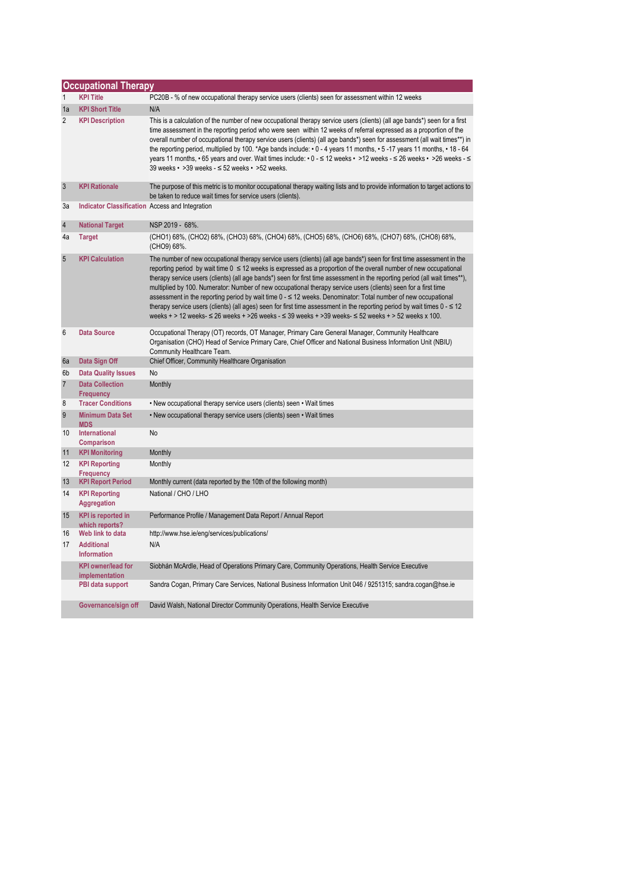## Occupational Therapy

| | | |
|---|---|---|
| 1 | **KPI Title** | PC20B - % of new occupational therapy service users (clients) seen for assessment within 12 weeks |
| 1a | **KPI Short Title** | N/A |
| 2 | **KPI Description** | This is a calculation of the number of new occupational therapy service users (clients) (all age bands*) seen for a first time assessment in the reporting period who were seen within 12 weeks of referral expressed as a proportion of the overall number of occupational therapy service users (clients) (all age bands*) seen for assessment (all wait times**) in the reporting period, multiplied by 100. *Age bands include: • 0 - 4 years 11 months, • 5 -17 years 11 months, • 18 - 64 years 11 months, • 65 years and over. Wait times include: • 0 - ≤ 12 weeks • >12 weeks - ≤ 26 weeks • >26 weeks - ≤ 39 weeks • >39 weeks - ≤ 52 weeks • >52 weeks. |
| 3 | **KPI Rationale** | The purpose of this metric is to monitor occupational therapy waiting lists and to provide information to target actions to be taken to reduce wait times for service users (clients). |
| 3a | **Indicator Classification** | Access and Integration |
| 4 | **National Target** | NSP 2019 - 68%. |
| 4a | **Target** | (CHO1) 68%, (CHO2) 68%, (CHO3) 68%, (CHO4) 68%, (CHO5) 68%, (CHO6) 68%, (CHO7) 68%, (CHO8) 68%, (CHO9) 68%. |
| 5 | **KPI Calculation** | The number of new occupational therapy service users (clients) (all age bands*) seen for first time assessment in the reporting period by wait time 0 ≤ 12 weeks is expressed as a proportion of the overall number of new occupational therapy service users (clients) (all age bands*) seen for first time assessment in the reporting period (all wait times**), multiplied by 100. Numerator: Number of new occupational therapy service users (clients) seen for a first time assessment in the reporting period by wait time 0 - ≤ 12 weeks. Denominator: Total number of new occupational therapy service users (clients) (all ages) seen for first time assessment in the reporting period by wait times 0 - ≤ 12 weeks + > 12 weeks- ≤ 26 weeks + >26 weeks - ≤ 39 weeks + >39 weeks- ≤ 52 weeks + > 52 weeks x 100. |
| 6 | **Data Source** | Occupational Therapy (OT) records, OT Manager, Primary Care General Manager, Community Healthcare Organisation (CHO) Head of Service Primary Care, Chief Officer and National Business Information Unit (NBIU) Community Healthcare Team. |
| 6a | **Data Sign Off** | Chief Officer, Community Healthcare Organisation |
| 6b | **Data Quality Issues** | No |
| 7 | **Data Collection Frequency** | Monthly |
| 8 | **Tracer Conditions** | • New occupational therapy service users (clients) seen • Wait times |
| 9 | **Minimum Data Set MDS** | • New occupational therapy service users (clients) seen • Wait times |
| 10 | **International Comparison** | No |
| 11 | **KPI Monitoring** | Monthly |
| 12 | **KPI Reporting Frequency** | Monthly |
| 13 | **KPI Report Period** | Monthly current (data reported by the 10th of the following month) |
| 14 | **KPI Reporting Aggregation** | National / CHO / LHO |
| 15 | **KPI is reported in which reports?** | Performance Profile / Management Data Report / Annual Report |
| 16 | **Web link to data** | http://www.hse.ie/eng/services/publications/ |
| 17 | **Additional Information** | N/A |
| | **KPI owner/lead for implementation** | Siobhán McArdle, Head of Operations Primary Care, Community Operations, Health Service Executive |
| | **PBI data support** | Sandra Cogan, Primary Care Services, National Business Information Unit 046 / 9251315; sandra.cogan@hse.ie |
| | **Governance/sign off** | David Walsh, National Director Community Operations, Health Service Executive |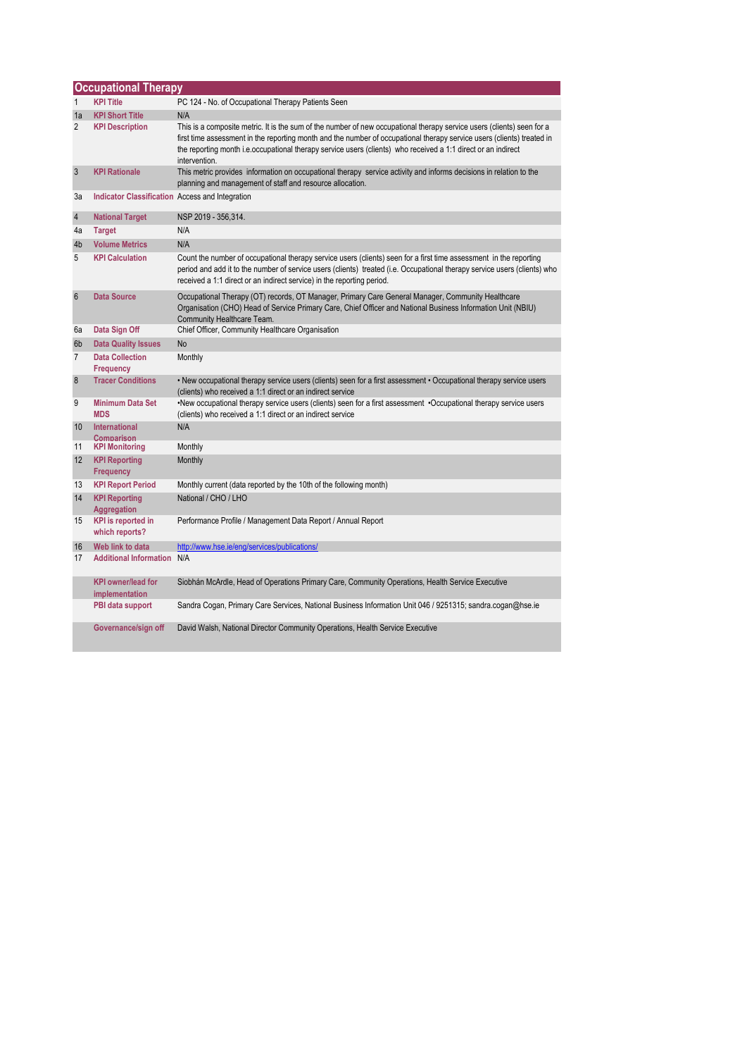## Occupational Therapy

| | | |
|---|---|---|
| 1 | **KPI Title** | PC 124 - No. of Occupational Therapy Patients Seen |
| 1a | **KPI Short Title** | N/A |
| 2 | **KPI Description** | This is a composite metric. It is the sum of the number of new occupational therapy service users (clients) seen for a first time assessment in the reporting month and the number of occupational therapy service users (clients) treated in the reporting month i.e.occupational therapy service users (clients) who received a 1:1 direct or an indirect intervention. |
| 3 | **KPI Rationale** | This metric provides information on occupational therapy service activity and informs decisions in relation to the planning and management of staff and resource allocation. |
| 3a | **Indicator Classification** | Access and Integration |
| 4 | **National Target** | NSP 2019 - 356,314. |
| 4a | **Target** | N/A |
| 4b | **Volume Metrics** | N/A |
| 5 | **KPI Calculation** | Count the number of occupational therapy service users (clients) seen for a first time assessment in the reporting period and add it to the number of service users (clients) treated (i.e. Occupational therapy service users (clients) who received a 1:1 direct or an indirect service) in the reporting period. |
| 6 | **Data Source** | Occupational Therapy (OT) records, OT Manager, Primary Care General Manager, Community Healthcare Organisation (CHO) Head of Service Primary Care, Chief Officer and National Business Information Unit (NBIU) Community Healthcare Team. |
| 6a | **Data Sign Off** | Chief Officer, Community Healthcare Organisation |
| 6b | **Data Quality Issues** | No |
| 7 | **Data Collection Frequency** | Monthly |
| 8 | **Tracer Conditions** | • New occupational therapy service users (clients) seen for a first assessment • Occupational therapy service users (clients) who received a 1:1 direct or an indirect service |
| 9 | **Minimum Data Set MDS** | •New occupational therapy service users (clients) seen for a first assessment •Occupational therapy service users (clients) who received a 1:1 direct or an indirect service |
| 10 | **International Comparison** | N/A |
| 11 | **KPI Monitoring** | Monthly |
| 12 | **KPI Reporting Frequency** | Monthly |
| 13 | **KPI Report Period** | Monthly current (data reported by the 10th of the following month) |
| 14 | **KPI Reporting Aggregation** | National / CHO / LHO |
| 15 | **KPI is reported in which reports?** | Performance Profile / Management Data Report / Annual Report |
| 16 | **Web link to data** | http://www.hse.ie/eng/services/publications/ |
| 17 | **Additional Information** | N/A |
| | **KPI owner/lead for implementation** | Siobhán McArdle, Head of Operations Primary Care, Community Operations, Health Service Executive |
| | **PBI data support** | Sandra Cogan, Primary Care Services, National Business Information Unit 046 / 9251315; sandra.cogan@hse.ie |
| | **Governance/sign off** | David Walsh, National Director Community Operations, Health Service Executive |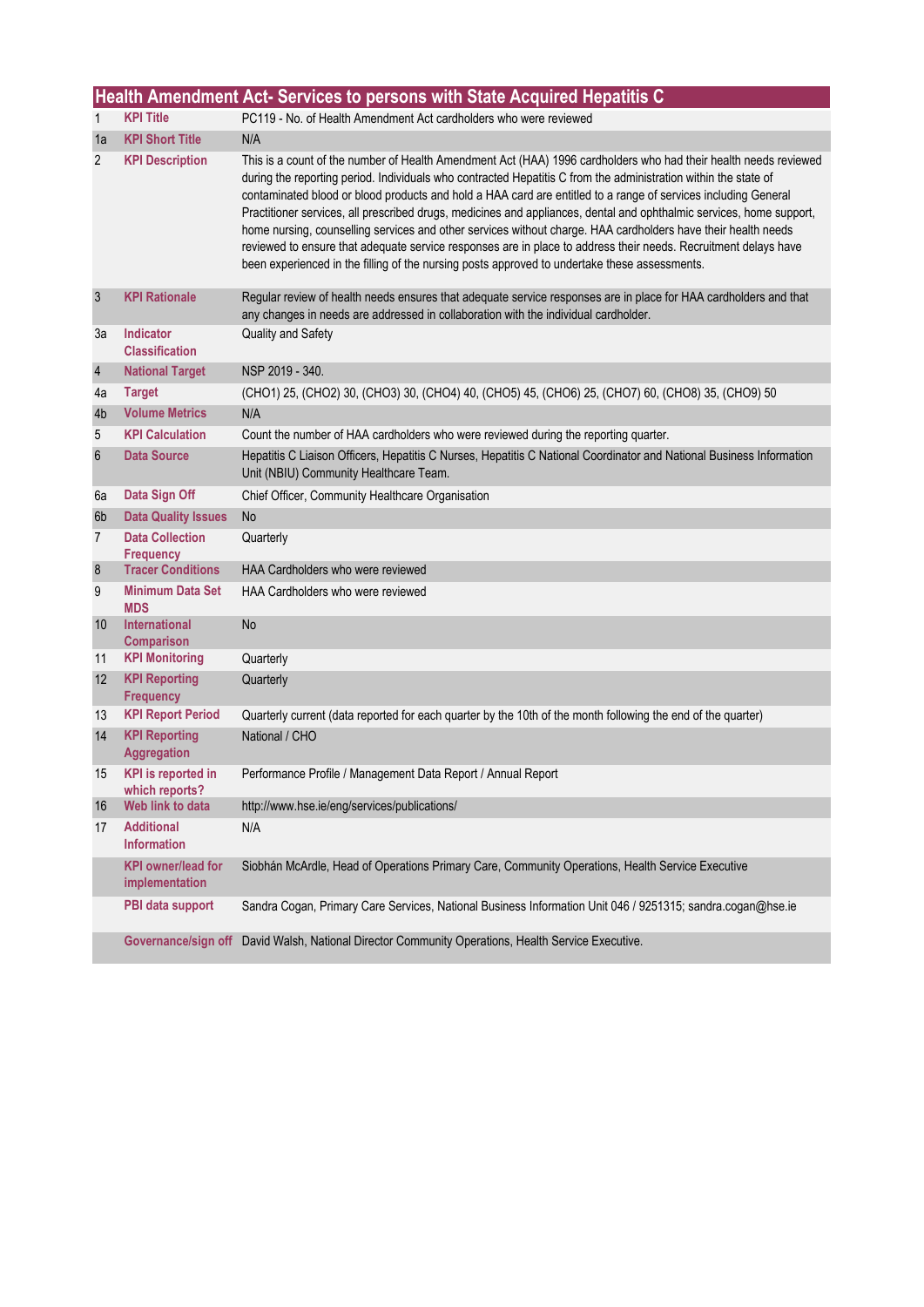## Health Amendment Act- Services to persons with State Acquired Hepatitis C

| | | |
|---|---|---|
| 1 | **KPI Title** | PC119 - No. of Health Amendment Act cardholders who were reviewed |
| 1a | **KPI Short Title** | N/A |
| 2 | **KPI Description** | This is a count of the number of Health Amendment Act (HAA) 1996 cardholders who had their health needs reviewed during the reporting period. Individuals who contracted Hepatitis C from the administration within the state of contaminated blood or blood products and hold a HAA card are entitled to a range of services including General Practitioner services, all prescribed drugs, medicines and appliances, dental and ophthalmic services, home support, home nursing, counselling services and other services without charge. HAA cardholders have their health needs reviewed to ensure that adequate service responses are in place to address their needs. Recruitment delays have been experienced in the filling of the nursing posts approved to undertake these assessments. |
| 3 | **KPI Rationale** | Regular review of health needs ensures that adequate service responses are in place for HAA cardholders and that any changes in needs are addressed in collaboration with the individual cardholder. |
| 3a | **Indicator Classification** | Quality and Safety |
| 4 | **National Target** | NSP 2019 - 340. |
| 4a | **Target** | (CHO1) 25, (CHO2) 30, (CHO3) 30, (CHO4) 40, (CHO5) 45, (CHO6) 25, (CHO7) 60, (CHO8) 35, (CHO9) 50 |
| 4b | **Volume Metrics** | N/A |
| 5 | **KPI Calculation** | Count the number of HAA cardholders who were reviewed during the reporting quarter. |
| 6 | **Data Source** | Hepatitis C Liaison Officers, Hepatitis C Nurses, Hepatitis C National Coordinator and National Business Information Unit (NBIU) Community Healthcare Team. |
| 6a | **Data Sign Off** | Chief Officer, Community Healthcare Organisation |
| 6b | **Data Quality Issues** | No |
| 7 | **Data Collection Frequency** | Quarterly |
| 8 | **Tracer Conditions** | HAA Cardholders who were reviewed |
| 9 | **Minimum Data Set MDS** | HAA Cardholders who were reviewed |
| 10 | **International Comparison** | No |
| 11 | **KPI Monitoring** | Quarterly |
| 12 | **KPI Reporting Frequency** | Quarterly |
| 13 | **KPI Report Period** | Quarterly current (data reported for each quarter by the 10th of the month following the end of the quarter) |
| 14 | **KPI Reporting Aggregation** | National / CHO |
| 15 | **KPI is reported in which reports?** | Performance Profile / Management Data Report / Annual Report |
| 16 | **Web link to data** | http://www.hse.ie/eng/services/publications/ |
| 17 | **Additional Information** | N/A |
| | **KPI owner/lead for implementation** | Siobhán McArdle, Head of Operations Primary Care, Community Operations, Health Service Executive |
| | **PBI data support** | Sandra Cogan, Primary Care Services, National Business Information Unit 046 / 9251315; sandra.cogan@hse.ie |
| | **Governance/sign off** | David Walsh, National Director Community Operations, Health Service Executive. |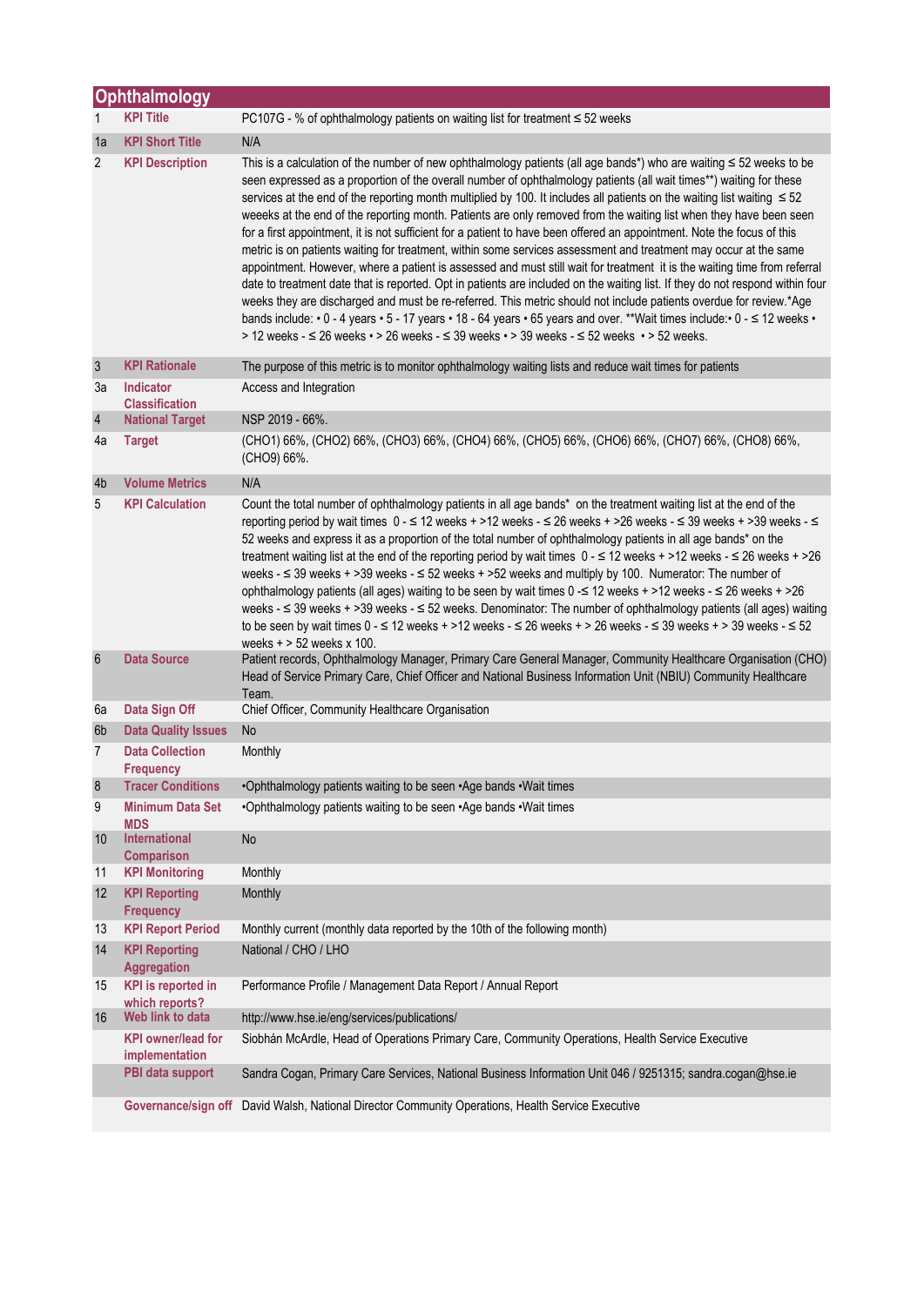## Ophthalmology

| | | |
|---|---|---|
| 1 | **KPI Title** | PC107G - % of ophthalmology patients on waiting list for treatment ≤ 52 weeks |
| 1a | **KPI Short Title** | N/A |
| 2 | **KPI Description** | This is a calculation of the number of new ophthalmology patients (all age bands*) who are waiting ≤ 52 weeks to be seen expressed as a proportion of the overall number of ophthalmology patients (all wait times**) waiting for these services at the end of the reporting month multiplied by 100. It includes all patients on the waiting list waiting ≤ 52 weeeks at the end of the reporting month. Patients are only removed from the waiting list when they have been seen for a first appointment, it is not sufficient for a patient to have been offered an appointment. Note the focus of this metric is on patients waiting for treatment, within some services assessment and treatment may occur at the same appointment. However, where a patient is assessed and must still wait for treatment it is the waiting time from referral date to treatment date that is reported. Opt in patients are included on the waiting list. If they do not respond within four weeks they are discharged and must be re-referred. This metric should not include patients overdue for review.*Age bands include: • 0 - 4 years • 5 - 17 years • 18 - 64 years • 65 years and over. **Wait times include:• 0 - ≤ 12 weeks • > 12 weeks - ≤ 26 weeks • > 26 weeks - ≤ 39 weeks • > 39 weeks - ≤ 52 weeks • > 52 weeks. |
| 3 | **KPI Rationale** | The purpose of this metric is to monitor ophthalmology waiting lists and reduce wait times for patients |
| 3a | **Indicator Classification** | Access and Integration |
| 4 | **National Target** | NSP 2019 - 66%. |
| 4a | **Target** | (CHO1) 66%, (CHO2) 66%, (CHO3) 66%, (CHO4) 66%, (CHO5) 66%, (CHO6) 66%, (CHO7) 66%, (CHO8) 66%, (CHO9) 66%. |
| 4b | **Volume Metrics** | N/A |
| 5 | **KPI Calculation** | Count the total number of ophthalmology patients in all age bands* on the treatment waiting list at the end of the reporting period by wait times 0 - ≤ 12 weeks + >12 weeks - ≤ 26 weeks + >26 weeks - ≤ 39 weeks + >39 weeks - ≤ 52 weeks and express it as a proportion of the total number of ophthalmology patients in all age bands* on the treatment waiting list at the end of the reporting period by wait times 0 - ≤ 12 weeks + >12 weeks - ≤ 26 weeks + >26 weeks - ≤ 39 weeks + >39 weeks - ≤ 52 weeks + >52 weeks and multiply by 100. Numerator: The number of ophthalmology patients (all ages) waiting to be seen by wait times 0 -≤ 12 weeks + >12 weeks - ≤ 26 weeks + >26 weeks - ≤ 39 weeks + >39 weeks - ≤ 52 weeks. Denominator: The number of ophthalmology patients (all ages) waiting to be seen by wait times 0 - ≤ 12 weeks + >12 weeks - ≤ 26 weeks + > 26 weeks - ≤ 39 weeks + > 39 weeks - ≤ 52 weeks + > 52 weeks x 100. |
| 6 | **Data Source** | Patient records, Ophthalmology Manager, Primary Care General Manager, Community Healthcare Organisation (CHO) Head of Service Primary Care, Chief Officer and National Business Information Unit (NBIU) Community Healthcare Team. |
| 6a | **Data Sign Off** | Chief Officer, Community Healthcare Organisation |
| 6b | **Data Quality Issues** | No |
| 7 | **Data Collection Frequency** | Monthly |
| 8 | **Tracer Conditions** | •Ophthalmology patients waiting to be seen •Age bands •Wait times |
| 9 | **Minimum Data Set MDS** | •Ophthalmology patients waiting to be seen •Age bands •Wait times |
| 10 | **International Comparison** | No |
| 11 | **KPI Monitoring** | Monthly |
| 12 | **KPI Reporting Frequency** | Monthly |
| 13 | **KPI Report Period** | Monthly current (monthly data reported by the 10th of the following month) |
| 14 | **KPI Reporting Aggregation** | National / CHO / LHO |
| 15 | **KPI is reported in which reports?** | Performance Profile / Management Data Report / Annual Report |
| 16 | **Web link to data** | http://www.hse.ie/eng/services/publications/ |
| | **KPI owner/lead for implementation** | Siobhán McArdle, Head of Operations Primary Care, Community Operations, Health Service Executive |
| | **PBI data support** | Sandra Cogan, Primary Care Services, National Business Information Unit 046 / 9251315; sandra.cogan@hse.ie |
| | **Governance/sign off** | David Walsh, National Director Community Operations, Health Service Executive |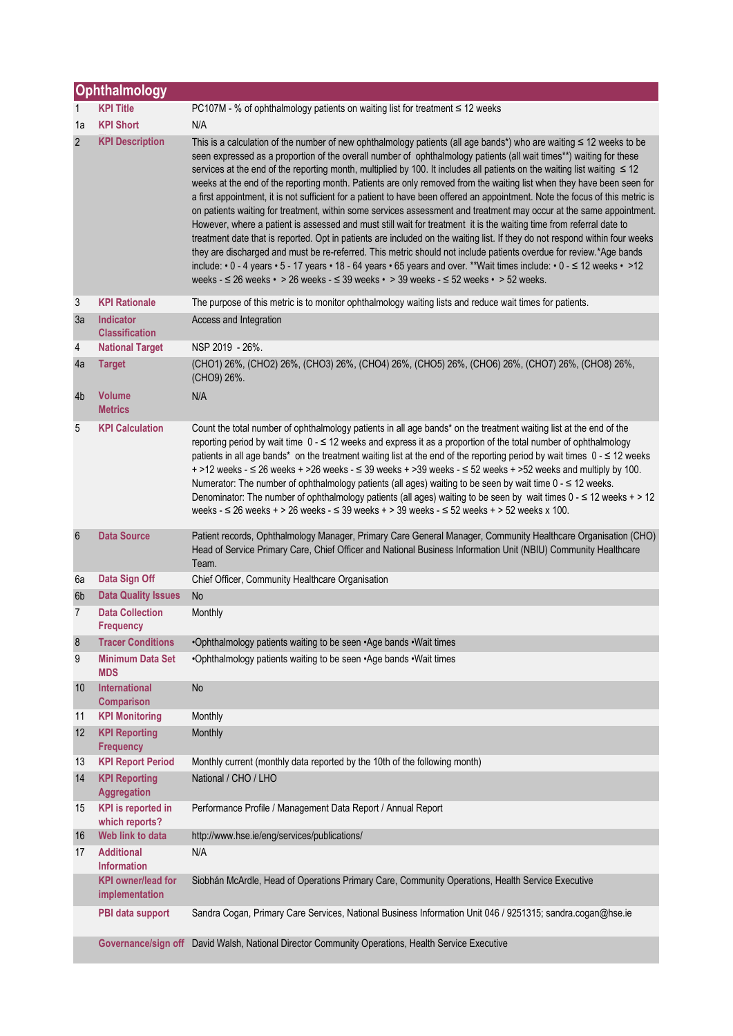## Ophthalmology

| | | |
|---|---|---|
| 1 | **KPI Title** | PC107M - % of ophthalmology patients on waiting list for treatment ≤ 12 weeks |
| 1a | **KPI Short** | N/A |
| 2 | **KPI Description** | This is a calculation of the number of new ophthalmology patients (all age bands*) who are waiting ≤ 12 weeks to be seen expressed as a proportion of the overall number of ophthalmology patients (all wait times**) waiting for these services at the end of the reporting month, multiplied by 100. It includes all patients on the waiting list waiting ≤ 12 weeks at the end of the reporting month. Patients are only removed from the waiting list when they have been seen for a first appointment, it is not sufficient for a patient to have been offered an appointment. Note the focus of this metric is on patients waiting for treatment, within some services assessment and treatment may occur at the same appointment. However, where a patient is assessed and must still wait for treatment it is the waiting time from referral date to treatment date that is reported. Opt in patients are included on the waiting list. If they do not respond within four weeks they are discharged and must be re-referred. This metric should not include patients overdue for review.*Age bands include: • 0 - 4 years • 5 - 17 years • 18 - 64 years • 65 years and over. **Wait times include: • 0 - ≤ 12 weeks • >12 weeks - ≤ 26 weeks • > 26 weeks - ≤ 39 weeks • > 39 weeks - ≤ 52 weeks • > 52 weeks. |
| 3 | **KPI Rationale** | The purpose of this metric is to monitor ophthalmology waiting lists and reduce wait times for patients. |
| 3a | **Indicator Classification** | Access and Integration |
| 4 | **National Target** | NSP 2019 - 26%. |
| 4a | **Target** | (CHO1) 26%, (CHO2) 26%, (CHO3) 26%, (CHO4) 26%, (CHO5) 26%, (CHO6) 26%, (CHO7) 26%, (CHO8) 26%, (CHO9) 26%. |
| 4b | **Volume Metrics** | N/A |
| 5 | **KPI Calculation** | Count the total number of ophthalmology patients in all age bands* on the treatment waiting list at the end of the reporting period by wait time 0 - ≤ 12 weeks and express it as a proportion of the total number of ophthalmology patients in all age bands* on the treatment waiting list at the end of the reporting period by wait times 0 - ≤ 12 weeks + >12 weeks - ≤ 26 weeks + >26 weeks - ≤ 39 weeks + >39 weeks - ≤ 52 weeks + >52 weeks and multiply by 100. Numerator: The number of ophthalmology patients (all ages) waiting to be seen by wait time 0 - ≤ 12 weeks. Denominator: The number of ophthalmology patients (all ages) waiting to be seen by wait times 0 - ≤ 12 weeks + > 12 weeks - ≤ 26 weeks + > 26 weeks - ≤ 39 weeks + > 39 weeks - ≤ 52 weeks + > 52 weeks x 100. |
| 6 | **Data Source** | Patient records, Ophthalmology Manager, Primary Care General Manager, Community Healthcare Organisation (CHO) Head of Service Primary Care, Chief Officer and National Business Information Unit (NBIU) Community Healthcare Team. |
| 6a | **Data Sign Off** | Chief Officer, Community Healthcare Organisation |
| 6b | **Data Quality Issues** | No |
| 7 | **Data Collection Frequency** | Monthly |
| 8 | **Tracer Conditions** | •Ophthalmology patients waiting to be seen •Age bands •Wait times |
| 9 | **Minimum Data Set MDS** | •Ophthalmology patients waiting to be seen •Age bands •Wait times |
| 10 | **International Comparison** | No |
| 11 | **KPI Monitoring** | Monthly |
| 12 | **KPI Reporting Frequency** | Monthly |
| 13 | **KPI Report Period** | Monthly current (monthly data reported by the 10th of the following month) |
| 14 | **KPI Reporting Aggregation** | National / CHO / LHO |
| 15 | **KPI is reported in which reports?** | Performance Profile / Management Data Report / Annual Report |
| 16 | **Web link to data** | http://www.hse.ie/eng/services/publications/ |
| 17 | **Additional Information** | N/A |
| | **KPI owner/lead for implementation** | Siobhán McArdle, Head of Operations Primary Care, Community Operations, Health Service Executive |
| | **PBI data support** | Sandra Cogan, Primary Care Services, National Business Information Unit 046 / 9251315; sandra.cogan@hse.ie |
| | **Governance/sign off** | David Walsh, National Director Community Operations, Health Service Executive |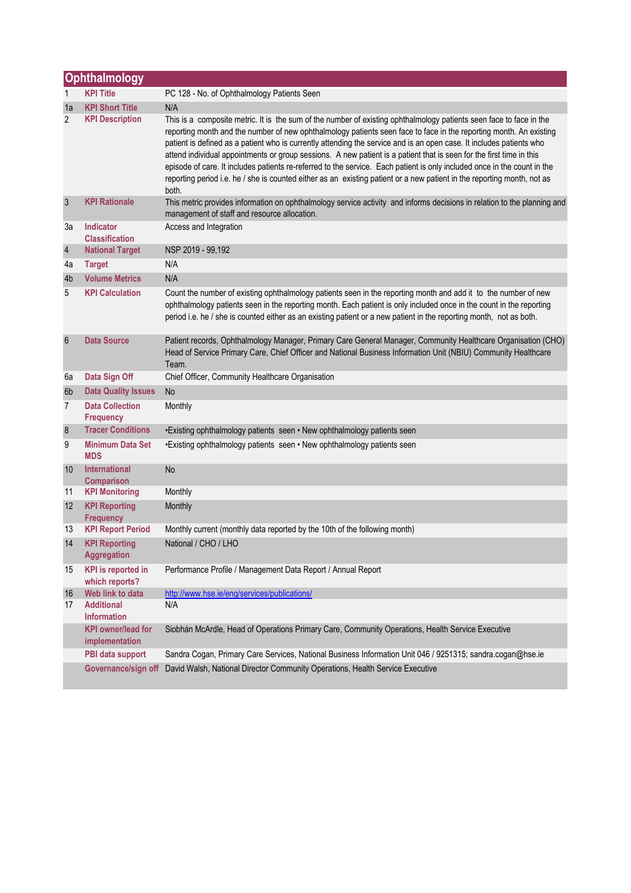## Ophthalmology

| | | |
|---|---|---|
| 1 | **KPI Title** | PC 128 - No. of Ophthalmology Patients Seen |
| 1a | **KPI Short Title** | N/A |
| 2 | **KPI Description** | This is a composite metric. It is the sum of the number of existing ophthalmology patients seen face to face in the reporting month and the number of new ophthalmology patients seen face to face in the reporting month. An existing patient is defined as a patient who is currently attending the service and is an open case. It includes patients who attend individual appointments or group sessions. A new patient is a patient that is seen for the first time in this episode of care. It includes patients re-referred to the service. Each patient is only included once in the count in the reporting period i.e. he / she is counted either as an existing patient or a new patient in the reporting month, not as both. |
| 3 | **KPI Rationale** | This metric provides information on ophthalmology service activity and informs decisions in relation to the planning and management of staff and resource allocation. |
| 3a | **Indicator Classification** | Access and Integration |
| 4 | **National Target** | NSP 2019 - 99,192 |
| 4a | **Target** | N/A |
| 4b | **Volume Metrics** | N/A |
| 5 | **KPI Calculation** | Count the number of existing ophthalmology patients seen in the reporting month and add it to the number of new ophthalmology patients seen in the reporting month. Each patient is only included once in the count in the reporting period i.e. he / she is counted either as an existing patient or a new patient in the reporting month, not as both. |
| 6 | **Data Source** | Patient records, Ophthalmology Manager, Primary Care General Manager, Community Healthcare Organisation (CHO) Head of Service Primary Care, Chief Officer and National Business Information Unit (NBIU) Community Healthcare Team. |
| 6a | **Data Sign Off** | Chief Officer, Community Healthcare Organisation |
| 6b | **Data Quality Issues** | No |
| 7 | **Data Collection Frequency** | Monthly |
| 8 | **Tracer Conditions** | •Existing ophthalmology patients seen • New ophthalmology patients seen |
| 9 | **Minimum Data Set MDS** | •Existing ophthalmology patients seen • New ophthalmology patients seen |
| 10 | **International Comparison** | No |
| 11 | **KPI Monitoring** | Monthly |
| 12 | **KPI Reporting Frequency** | Monthly |
| 13 | **KPI Report Period** | Monthly current (monthly data reported by the 10th of the following month) |
| 14 | **KPI Reporting Aggregation** | National / CHO / LHO |
| 15 | **KPI is reported in which reports?** | Performance Profile / Management Data Report / Annual Report |
| 16 | **Web link to data** | http://www.hse.ie/eng/services/publications/ |
| 17 | **Additional Information** | N/A |
| | **KPI owner/lead for implementation** | Siobhán McArdle, Head of Operations Primary Care, Community Operations, Health Service Executive |
| | **PBI data support** | Sandra Cogan, Primary Care Services, National Business Information Unit 046 / 9251315; sandra.cogan@hse.ie |
| | **Governance/sign off** | David Walsh, National Director Community Operations, Health Service Executive |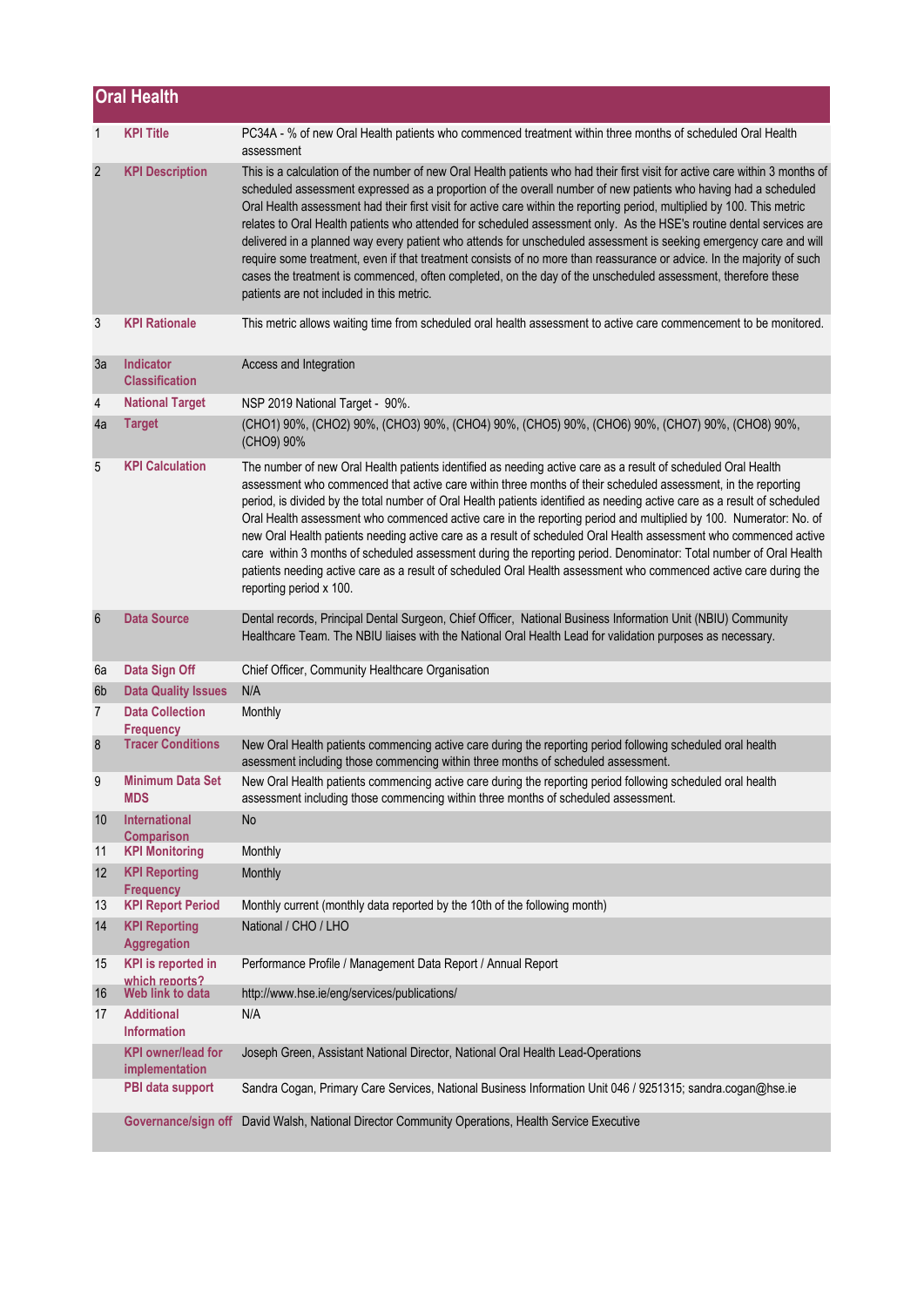## Oral Health

| | | |
|---|---|---|
| 1 | **KPI Title** | PC34A - % of new Oral Health patients who commenced treatment within three months of scheduled Oral Health assessment |
| 2 | **KPI Description** | This is a calculation of the number of new Oral Health patients who had their first visit for active care within 3 months of scheduled assessment expressed as a proportion of the overall number of new patients who having had a scheduled Oral Health assessment had their first visit for active care within the reporting period, multiplied by 100. This metric relates to Oral Health patients who attended for scheduled assessment only. As the HSE's routine dental services are delivered in a planned way every patient who attends for unscheduled assessment is seeking emergency care and will require some treatment, even if that treatment consists of no more than reassurance or advice. In the majority of such cases the treatment is commenced, often completed, on the day of the unscheduled assessment, therefore these patients are not included in this metric. |
| 3 | **KPI Rationale** | This metric allows waiting time from scheduled oral health assessment to active care commencement to be monitored. |
| 3a | **Indicator Classification** | Access and Integration |
| 4 | **National Target** | NSP 2019 National Target - 90%. |
| 4a | **Target** | (CHO1) 90%, (CHO2) 90%, (CHO3) 90%, (CHO4) 90%, (CHO5) 90%, (CHO6) 90%, (CHO7) 90%, (CHO8) 90%, (CHO9) 90% |
| 5 | **KPI Calculation** | The number of new Oral Health patients identified as needing active care as a result of scheduled Oral Health assessment who commenced that active care within three months of their scheduled assessment, in the reporting period, is divided by the total number of Oral Health patients identified as needing active care as a result of scheduled Oral Health assessment who commenced active care in the reporting period and multiplied by 100. Numerator: No. of new Oral Health patients needing active care as a result of scheduled Oral Health assessment who commenced active care within 3 months of scheduled assessment during the reporting period. Denominator: Total number of Oral Health patients needing active care as a result of scheduled Oral Health assessment who commenced active care during the reporting period x 100. |
| 6 | **Data Source** | Dental records, Principal Dental Surgeon, Chief Officer, National Business Information Unit (NBIU) Community Healthcare Team. The NBIU liaises with the National Oral Health Lead for validation purposes as necessary. |
| 6a | **Data Sign Off** | Chief Officer, Community Healthcare Organisation |
| 6b | **Data Quality Issues** | N/A |
| 7 | **Data Collection Frequency** | Monthly |
| 8 | **Tracer Conditions** | New Oral Health patients commencing active care during the reporting period following scheduled oral health assessment including those commencing within three months of scheduled assessment. |
| 9 | **Minimum Data Set MDS** | New Oral Health patients commencing active care during the reporting period following scheduled oral health assessment including those commencing within three months of scheduled assessment. |
| 10 | **International Comparison** | No |
| 11 | **KPI Monitoring** | Monthly |
| 12 | **KPI Reporting Frequency** | Monthly |
| 13 | **KPI Report Period** | Monthly current (monthly data reported by the 10th of the following month) |
| 14 | **KPI Reporting Aggregation** | National / CHO / LHO |
| 15 | **KPI is reported in which reports?** | Performance Profile / Management Data Report / Annual Report |
| 16 | **Web link to data** | http://www.hse.ie/eng/services/publications/ |
| 17 | **Additional Information** | N/A |
| | **KPI owner/lead for implementation** | Joseph Green, Assistant National Director, National Oral Health Lead-Operations |
| | **PBI data support** | Sandra Cogan, Primary Care Services, National Business Information Unit 046 / 9251315; sandra.cogan@hse.ie |
| | **Governance/sign off** | David Walsh, National Director Community Operations, Health Service Executive |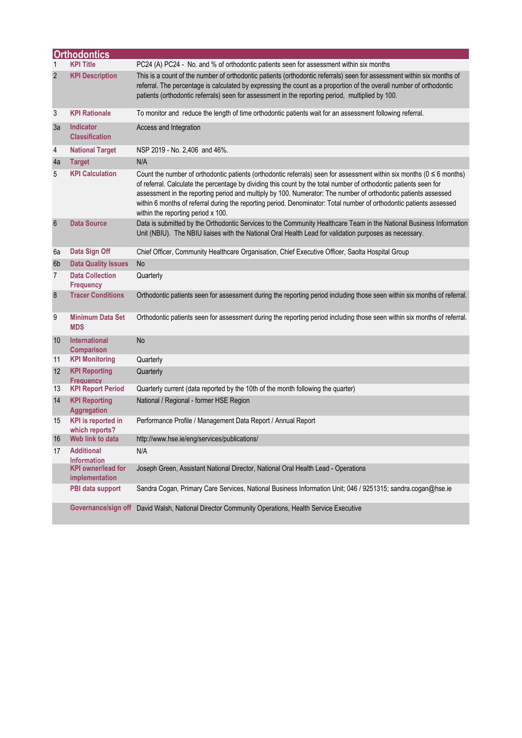## Orthodontics

| | | |
|---|---|---|
| 1 | **KPI Title** | PC24 (A) PC24 - No. and % of orthodontic patients seen for assessment within six months |
| 2 | **KPI Description** | This is a count of the number of orthodontic patients (orthodontic referrals) seen for assessment within six months of referral. The percentage is calculated by expressing the count as a proportion of the overall number of orthodontic patients (orthodontic referrals) seen for assessment in the reporting period, multiplied by 100. |
| 3 | **KPI Rationale** | To monitor and reduce the length of time orthodontic patients wait for an assessment following referral. |
| 3a | **Indicator Classification** | Access and Integration |
| 4 | **National Target** | NSP 2019 - No. 2,406 and 46%. |
| 4a | **Target** | N/A |
| 5 | **KPI Calculation** | Count the number of orthodontic patients (orthodontic referrals) seen for assessment within six months (0 ≤ 6 months) of referral. Calculate the percentage by dividing this count by the total number of orthodontic patients seen for assessment in the reporting period and multiply by 100. Numerator: The number of orthodontic patients assessed within 6 months of referral during the reporting period. Denominator: Total number of orthodontic patients assessed within the reporting period x 100. |
| 6 | **Data Source** | Data is submitted by the Orthodontic Services to the Community Healthcare Team in the National Business Information Unit (NBIU). The NBIU liaises with the National Oral Health Lead for validation purposes as necessary. |
| 6a | **Data Sign Off** | Chief Officer, Community Healthcare Organisation, Chief Executive Officer, Saolta Hospital Group |
| 6b | **Data Quality Issues** | No |
| 7 | **Data Collection Frequency** | Quarterly |
| 8 | **Tracer Conditions** | Orthodontic patients seen for assessment during the reporting period including those seen within six months of referral. |
| 9 | **Minimum Data Set MDS** | Orthodontic patients seen for assessment during the reporting period including those seen within six months of referral. |
| 10 | **International Comparison** | No |
| 11 | **KPI Monitoring** | Quarterly |
| 12 | **KPI Reporting Frequency** | Quarterly |
| 13 | **KPI Report Period** | Quarterly current (data reported by the 10th of the month following the quarter) |
| 14 | **KPI Reporting Aggregation** | National / Regional - former HSE Region |
| 15 | **KPI is reported in which reports?** | Performance Profile / Management Data Report / Annual Report |
| 16 | **Web link to data** | http://www.hse.ie/eng/services/publications/ |
| 17 | **Additional Information** | N/A |
| | **KPI owner/lead for implementation** | Joseph Green, Assistant National Director, National Oral Health Lead - Operations |
| | **PBI data support** | Sandra Cogan, Primary Care Services, National Business Information Unit; 046 / 9251315; sandra.cogan@hse.ie |
| | **Governance/sign off** | David Walsh, National Director Community Operations, Health Service Executive |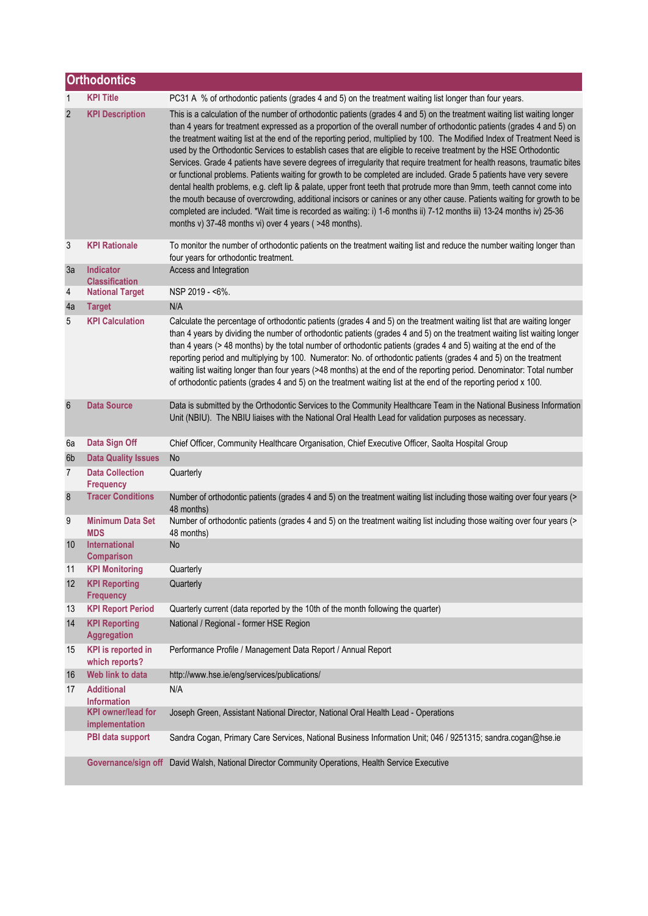## Orthodontics

| | | |
|---|---|---|
| 1 | **KPI Title** | PC31 A % of orthodontic patients (grades 4 and 5) on the treatment waiting list longer than four years. |
| 2 | **KPI Description** | This is a calculation of the number of orthodontic patients (grades 4 and 5) on the treatment waiting list waiting longer than 4 years for treatment expressed as a proportion of the overall number of orthodontic patients (grades 4 and 5) on the treatment waiting list at the end of the reporting period, multiplied by 100. The Modified Index of Treatment Need is used by the Orthodontic Services to establish cases that are eligible to receive treatment by the HSE Orthodontic Services. Grade 4 patients have severe degrees of irregularity that require treatment for health reasons, traumatic bites or functional problems. Patients waiting for growth to be completed are included. Grade 5 patients have very severe dental health problems, e.g. cleft lip & palate, upper front teeth that protrude more than 9mm, teeth cannot come into the mouth because of overcrowding, additional incisors or canines or any other cause. Patients waiting for growth to be completed are included. *Wait time is recorded as waiting: i) 1-6 months ii) 7-12 months iii) 13-24 months iv) 25-36 months v) 37-48 months vi) over 4 years ( >48 months). |
| 3 | **KPI Rationale** | To monitor the number of orthodontic patients on the treatment waiting list and reduce the number waiting longer than four years for orthodontic treatment. |
| 3a | **Indicator Classification** | Access and Integration |
| 4 | **National Target** | NSP 2019 - <6%. |
| 4a | **Target** | N/A |
| 5 | **KPI Calculation** | Calculate the percentage of orthodontic patients (grades 4 and 5) on the treatment waiting list that are waiting longer than 4 years by dividing the number of orthodontic patients (grades 4 and 5) on the treatment waiting list waiting longer than 4 years (> 48 months) by the total number of orthodontic patients (grades 4 and 5) waiting at the end of the reporting period and multiplying by 100. Numerator: No. of orthodontic patients (grades 4 and 5) on the treatment waiting list waiting longer than four years (>48 months) at the end of the reporting period. Denominator: Total number of orthodontic patients (grades 4 and 5) on the treatment waiting list at the end of the reporting period x 100. |
| 6 | **Data Source** | Data is submitted by the Orthodontic Services to the Community Healthcare Team in the National Business Information Unit (NBIU). The NBIU liaises with the National Oral Health Lead for validation purposes as necessary. |
| 6a | **Data Sign Off** | Chief Officer, Community Healthcare Organisation, Chief Executive Officer, Saolta Hospital Group |
| 6b | **Data Quality Issues** | No |
| 7 | **Data Collection Frequency** | Quarterly |
| 8 | **Tracer Conditions** | Number of orthodontic patients (grades 4 and 5) on the treatment waiting list including those waiting over four years (> 48 months) |
| 9 | **Minimum Data Set MDS** | Number of orthodontic patients (grades 4 and 5) on the treatment waiting list including those waiting over four years (> 48 months) |
| 10 | **International Comparison** | No |
| 11 | **KPI Monitoring** | Quarterly |
| 12 | **KPI Reporting Frequency** | Quarterly |
| 13 | **KPI Report Period** | Quarterly current (data reported by the 10th of the month following the quarter) |
| 14 | **KPI Reporting Aggregation** | National / Regional - former HSE Region |
| 15 | **KPI is reported in which reports?** | Performance Profile / Management Data Report / Annual Report |
| 16 | **Web link to data** | http://www.hse.ie/eng/services/publications/ |
| 17 | **Additional Information** | N/A |
| | **KPI owner/lead for implementation** | Joseph Green, Assistant National Director, National Oral Health Lead - Operations |
| | **PBI data support** | Sandra Cogan, Primary Care Services, National Business Information Unit; 046 / 9251315; sandra.cogan@hse.ie |
| | **Governance/sign off** | David Walsh, National Director Community Operations, Health Service Executive |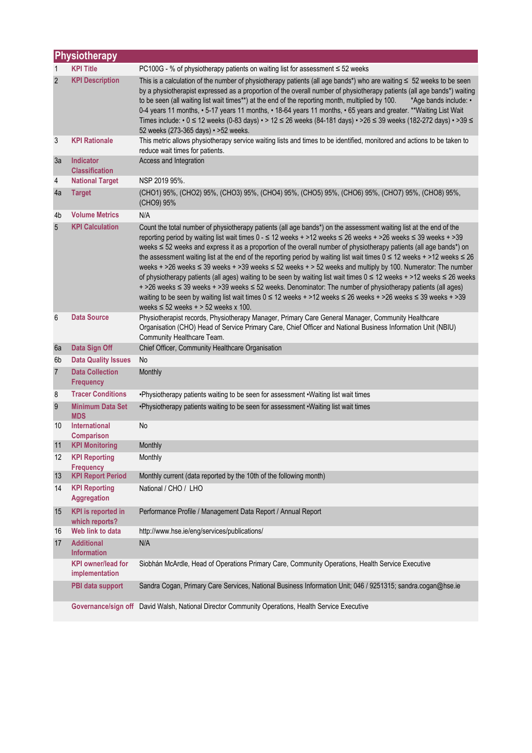## Physiotherapy

| | | |
|---|---|---|
| 1 | **KPI Title** | PC100G - % of physiotherapy patients on waiting list for assessment ≤ 52 weeks |
| 2 | **KPI Description** | This is a calculation of the number of physiotherapy patients (all age bands*) who are waiting ≤ 52 weeks to be seen by a physiotherapist expressed as a proportion of the overall number of physiotherapy patients (all age bands*) waiting to be seen (all waiting list wait times**) at the end of the reporting month, multiplied by 100. *Age bands include: • 0-4 years 11 months, • 5-17 years 11 months, • 18-64 years 11 months, • 65 years and greater. **Waiting List Wait Times include: • 0 ≤ 12 weeks (0-83 days) • > 12 ≤ 26 weeks (84-181 days) • >26 ≤ 39 weeks (182-272 days) • >39 ≤ 52 weeks (273-365 days) • >52 weeks. |
| 3 | **KPI Rationale** | This metric allows physiotherapy service waiting lists and times to be identified, monitored and actions to be taken to reduce wait times for patients. |
| 3a | **Indicator Classification** | Access and Integration |
| 4 | **National Target** | NSP 2019 95%. |
| 4a | **Target** | (CHO1) 95%, (CHO2) 95%, (CHO3) 95%, (CHO4) 95%, (CHO5) 95%, (CHO6) 95%, (CHO7) 95%, (CHO8) 95%, (CHO9) 95% |
| 4b | **Volume Metrics** | N/A |
| 5 | **KPI Calculation** | Count the total number of physiotherapy patients (all age bands*) on the assessment waiting list at the end of the reporting period by waiting list wait times 0 - ≤ 12 weeks + >12 weeks ≤ 26 weeks + >26 weeks ≤ 39 weeks + >39 weeks ≤ 52 weeks and express it as a proportion of the overall number of physiotherapy patients (all age bands*) on the assessment waiting list at the end of the reporting period by waiting list wait times 0 ≤ 12 weeks + >12 weeks ≤ 26 weeks + >26 weeks ≤ 39 weeks + >39 weeks ≤ 52 weeks + > 52 weeks and multiply by 100. Numerator: The number of physiotherapy patients (all ages) waiting to be seen by waiting list wait times 0 ≤ 12 weeks + >12 weeks ≤ 26 weeks + >26 weeks ≤ 39 weeks + >39 weeks ≤ 52 weeks. Denominator: The number of physiotherapy patients (all ages) waiting to be seen by waiting list wait times 0 ≤ 12 weeks + >12 weeks ≤ 26 weeks + >26 weeks ≤ 39 weeks + >39 weeks ≤ 52 weeks + > 52 weeks x 100. |
| 6 | **Data Source** | Physiotherapist records, Physiotherapy Manager, Primary Care General Manager, Community Healthcare Organisation (CHO) Head of Service Primary Care, Chief Officer and National Business Information Unit (NBIU) Community Healthcare Team. |
| 6a | **Data Sign Off** | Chief Officer, Community Healthcare Organisation |
| 6b | **Data Quality Issues** | No |
| 7 | **Data Collection Frequency** | Monthly |
| 8 | **Tracer Conditions** | •Physiotherapy patients waiting to be seen for assessment •Waiting list wait times |
| 9 | **Minimum Data Set MDS** | •Physiotherapy patients waiting to be seen for assessment •Waiting list wait times |
| 10 | **International Comparison** | No |
| 11 | **KPI Monitoring** | Monthly |
| 12 | **KPI Reporting Frequency** | Monthly |
| 13 | **KPI Report Period** | Monthly current (data reported by the 10th of the following month) |
| 14 | **KPI Reporting Aggregation** | National / CHO / LHO |
| 15 | **KPI is reported in which reports?** | Performance Profile / Management Data Report / Annual Report |
| 16 | **Web link to data** | http://www.hse.ie/eng/services/publications/ |
| 17 | **Additional Information** | N/A |
| | **KPI owner/lead for implementation** | Siobhán McArdle, Head of Operations Primary Care, Community Operations, Health Service Executive |
| | **PBI data support** | Sandra Cogan, Primary Care Services, National Business Information Unit; 046 / 9251315; sandra.cogan@hse.ie |
| | **Governance/sign off** | David Walsh, National Director Community Operations, Health Service Executive |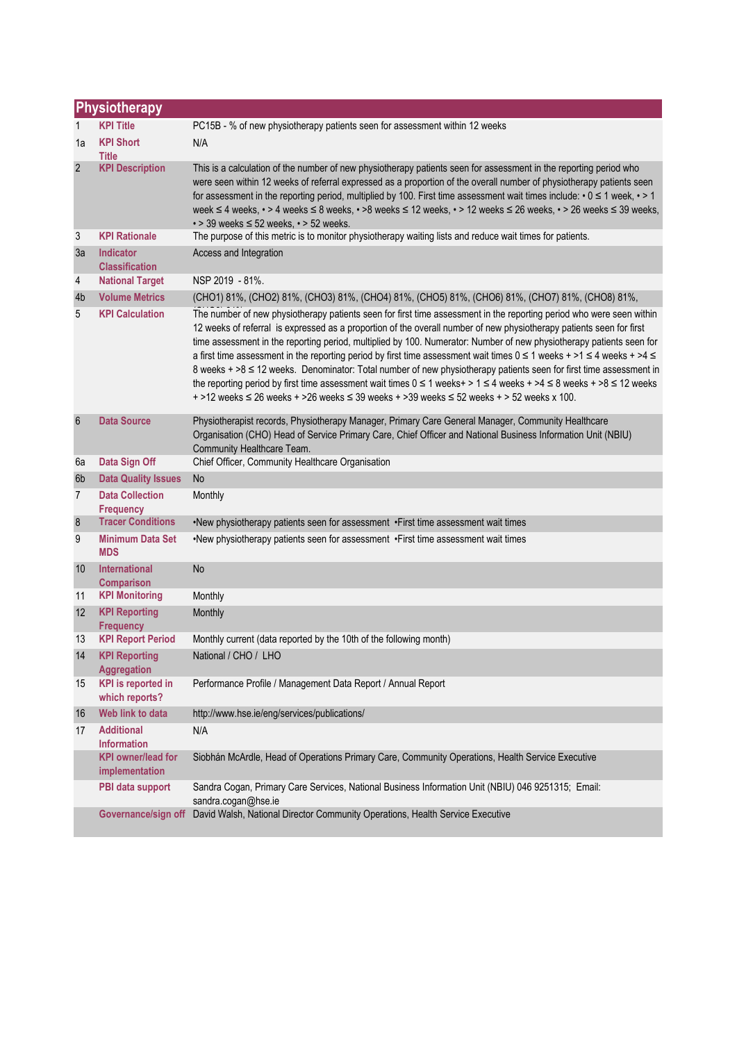| Physiotherapy | | |
|---|---|---|
| 1 | KPI Title | PC15B - % of new physiotherapy patients seen for assessment within 12 weeks |
| 1a | KPI Short Title | N/A |
| 2 | KPI Description | This is a calculation of the number of new physiotherapy patients seen for assessment in the reporting period who were seen within 12 weeks of referral expressed as a proportion of the overall number of physiotherapy patients seen for assessment in the reporting period, multiplied by 100. First time assessment wait times include: • 0 ≤ 1 week, • > 1 week ≤ 4 weeks, • > 4 weeks ≤ 8 weeks, • >8 weeks ≤ 12 weeks, • > 12 weeks ≤ 26 weeks, • > 26 weeks ≤ 39 weeks, • > 39 weeks ≤ 52 weeks, • > 52 weeks. |
| 3 | KPI Rationale | The purpose of this metric is to monitor physiotherapy waiting lists and reduce wait times for patients. |
| 3a | Indicator Classification | Access and Integration |
| 4 | National Target | NSP 2019 - 81%. |
| 4b | Volume Metrics | (CHO1) 81%, (CHO2) 81%, (CHO3) 81%, (CHO4) 81%, (CHO5) 81%, (CHO6) 81%, (CHO7) 81%, (CHO8) 81%, |
| 5 | KPI Calculation | The number of new physiotherapy patients seen for first time assessment in the reporting period who were seen within 12 weeks of referral is expressed as a proportion of the overall number of new physiotherapy patients seen for first time assessment in the reporting period, multiplied by 100. Numerator: Number of new physiotherapy patients seen for a first time assessment in the reporting period by first time assessment wait times 0 ≤ 1 weeks + >1 ≤ 4 weeks + >4 ≤ 8 weeks + >8 ≤ 12 weeks. Denominator: Total number of new physiotherapy patients seen for first time assessment in the reporting period by first time assessment wait times 0 ≤ 1 weeks+ > 1 ≤ 4 weeks + >4 ≤ 8 weeks + >8 ≤ 12 weeks + >12 weeks ≤ 26 weeks + >26 weeks ≤ 39 weeks + >39 weeks ≤ 52 weeks + > 52 weeks x 100. |
| 6 | Data Source | Physiotherapist records, Physiotherapy Manager, Primary Care General Manager, Community Healthcare Organisation (CHO) Head of Service Primary Care, Chief Officer and National Business Information Unit (NBIU) Community Healthcare Team. |
| 6a | Data Sign Off | Chief Officer, Community Healthcare Organisation |
| 6b | Data Quality Issues | No |
| 7 | Data Collection Frequency | Monthly |
| 8 | Tracer Conditions | •New physiotherapy patients seen for assessment •First time assessment wait times |
| 9 | Minimum Data Set MDS | •New physiotherapy patients seen for assessment •First time assessment wait times |
| 10 | International Comparison | No |
| 11 | KPI Monitoring | Monthly |
| 12 | KPI Reporting Frequency | Monthly |
| 13 | KPI Report Period | Monthly current (data reported by the 10th of the following month) |
| 14 | KPI Reporting Aggregation | National / CHO / LHO |
| 15 | KPI is reported in which reports? | Performance Profile / Management Data Report / Annual Report |
| 16 | Web link to data | http://www.hse.ie/eng/services/publications/ |
| 17 | Additional Information | N/A |
| | KPI owner/lead for implementation | Siobhán McArdle, Head of Operations Primary Care, Community Operations, Health Service Executive |
| | PBI data support | Sandra Cogan, Primary Care Services, National Business Information Unit (NBIU) 046 9251315; Email: sandra.cogan@hse.ie |
| | Governance/sign off | David Walsh, National Director Community Operations, Health Service Executive |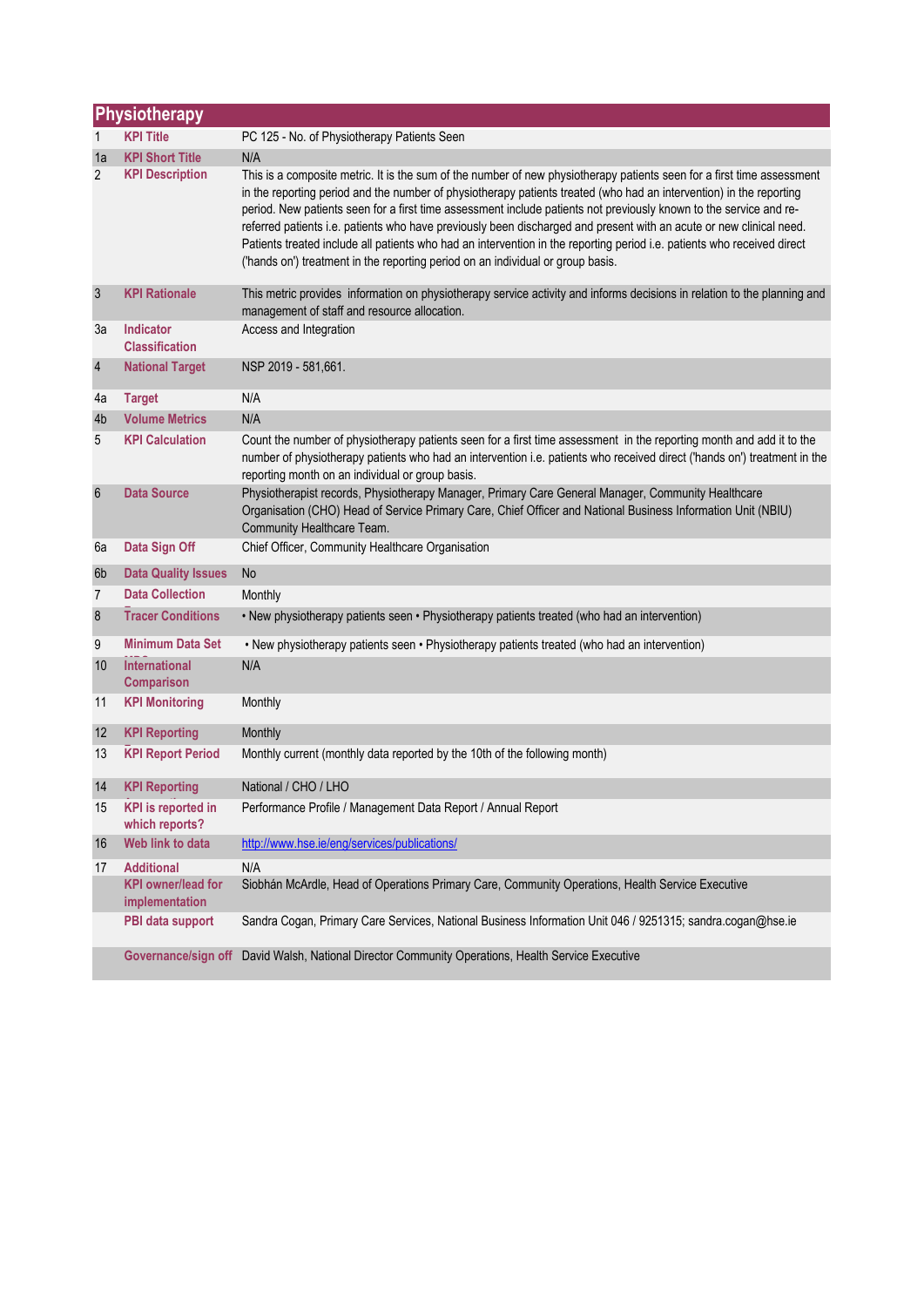## Physiotherapy

| | | |
|---|---|---|
| 1 | **KPI Title** | PC 125 - No. of Physiotherapy Patients Seen |
| 1a | **KPI Short Title** | N/A |
| 2 | **KPI Description** | This is a composite metric. It is the sum of the number of new physiotherapy patients seen for a first time assessment in the reporting period and the number of physiotherapy patients treated (who had an intervention) in the reporting period. New patients seen for a first time assessment include patients not previously known to the service and re-referred patients i.e. patients who have previously been discharged and present with an acute or new clinical need. Patients treated include all patients who had an intervention in the reporting period i.e. patients who received direct ('hands on') treatment in the reporting period on an individual or group basis. |
| 3 | **KPI Rationale** | This metric provides information on physiotherapy service activity and informs decisions in relation to the planning and management of staff and resource allocation. |
| 3a | **Indicator Classification** | Access and Integration |
| 4 | **National Target** | NSP 2019 - 581,661. |
| 4a | **Target** | N/A |
| 4b | **Volume Metrics** | N/A |
| 5 | **KPI Calculation** | Count the number of physiotherapy patients seen for a first time assessment in the reporting month and add it to the number of physiotherapy patients who had an intervention i.e. patients who received direct ('hands on') treatment in the reporting month on an individual or group basis. |
| 6 | **Data Source** | Physiotherapist records, Physiotherapy Manager, Primary Care General Manager, Community Healthcare Organisation (CHO) Head of Service Primary Care, Chief Officer and National Business Information Unit (NBIU) Community Healthcare Team. |
| 6a | **Data Sign Off** | Chief Officer, Community Healthcare Organisation |
| 6b | **Data Quality Issues** | No |
| 7 | **Data Collection** | Monthly |
| 8 | **Tracer Conditions** | • New physiotherapy patients seen • Physiotherapy patients treated (who had an intervention) |
| 9 | **Minimum Data Set** | • New physiotherapy patients seen • Physiotherapy patients treated (who had an intervention) |
| 10 | **International Comparison** | N/A |
| 11 | **KPI Monitoring** | Monthly |
| 12 | **KPI Reporting** | Monthly |
| 13 | **KPI Report Period** | Monthly current (monthly data reported by the 10th of the following month) |
| 14 | **KPI Reporting** | National / CHO / LHO |
| 15 | **KPI is reported in which reports?** | Performance Profile / Management Data Report / Annual Report |
| 16 | **Web link to data** | http://www.hse.ie/eng/services/publications/ |
| 17 | **Additional** | N/A |
| | **KPI owner/lead for implementation** | Siobhán McArdle, Head of Operations Primary Care, Community Operations, Health Service Executive |
| | **PBI data support** | Sandra Cogan, Primary Care Services, National Business Information Unit 046 / 9251315; sandra.cogan@hse.ie |
| | **Governance/sign off** | David Walsh, National Director Community Operations, Health Service Executive |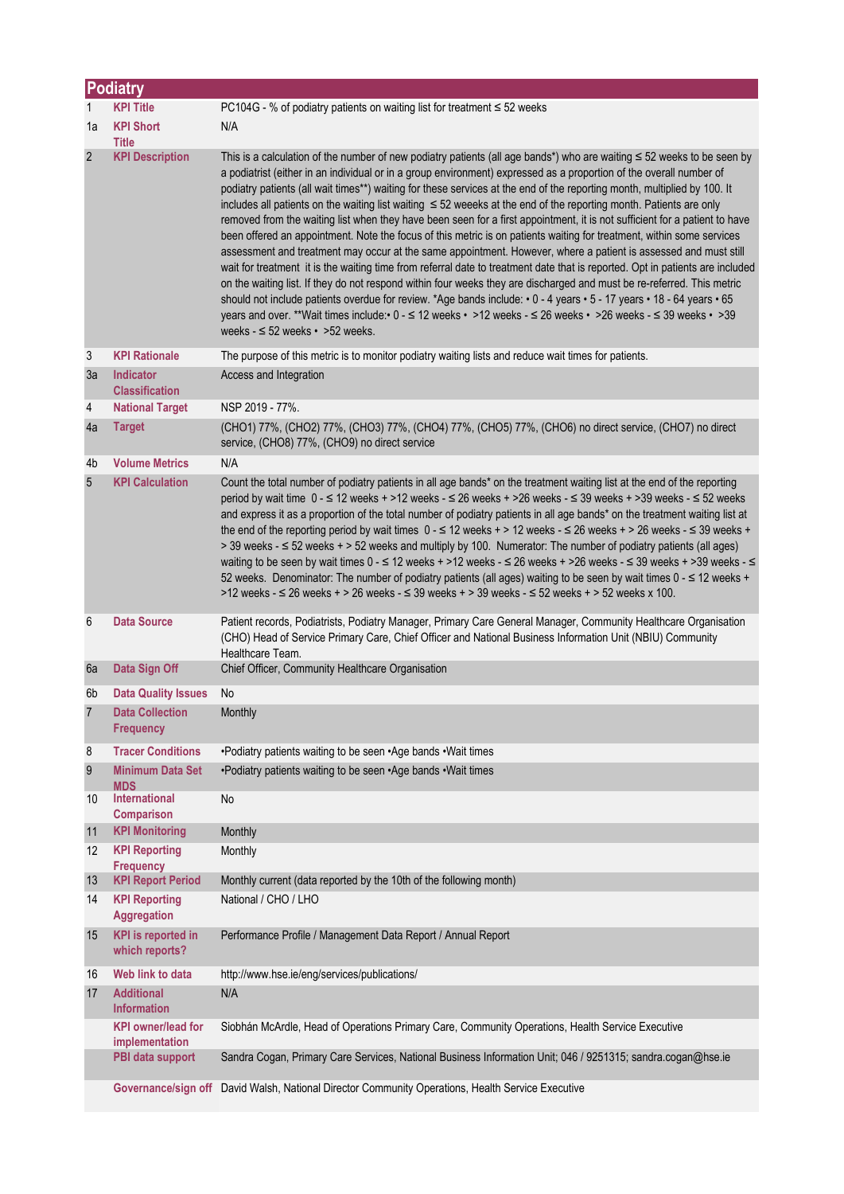## Podiatry

| | | |
|---|---|---|
| 1 | **KPI Title** | PC104G - % of podiatry patients on waiting list for treatment ≤ 52 weeks |
| 1a | **KPI Short Title** | N/A |
| 2 | **KPI Description** | This is a calculation of the number of new podiatry patients (all age bands*) who are waiting ≤ 52 weeks to be seen by a podiatrist (either in an individual or in a group environment) expressed as a proportion of the overall number of podiatry patients (all wait times**) waiting for these services at the end of the reporting month, multiplied by 100. It includes all patients on the waiting list waiting ≤ 52 weeeks at the end of the reporting month. Patients are only removed from the waiting list when they have been seen for a first appointment, it is not sufficient for a patient to have been offered an appointment. Note the focus of this metric is on patients waiting for treatment, within some services assessment and treatment may occur at the same appointment. However, where a patient is assessed and must still wait for treatment it is the waiting time from referral date to treatment date that is reported. Opt in patients are included on the waiting list. If they do not respond within four weeks they are discharged and must be re-referred. This metric should not include patients overdue for review. *Age bands include: • 0 - 4 years • 5 - 17 years • 18 - 64 years • 65 years and over. **Wait times include:• 0 - ≤ 12 weeks • >12 weeks - ≤ 26 weeks • >26 weeks - ≤ 39 weeks • >39 weeks - ≤ 52 weeks • >52 weeks. |
| 3 | **KPI Rationale** | The purpose of this metric is to monitor podiatry waiting lists and reduce wait times for patients. |
| 3a | **Indicator Classification** | Access and Integration |
| 4 | **National Target** | NSP 2019 - 77%. |
| 4a | **Target** | (CHO1) 77%, (CHO2) 77%, (CHO3) 77%, (CHO4) 77%, (CHO5) 77%, (CHO6) no direct service, (CHO7) no direct service, (CHO8) 77%, (CHO9) no direct service |
| 4b | **Volume Metrics** | N/A |
| 5 | **KPI Calculation** | Count the total number of podiatry patients in all age bands* on the treatment waiting list at the end of the reporting period by wait time 0 - ≤ 12 weeks + >12 weeks - ≤ 26 weeks + >26 weeks - ≤ 39 weeks + >39 weeks - ≤ 52 weeks and express it as a proportion of the total number of podiatry patients in all age bands* on the treatment waiting list at the end of the reporting period by wait times 0 - ≤ 12 weeks + > 12 weeks - ≤ 26 weeks + > 26 weeks - ≤ 39 weeks + > 39 weeks - ≤ 52 weeks + > 52 weeks and multiply by 100. Numerator: The number of podiatry patients (all ages) waiting to be seen by wait times 0 - ≤ 12 weeks + >12 weeks - ≤ 26 weeks + >26 weeks - ≤ 39 weeks + >39 weeks - ≤ 52 weeks. Denominator: The number of podiatry patients (all ages) waiting to be seen by wait times 0 - ≤ 12 weeks + >12 weeks - ≤ 26 weeks + > 26 weeks - ≤ 39 weeks + > 39 weeks - ≤ 52 weeks + > 52 weeks x 100. |
| 6 | **Data Source** | Patient records, Podiatrists, Podiatry Manager, Primary Care General Manager, Community Healthcare Organisation (CHO) Head of Service Primary Care, Chief Officer and National Business Information Unit (NBIU) Community Healthcare Team. |
| 6a | **Data Sign Off** | Chief Officer, Community Healthcare Organisation |
| 6b | **Data Quality Issues** | No |
| 7 | **Data Collection Frequency** | Monthly |
| 8 | **Tracer Conditions** | •Podiatry patients waiting to be seen •Age bands •Wait times |
| 9 | **Minimum Data Set MDS** | •Podiatry patients waiting to be seen •Age bands •Wait times |
| 10 | **International Comparison** | No |
| 11 | **KPI Monitoring** | Monthly |
| 12 | **KPI Reporting Frequency** | Monthly |
| 13 | **KPI Report Period** | Monthly current (data reported by the 10th of the following month) |
| 14 | **KPI Reporting Aggregation** | National / CHO / LHO |
| 15 | **KPI is reported in which reports?** | Performance Profile / Management Data Report / Annual Report |
| 16 | **Web link to data** | http://www.hse.ie/eng/services/publications/ |
| 17 | **Additional Information** | N/A |
| | **KPI owner/lead for implementation** | Siobhán McArdle, Head of Operations Primary Care, Community Operations, Health Service Executive |
| | **PBI data support** | Sandra Cogan, Primary Care Services, National Business Information Unit; 046 / 9251315; sandra.cogan@hse.ie |
| | **Governance/sign off** | David Walsh, National Director Community Operations, Health Service Executive |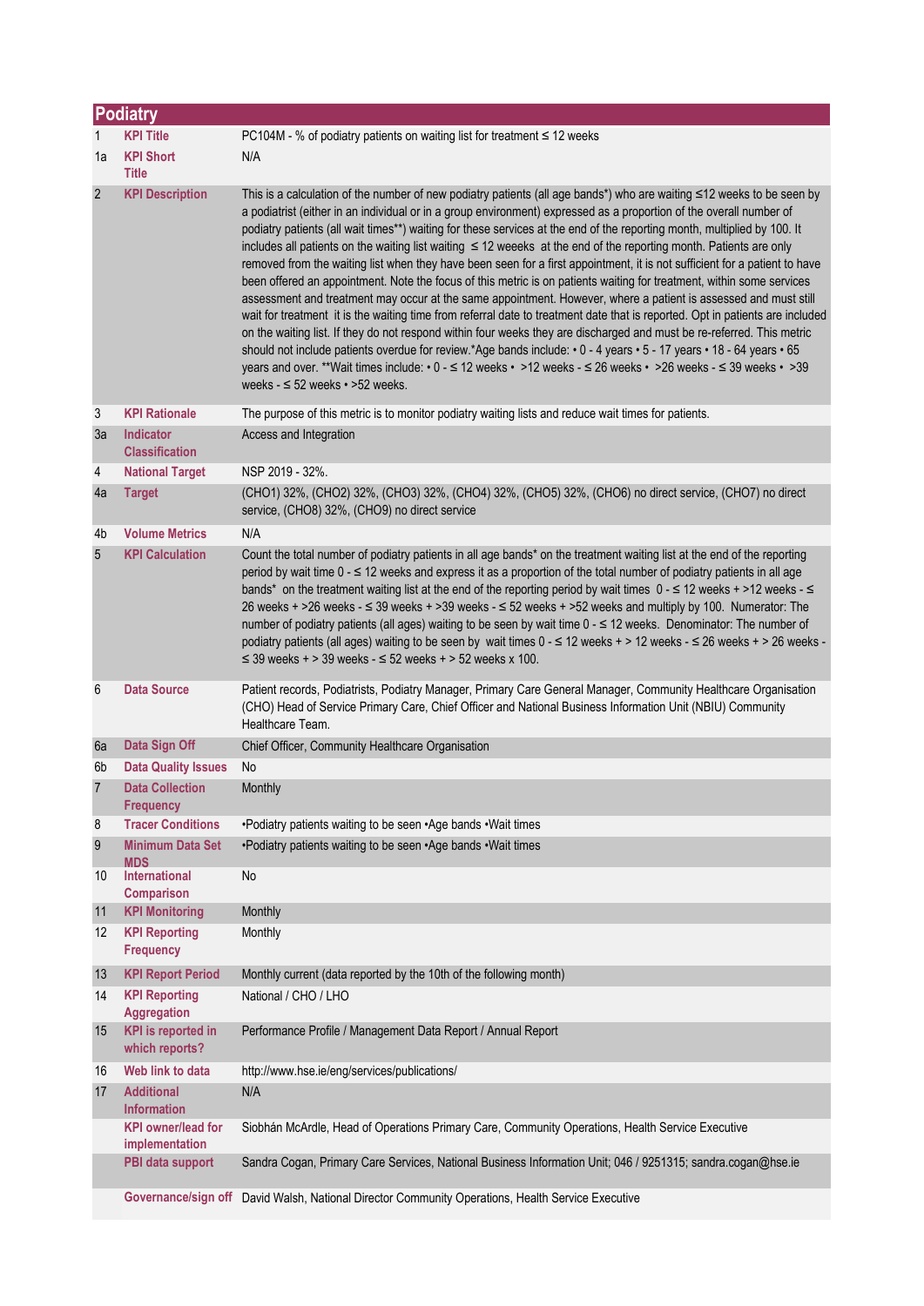## Podiatry

| | | |
|---|---|---|
| 1 | **KPI Title** | PC104M - % of podiatry patients on waiting list for treatment ≤ 12 weeks |
| 1a | **KPI Short Title** | N/A |
| 2 | **KPI Description** | This is a calculation of the number of new podiatry patients (all age bands*) who are waiting ≤12 weeks to be seen by a podiatrist (either in an individual or in a group environment) expressed as a proportion of the overall number of podiatry patients (all wait times**) waiting for these services at the end of the reporting month, multiplied by 100. It includes all patients on the waiting list waiting ≤ 12 weeeks at the end of the reporting month. Patients are only removed from the waiting list when they have been seen for a first appointment, it is not sufficient for a patient to have been offered an appointment. Note the focus of this metric is on patients waiting for treatment, within some services assessment and treatment may occur at the same appointment. However, where a patient is assessed and must still wait for treatment it is the waiting time from referral date to treatment date that is reported. Opt in patients are included on the waiting list. If they do not respond within four weeks they are discharged and must be re-referred. This metric should not include patients overdue for review.*Age bands include: • 0 - 4 years • 5 - 17 years • 18 - 64 years • 65 years and over. **Wait times include: • 0 - ≤ 12 weeks • >12 weeks - ≤ 26 weeks • >26 weeks - ≤ 39 weeks • >39 weeks - ≤ 52 weeks • >52 weeks. |
| 3 | **KPI Rationale** | The purpose of this metric is to monitor podiatry waiting lists and reduce wait times for patients. |
| 3a | **Indicator Classification** | Access and Integration |
| 4 | **National Target** | NSP 2019 - 32%. |
| 4a | **Target** | (CHO1) 32%, (CHO2) 32%, (CHO3) 32%, (CHO4) 32%, (CHO5) 32%, (CHO6) no direct service, (CHO7) no direct service, (CHO8) 32%, (CHO9) no direct service |
| 4b | **Volume Metrics** | N/A |
| 5 | **KPI Calculation** | Count the total number of podiatry patients in all age bands* on the treatment waiting list at the end of the reporting period by wait time 0 - ≤ 12 weeks and express it as a proportion of the total number of podiatry patients in all age bands* on the treatment waiting list at the end of the reporting period by wait times 0 - ≤ 12 weeks + >12 weeks - ≤ 26 weeks + >26 weeks - ≤ 39 weeks + >39 weeks - ≤ 52 weeks + >52 weeks and multiply by 100. Numerator: The number of podiatry patients (all ages) waiting to be seen by wait time 0 - ≤ 12 weeks. Denominator: The number of podiatry patients (all ages) waiting to be seen by wait times 0 - ≤ 12 weeks + > 12 weeks - ≤ 26 weeks + > 26 weeks - ≤ 39 weeks + > 39 weeks - ≤ 52 weeks + > 52 weeks x 100. |
| 6 | **Data Source** | Patient records, Podiatrists, Podiatry Manager, Primary Care General Manager, Community Healthcare Organisation (CHO) Head of Service Primary Care, Chief Officer and National Business Information Unit (NBIU) Community Healthcare Team. |
| 6a | **Data Sign Off** | Chief Officer, Community Healthcare Organisation |
| 6b | **Data Quality Issues** | No |
| 7 | **Data Collection Frequency** | Monthly |
| 8 | **Tracer Conditions** | •Podiatry patients waiting to be seen •Age bands •Wait times |
| 9 | **Minimum Data Set MDS** | •Podiatry patients waiting to be seen •Age bands •Wait times |
| 10 | **International Comparison** | No |
| 11 | **KPI Monitoring** | Monthly |
| 12 | **KPI Reporting Frequency** | Monthly |
| 13 | **KPI Report Period** | Monthly current (data reported by the 10th of the following month) |
| 14 | **KPI Reporting Aggregation** | National / CHO / LHO |
| 15 | **KPI is reported in which reports?** | Performance Profile / Management Data Report / Annual Report |
| 16 | **Web link to data** | http://www.hse.ie/eng/services/publications/ |
| 17 | **Additional Information** | N/A |
| | **KPI owner/lead for implementation** | Siobhán McArdle, Head of Operations Primary Care, Community Operations, Health Service Executive |
| | **PBI data support** | Sandra Cogan, Primary Care Services, National Business Information Unit; 046 / 9251315; sandra.cogan@hse.ie |
| | **Governance/sign off** | David Walsh, National Director Community Operations, Health Service Executive |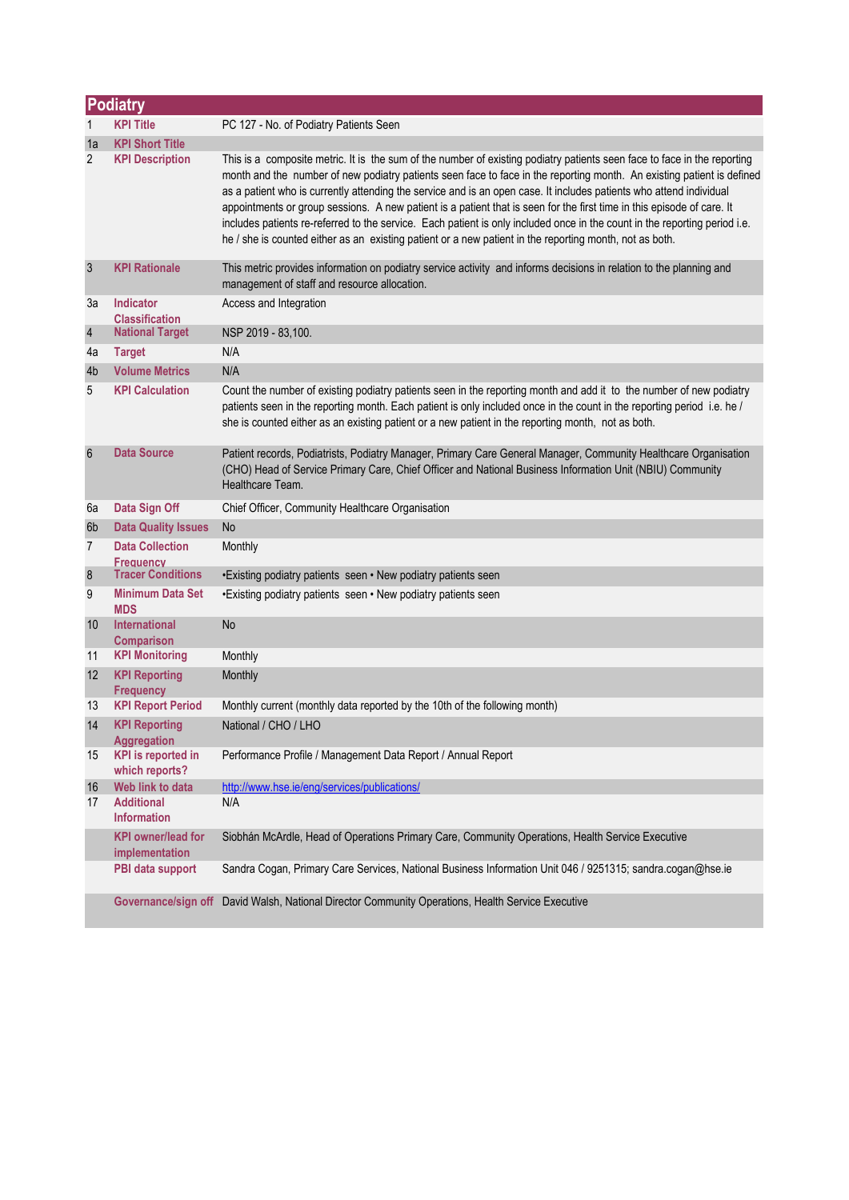## Podiatry

| | | |
|---|---|---|
| 1 | **KPI Title** | PC 127 - No. of Podiatry Patients Seen |
| 1a | **KPI Short Title** | |
| 2 | **KPI Description** | This is a composite metric. It is the sum of the number of existing podiatry patients seen face to face in the reporting month and the number of new podiatry patients seen face to face in the reporting month. An existing patient is defined as a patient who is currently attending the service and is an open case. It includes patients who attend individual appointments or group sessions. A new patient is a patient that is seen for the first time in this episode of care. It includes patients re-referred to the service. Each patient is only included once in the count in the reporting period i.e. he / she is counted either as an existing patient or a new patient in the reporting month, not as both. |
| 3 | **KPI Rationale** | This metric provides information on podiatry service activity and informs decisions in relation to the planning and management of staff and resource allocation. |
| 3a | **Indicator Classification** | Access and Integration |
| 4 | **National Target** | NSP 2019 - 83,100. |
| 4a | **Target** | N/A |
| 4b | **Volume Metrics** | N/A |
| 5 | **KPI Calculation** | Count the number of existing podiatry patients seen in the reporting month and add it to the number of new podiatry patients seen in the reporting month. Each patient is only included once in the count in the reporting period i.e. he / she is counted either as an existing patient or a new patient in the reporting month, not as both. |
| 6 | **Data Source** | Patient records, Podiatrists, Podiatry Manager, Primary Care General Manager, Community Healthcare Organisation (CHO) Head of Service Primary Care, Chief Officer and National Business Information Unit (NBIU) Community Healthcare Team. |
| 6a | **Data Sign Off** | Chief Officer, Community Healthcare Organisation |
| 6b | **Data Quality Issues** | No |
| 7 | **Data Collection Frequency** | Monthly |
| 8 | **Tracer Conditions** | •Existing podiatry patients seen • New podiatry patients seen |
| 9 | **Minimum Data Set MDS** | •Existing podiatry patients seen • New podiatry patients seen |
| 10 | **International Comparison** | No |
| 11 | **KPI Monitoring** | Monthly |
| 12 | **KPI Reporting Frequency** | Monthly |
| 13 | **KPI Report Period** | Monthly current (monthly data reported by the 10th of the following month) |
| 14 | **KPI Reporting Aggregation** | National / CHO / LHO |
| 15 | **KPI is reported in which reports?** | Performance Profile / Management Data Report / Annual Report |
| 16 | **Web link to data** | http://www.hse.ie/eng/services/publications/ |
| 17 | **Additional Information** | N/A |
| | **KPI owner/lead for implementation** | Siobhán McArdle, Head of Operations Primary Care, Community Operations, Health Service Executive |
| | **PBI data support** | Sandra Cogan, Primary Care Services, National Business Information Unit 046 / 9251315; sandra.cogan@hse.ie |
| | **Governance/sign off** | David Walsh, National Director Community Operations, Health Service Executive |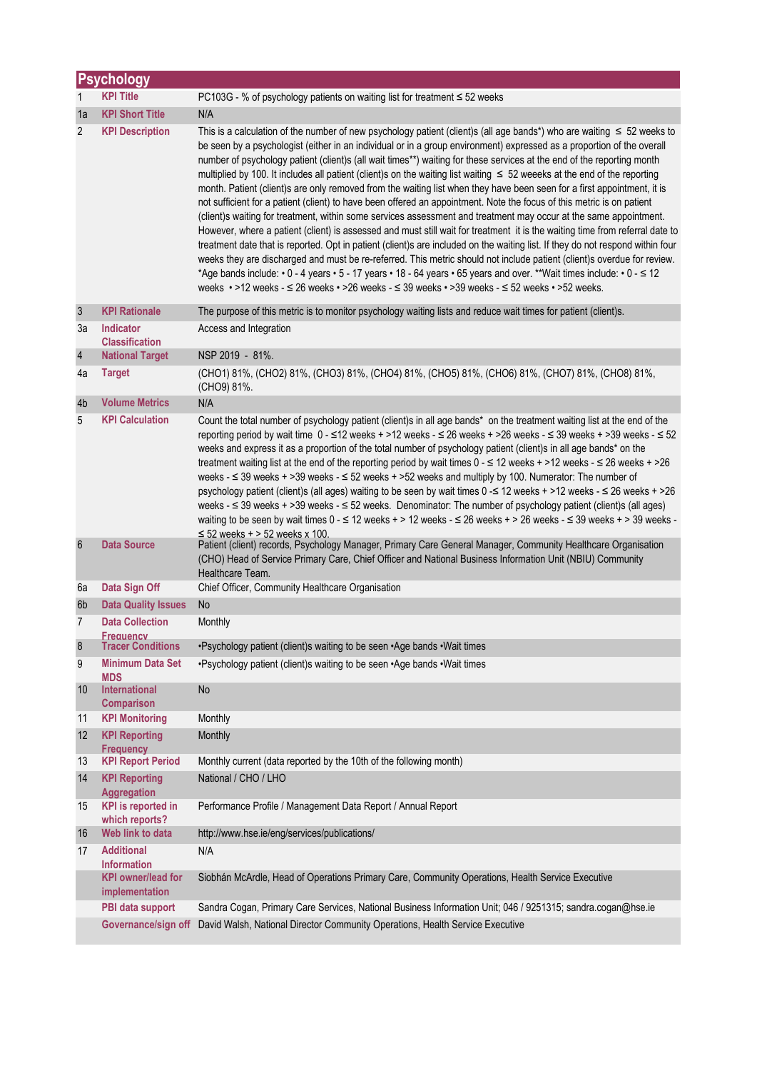## Psychology

| | | |
|---|---|---|
| 1 | **KPI Title** | PC103G - % of psychology patients on waiting list for treatment ≤ 52 weeks |
| 1a | **KPI Short Title** | N/A |
| 2 | **KPI Description** | This is a calculation of the number of new psychology patient (client)s (all age bands*) who are waiting ≤ 52 weeks to be seen by a psychologist (either in an individual or in a group environment) expressed as a proportion of the overall number of psychology patient (client)s (all wait times**) waiting for these services at the end of the reporting month multiplied by 100. It includes all patient (client)s on the waiting list waiting ≤ 52 weeeks at the end of the reporting month. Patient (client)s are only removed from the waiting list when they have been seen for a first appointment, it is not sufficient for a patient (client) to have been offered an appointment. Note the focus of this metric is on patient (client)s waiting for treatment, within some services assessment and treatment may occur at the same appointment. However, where a patient (client) is assessed and must still wait for treatment it is the waiting time from referral date to treatment date that is reported. Opt in patient (client)s are included on the waiting list. If they do not respond within four weeks they are discharged and must be re-referred. This metric should not include patient (client)s overdue for review. *Age bands include: • 0 - 4 years • 5 - 17 years • 18 - 64 years • 65 years and over. **Wait times include: • 0 - ≤ 12 weeks • >12 weeks - ≤ 26 weeks • >26 weeks - ≤ 39 weeks • >39 weeks - ≤ 52 weeks • >52 weeks. |
| 3 | **KPI Rationale** | The purpose of this metric is to monitor psychology waiting lists and reduce wait times for patient (client)s. |
| 3a | **Indicator Classification** | Access and Integration |
| 4 | **National Target** | NSP 2019 - 81%. |
| 4a | **Target** | (CHO1) 81%, (CHO2) 81%, (CHO3) 81%, (CHO4) 81%, (CHO5) 81%, (CHO6) 81%, (CHO7) 81%, (CHO8) 81%, (CHO9) 81%. |
| 4b | **Volume Metrics** | N/A |
| 5 | **KPI Calculation** | Count the total number of psychology patient (client)s in all age bands* on the treatment waiting list at the end of the reporting period by wait time 0 - ≤12 weeks + >12 weeks - ≤ 26 weeks + >26 weeks - ≤ 39 weeks + >39 weeks - ≤ 52 weeks and express it as a proportion of the total number of psychology patient (client)s in all age bands* on the treatment waiting list at the end of the reporting period by wait times 0 - ≤ 12 weeks + >12 weeks - ≤ 26 weeks + >26 weeks - ≤ 39 weeks + >39 weeks - ≤ 52 weeks + >52 weeks and multiply by 100. Numerator: The number of psychology patient (client)s (all ages) waiting to be seen by wait times 0 -≤ 12 weeks + >12 weeks - ≤ 26 weeks + >26 weeks - ≤ 39 weeks + >39 weeks - ≤ 52 weeks. Denominator: The number of psychology patient (client)s (all ages) waiting to be seen by wait times 0 - ≤ 12 weeks + > 12 weeks - ≤ 26 weeks + > 26 weeks - ≤ 39 weeks + > 39 weeks - ≤ 52 weeks + > 52 weeks x 100. |
| 6 | **Data Source** | Patient (client) records, Psychology Manager, Primary Care General Manager, Community Healthcare Organisation (CHO) Head of Service Primary Care, Chief Officer and National Business Information Unit (NBIU) Community Healthcare Team. |
| 6a | **Data Sign Off** | Chief Officer, Community Healthcare Organisation |
| 6b | **Data Quality Issues** | No |
| 7 | **Data Collection Frequency** | Monthly |
| 8 | **Tracer Conditions** | •Psychology patient (client)s waiting to be seen •Age bands •Wait times |
| 9 | **Minimum Data Set MDS** | •Psychology patient (client)s waiting to be seen •Age bands •Wait times |
| 10 | **International Comparison** | No |
| 11 | **KPI Monitoring** | Monthly |
| 12 | **KPI Reporting Frequency** | Monthly |
| 13 | **KPI Report Period** | Monthly current (data reported by the 10th of the following month) |
| 14 | **KPI Reporting Aggregation** | National / CHO / LHO |
| 15 | **KPI is reported in which reports?** | Performance Profile / Management Data Report / Annual Report |
| 16 | **Web link to data** | http://www.hse.ie/eng/services/publications/ |
| 17 | **Additional Information** | N/A |
| | **KPI owner/lead for implementation** | Siobhán McArdle, Head of Operations Primary Care, Community Operations, Health Service Executive |
| | **PBI data support** | Sandra Cogan, Primary Care Services, National Business Information Unit; 046 / 9251315; sandra.cogan@hse.ie |
| | **Governance/sign off** | David Walsh, National Director Community Operations, Health Service Executive |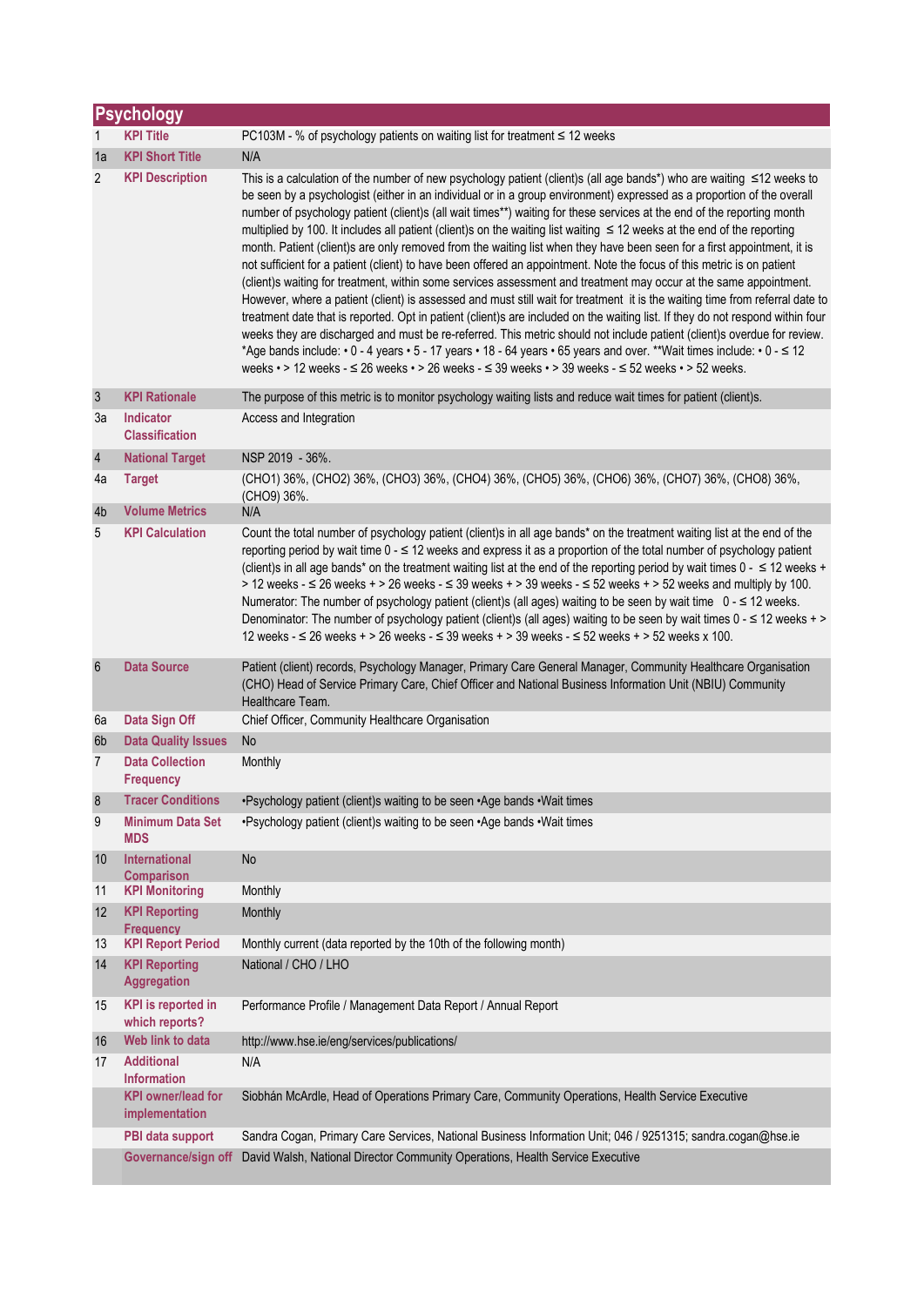## Psychology

| | | |
|---|---|---|
| 1 | KPI Title | PC103M - % of psychology patients on waiting list for treatment ≤ 12 weeks |
| 1a | KPI Short Title | N/A |
| 2 | KPI Description | This is a calculation of the number of new psychology patient (client)s (all age bands*) who are waiting ≤12 weeks to be seen by a psychologist (either in an individual or in a group environment) expressed as a proportion of the overall number of psychology patient (client)s (all wait times**) waiting for these services at the end of the reporting month multiplied by 100. It includes all patient (client)s on the waiting list waiting ≤ 12 weeks at the end of the reporting month. Patient (client)s are only removed from the waiting list when they have been seen for a first appointment, it is not sufficient for a patient (client) to have been offered an appointment. Note the focus of this metric is on patient (client)s waiting for treatment, within some services assessment and treatment may occur at the same appointment. However, where a patient (client) is assessed and must still wait for treatment it is the waiting time from referral date to treatment date that is reported. Opt in patient (client)s are included on the waiting list. If they do not respond within four weeks they are discharged and must be re-referred. This metric should not include patient (client)s overdue for review. *Age bands include: • 0 - 4 years • 5 - 17 years • 18 - 64 years • 65 years and over. **Wait times include: • 0 - ≤ 12 weeks • > 12 weeks - ≤ 26 weeks • > 26 weeks - ≤ 39 weeks • > 39 weeks - ≤ 52 weeks • > 52 weeks. |
| 3 | KPI Rationale | The purpose of this metric is to monitor psychology waiting lists and reduce wait times for patient (client)s. |
| 3a | Indicator Classification | Access and Integration |
| 4 | National Target | NSP 2019 - 36%. |
| 4a | Target | (CHO1) 36%, (CHO2) 36%, (CHO3) 36%, (CHO4) 36%, (CHO5) 36%, (CHO6) 36%, (CHO7) 36%, (CHO8) 36%, (CHO9) 36%. |
| 4b | Volume Metrics | N/A |
| 5 | KPI Calculation | Count the total number of psychology patient (client)s in all age bands* on the treatment waiting list at the end of the reporting period by wait time 0 - ≤ 12 weeks and express it as a proportion of the total number of psychology patient (client)s in all age bands* on the treatment waiting list at the end of the reporting period by wait times 0 - ≤ 12 weeks + > 12 weeks - ≤ 26 weeks + > 26 weeks - ≤ 39 weeks + > 39 weeks - ≤ 52 weeks + > 52 weeks and multiply by 100. Numerator: The number of psychology patient (client)s (all ages) waiting to be seen by wait time 0 - ≤ 12 weeks. Denominator: The number of psychology patient (client)s (all ages) waiting to be seen by wait times 0 - ≤ 12 weeks + > 12 weeks - ≤ 26 weeks + > 26 weeks - ≤ 39 weeks + > 39 weeks - ≤ 52 weeks + > 52 weeks x 100. |
| 6 | Data Source | Patient (client) records, Psychology Manager, Primary Care General Manager, Community Healthcare Organisation (CHO) Head of Service Primary Care, Chief Officer and National Business Information Unit (NBIU) Community Healthcare Team. |
| 6a | Data Sign Off | Chief Officer, Community Healthcare Organisation |
| 6b | Data Quality Issues | No |
| 7 | Data Collection Frequency | Monthly |
| 8 | Tracer Conditions | •Psychology patient (client)s waiting to be seen •Age bands •Wait times |
| 9 | Minimum Data Set MDS | •Psychology patient (client)s waiting to be seen •Age bands •Wait times |
| 10 | International Comparison | No |
| 11 | KPI Monitoring | Monthly |
| 12 | KPI Reporting Frequency | Monthly |
| 13 | KPI Report Period | Monthly current (data reported by the 10th of the following month) |
| 14 | KPI Reporting Aggregation | National / CHO / LHO |
| 15 | KPI is reported in which reports? | Performance Profile / Management Data Report / Annual Report |
| 16 | Web link to data | http://www.hse.ie/eng/services/publications/ |
| 17 | Additional Information | N/A |
| | KPI owner/lead for implementation | Siobhán McArdle, Head of Operations Primary Care, Community Operations, Health Service Executive |
| | PBI data support | Sandra Cogan, Primary Care Services, National Business Information Unit; 046 / 9251315; sandra.cogan@hse.ie |
| | Governance/sign off | David Walsh, National Director Community Operations, Health Service Executive |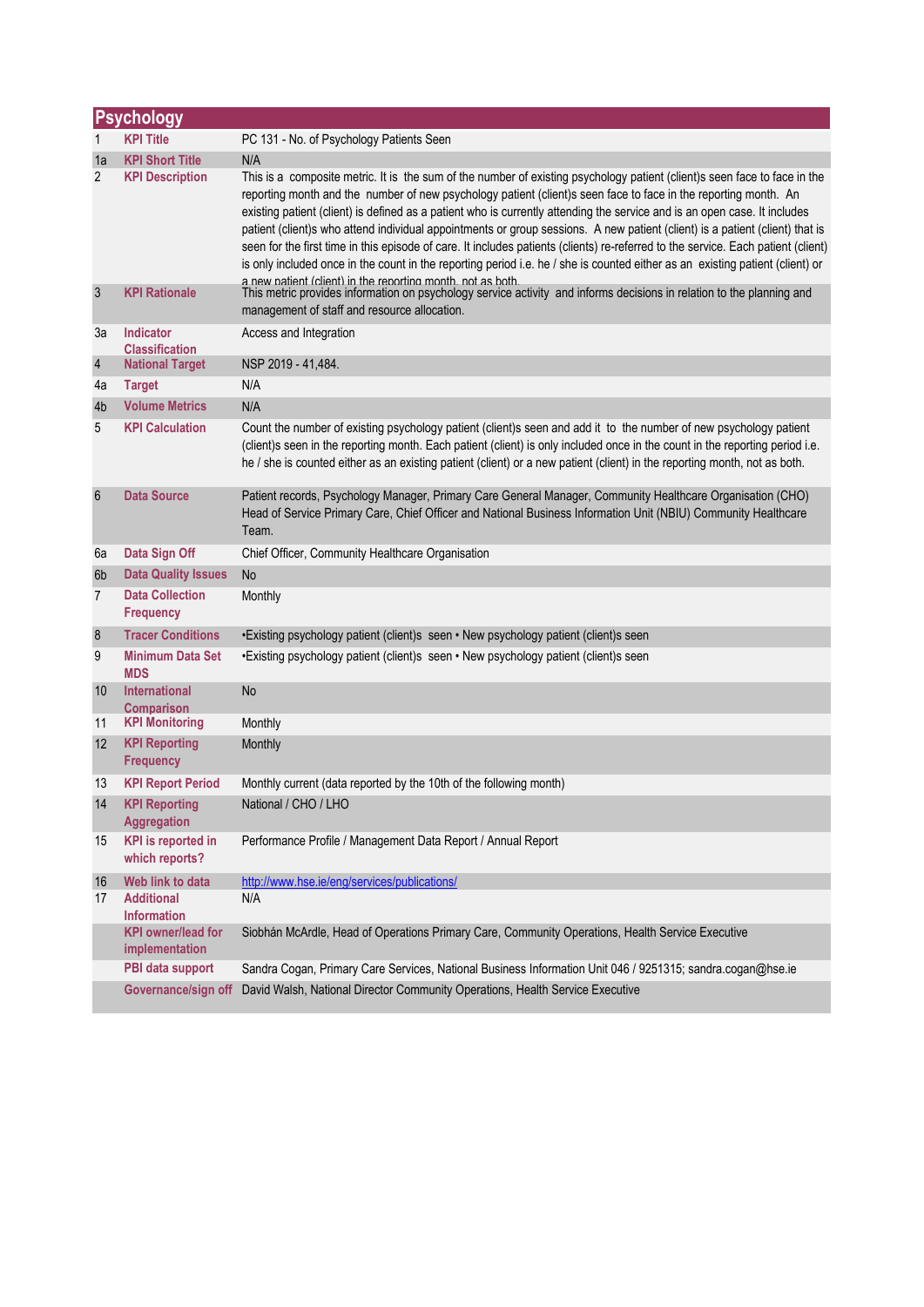## Psychology

| | | |
|---|---|---|
| 1 | KPI Title | PC 131 - No. of Psychology Patients Seen |
| 1a | KPI Short Title | N/A |
| 2 | KPI Description | This is a composite metric. It is the sum of the number of existing psychology patient (client)s seen face to face in the reporting month and the number of new psychology patient (client)s seen face to face in the reporting month. An existing patient (client) is defined as a patient who is currently attending the service and is an open case. It includes patient (client)s who attend individual appointments or group sessions. A new patient (client) is a patient (client) that is seen for the first time in this episode of care. It includes patients (clients) re-referred to the service. Each patient (client) is only included once in the count in the reporting period i.e. he / she is counted either as an existing patient (client) or a new patient (client) in the reporting month, not as both. |
| 3 | KPI Rationale | This metric provides information on psychology service activity and informs decisions in relation to the planning and management of staff and resource allocation. |
| 3a | Indicator Classification | Access and Integration |
| 4 | National Target | NSP 2019 - 41,484. |
| 4a | Target | N/A |
| 4b | Volume Metrics | N/A |
| 5 | KPI Calculation | Count the number of existing psychology patient (client)s seen and add it to the number of new psychology patient (client)s seen in the reporting month. Each patient (client) is only included once in the count in the reporting period i.e. he / she is counted either as an existing patient (client) or a new patient (client) in the reporting month, not as both. |
| 6 | Data Source | Patient records, Psychology Manager, Primary Care General Manager, Community Healthcare Organisation (CHO) Head of Service Primary Care, Chief Officer and National Business Information Unit (NBIU) Community Healthcare Team. |
| 6a | Data Sign Off | Chief Officer, Community Healthcare Organisation |
| 6b | Data Quality Issues | No |
| 7 | Data Collection Frequency | Monthly |
| 8 | Tracer Conditions | •Existing psychology patient (client)s seen • New psychology patient (client)s seen |
| 9 | Minimum Data Set MDS | •Existing psychology patient (client)s seen • New psychology patient (client)s seen |
| 10 | International Comparison | No |
| 11 | KPI Monitoring | Monthly |
| 12 | KPI Reporting Frequency | Monthly |
| 13 | KPI Report Period | Monthly current (data reported by the 10th of the following month) |
| 14 | KPI Reporting Aggregation | National / CHO / LHO |
| 15 | KPI is reported in which reports? | Performance Profile / Management Data Report / Annual Report |
| 16 | Web link to data | http://www.hse.ie/eng/services/publications/ |
| 17 | Additional Information | N/A |
| | KPI owner/lead for implementation | Siobhán McArdle, Head of Operations Primary Care, Community Operations, Health Service Executive |
| | PBI data support | Sandra Cogan, Primary Care Services, National Business Information Unit 046 / 9251315; sandra.cogan@hse.ie |
| | Governance/sign off | David Walsh, National Director Community Operations, Health Service Executive |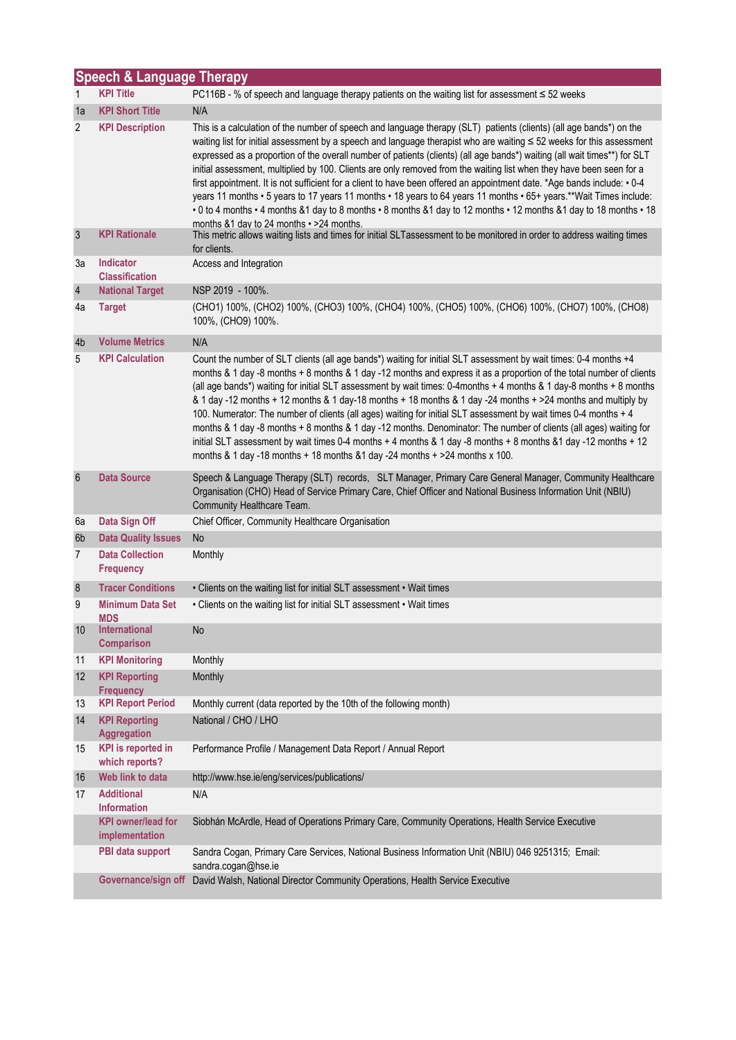## Speech & Language Therapy

| | | |
|---|---|---|
| 1 | **KPI Title** | PC116B - % of speech and language therapy patients on the waiting list for assessment ≤ 52 weeks |
| 1a | **KPI Short Title** | N/A |
| 2 | **KPI Description** | This is a calculation of the number of speech and language therapy (SLT) patients (clients) (all age bands*) on the waiting list for initial assessment by a speech and language therapist who are waiting ≤ 52 weeks for this assessment expressed as a proportion of the overall number of patients (clients) (all age bands*) waiting (all wait times**) for SLT initial assessment, multiplied by 100. Clients are only removed from the waiting list when they have been seen for a first appointment. It is not sufficient for a client to have been offered an appointment date. *Age bands include: • 0-4 years 11 months • 5 years to 17 years 11 months • 18 years to 64 years 11 months • 65+ years.**Wait Times include: • 0 to 4 months • 4 months &1 day to 8 months • 8 months &1 day to 12 months • 12 months &1 day to 18 months • 18 months &1 day to 24 months • >24 months. |
| 3 | **KPI Rationale** | This metric allows waiting lists and times for initial SLTassessment to be monitored in order to address waiting times for clients. |
| 3a | **Indicator Classification** | Access and Integration |
| 4 | **National Target** | NSP 2019 - 100%. |
| 4a | **Target** | (CHO1) 100%, (CHO2) 100%, (CHO3) 100%, (CHO4) 100%, (CHO5) 100%, (CHO6) 100%, (CHO7) 100%, (CHO8) 100%, (CHO9) 100%. |
| 4b | **Volume Metrics** | N/A |
| 5 | **KPI Calculation** | Count the number of SLT clients (all age bands*) waiting for initial SLT assessment by wait times: 0-4 months +4 months & 1 day -8 months + 8 months & 1 day -12 months and express it as a proportion of the total number of clients (all age bands*) waiting for initial SLT assessment by wait times: 0-4months + 4 months & 1 day-8 months + 8 months & 1 day -12 months + 12 months & 1 day-18 months + 18 months & 1 day -24 months + >24 months and multiply by 100. Numerator: The number of clients (all ages) waiting for initial SLT assessment by wait times 0-4 months + 4 months & 1 day -8 months + 8 months & 1 day -12 months. Denominator: The number of clients (all ages) waiting for initial SLT assessment by wait times 0-4 months + 4 months & 1 day -8 months + 8 months &1 day -12 months + 12 months & 1 day -18 months + 18 months &1 day -24 months + >24 months x 100. |
| 6 | **Data Source** | Speech & Language Therapy (SLT) records, SLT Manager, Primary Care General Manager, Community Healthcare Organisation (CHO) Head of Service Primary Care, Chief Officer and National Business Information Unit (NBIU) Community Healthcare Team. |
| 6a | **Data Sign Off** | Chief Officer, Community Healthcare Organisation |
| 6b | **Data Quality Issues** | No |
| 7 | **Data Collection Frequency** | Monthly |
| 8 | **Tracer Conditions** | • Clients on the waiting list for initial SLT assessment • Wait times |
| 9 | **Minimum Data Set MDS** | • Clients on the waiting list for initial SLT assessment • Wait times |
| 10 | **International Comparison** | No |
| 11 | **KPI Monitoring** | Monthly |
| 12 | **KPI Reporting Frequency** | Monthly |
| 13 | **KPI Report Period** | Monthly current (data reported by the 10th of the following month) |
| 14 | **KPI Reporting Aggregation** | National / CHO / LHO |
| 15 | **KPI is reported in which reports?** | Performance Profile / Management Data Report / Annual Report |
| 16 | **Web link to data** | http://www.hse.ie/eng/services/publications/ |
| 17 | **Additional Information** | N/A |
| | **KPI owner/lead for implementation** | Siobhán McArdle, Head of Operations Primary Care, Community Operations, Health Service Executive |
| | **PBI data support** | Sandra Cogan, Primary Care Services, National Business Information Unit (NBIU) 046 9251315; Email: sandra.cogan@hse.ie |
| | **Governance/sign off** | David Walsh, National Director Community Operations, Health Service Executive |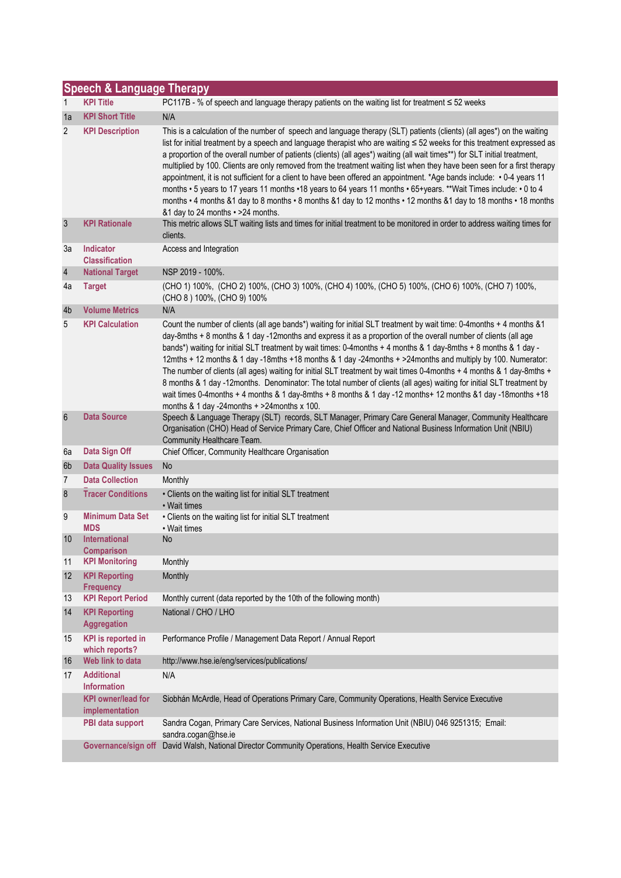## Speech & Language Therapy

| | | |
|---|---|---|
| 1 | **KPI Title** | PC117B - % of speech and language therapy patients on the waiting list for treatment ≤ 52 weeks |
| 1a | **KPI Short Title** | N/A |
| 2 | **KPI Description** | This is a calculation of the number of speech and language therapy (SLT) patients (clients) (all ages*) on the waiting list for initial treatment by a speech and language therapist who are waiting ≤ 52 weeks for this treatment expressed as a proportion of the overall number of patients (clients) (all ages*) waiting (all wait times**) for SLT initial treatment, multiplied by 100. Clients are only removed from the treatment waiting list when they have been seen for a first therapy appointment, it is not sufficient for a client to have been offered an appointment. *Age bands include: • 0-4 years 11 months • 5 years to 17 years 11 months •18 years to 64 years 11 months • 65+years. **Wait Times include: • 0 to 4 months • 4 months &1 day to 8 months • 8 months &1 day to 12 months • 12 months &1 day to 18 months • 18 months &1 day to 24 months • >24 months. |
| 3 | **KPI Rationale** | This metric allows SLT waiting lists and times for initial treatment to be monitored in order to address waiting times for clients. |
| 3a | **Indicator Classification** | Access and Integration |
| 4 | **National Target** | NSP 2019 - 100%. |
| 4a | **Target** | (CHO 1) 100%, (CHO 2) 100%, (CHO 3) 100%, (CHO 4) 100%, (CHO 5) 100%, (CHO 6) 100%, (CHO 7) 100%, (CHO 8 ) 100%, (CHO 9) 100% |
| 4b | **Volume Metrics** | N/A |
| 5 | **KPI Calculation** | Count the number of clients (all age bands*) waiting for initial SLT treatment by wait time: 0-4months + 4 months &1 day-8mths + 8 months & 1 day -12months and express it as a proportion of the overall number of clients (all age bands*) waiting for initial SLT treatment by wait times: 0-4months + 4 months & 1 day-8mths + 8 months & 1 day - 12mths + 12 months & 1 day -18mths +18 months & 1 day -24months + >24months and multiply by 100. Numerator: The number of clients (all ages) waiting for initial SLT treatment by wait times 0-4months + 4 months & 1 day-8mths + 8 months & 1 day -12months. Denominator: The total number of clients (all ages) waiting for initial SLT treatment by wait times 0-4months + 4 months & 1 day-8mths + 8 months & 1 day -12 months+ 12 months &1 day -18months +18 months & 1 day -24months + >24months x 100. |
| 6 | **Data Source** | Speech & Language Therapy (SLT) records, SLT Manager, Primary Care General Manager, Community Healthcare Organisation (CHO) Head of Service Primary Care, Chief Officer and National Business Information Unit (NBIU) Community Healthcare Team. |
| 6a | **Data Sign Off** | Chief Officer, Community Healthcare Organisation |
| 6b | **Data Quality Issues** | No |
| 7 | **Data Collection** | Monthly |
| 8 | **Tracer Conditions** | • Clients on the waiting list for initial SLT treatment<br>• Wait times |
| 9 | **Minimum Data Set MDS** | • Clients on the waiting list for initial SLT treatment<br>• Wait times |
| 10 | **International Comparison** | No |
| 11 | **KPI Monitoring** | Monthly |
| 12 | **KPI Reporting Frequency** | Monthly |
| 13 | **KPI Report Period** | Monthly current (data reported by the 10th of the following month) |
| 14 | **KPI Reporting Aggregation** | National / CHO / LHO |
| 15 | **KPI is reported in which reports?** | Performance Profile / Management Data Report / Annual Report |
| 16 | **Web link to data** | http://www.hse.ie/eng/services/publications/ |
| 17 | **Additional Information** | N/A |
| | **KPI owner/lead for implementation** | Siobhán McArdle, Head of Operations Primary Care, Community Operations, Health Service Executive |
| | **PBI data support** | Sandra Cogan, Primary Care Services, National Business Information Unit (NBIU) 046 9251315; Email: sandra.cogan@hse.ie |
| | **Governance/sign off** | David Walsh, National Director Community Operations, Health Service Executive |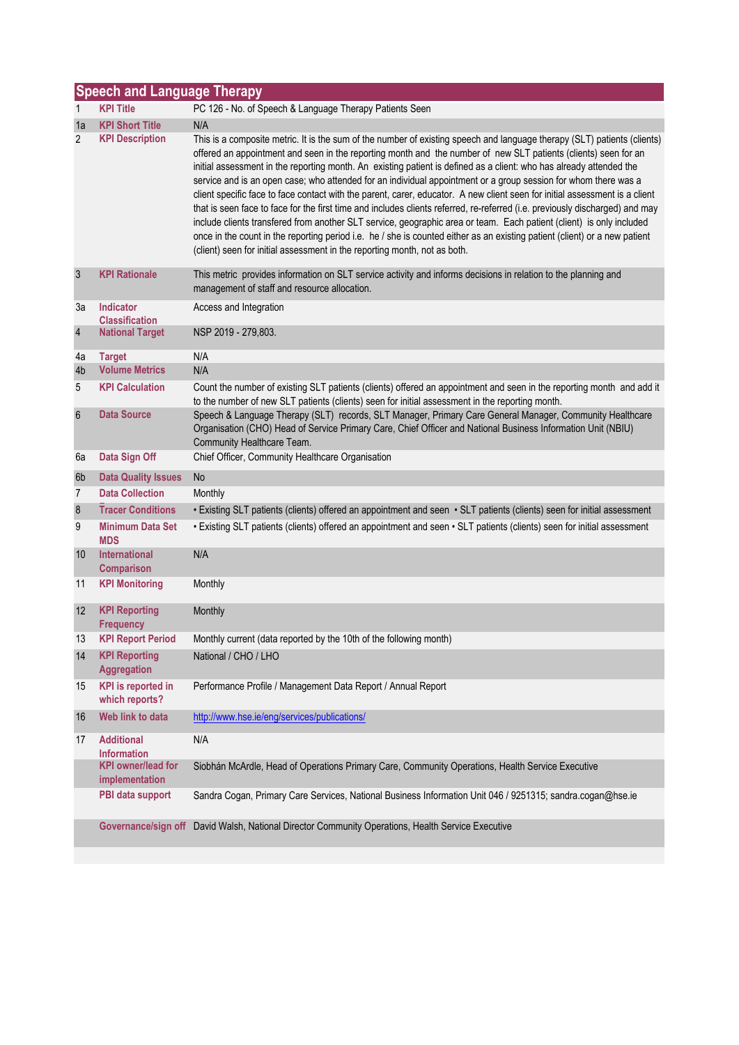## Speech and Language Therapy

| | | |
|---|---|---|
| 1 | **KPI Title** | PC 126 - No. of Speech & Language Therapy Patients Seen |
| 1a | **KPI Short Title** | N/A |
| 2 | **KPI Description** | This is a composite metric. It is the sum of the number of existing speech and language therapy (SLT) patients (clients) offered an appointment and seen in the reporting month and the number of new SLT patients (clients) seen for an initial assessment in the reporting month. An existing patient is defined as a client: who has already attended the service and is an open case; who attended for an individual appointment or a group session for whom there was a client specific face to face contact with the parent, carer, educator. A new client seen for initial assessment is a client that is seen face to face for the first time and includes clients referred, re-referred (i.e. previously discharged) and may include clients transfered from another SLT service, geographic area or team. Each patient (client) is only included once in the count in the reporting period i.e. he / she is counted either as an existing patient (client) or a new patient (client) seen for initial assessment in the reporting month, not as both. |
| 3 | **KPI Rationale** | This metric provides information on SLT service activity and informs decisions in relation to the planning and management of staff and resource allocation. |
| 3a | **Indicator Classification** | Access and Integration |
| 4 | **National Target** | NSP 2019 - 279,803. |
| 4a | **Target** | N/A |
| 4b | **Volume Metrics** | N/A |
| 5 | **KPI Calculation** | Count the number of existing SLT patients (clients) offered an appointment and seen in the reporting month and add it to the number of new SLT patients (clients) seen for initial assessment in the reporting month. |
| 6 | **Data Source** | Speech & Language Therapy (SLT) records, SLT Manager, Primary Care General Manager, Community Healthcare Organisation (CHO) Head of Service Primary Care, Chief Officer and National Business Information Unit (NBIU) Community Healthcare Team. |
| 6a | **Data Sign Off** | Chief Officer, Community Healthcare Organisation |
| 6b | **Data Quality Issues** | No |
| 7 | **Data Collection** | Monthly |
| 8 | **Tracer Conditions** | • Existing SLT patients (clients) offered an appointment and seen • SLT patients (clients) seen for initial assessment |
| 9 | **Minimum Data Set MDS** | • Existing SLT patients (clients) offered an appointment and seen • SLT patients (clients) seen for initial assessment |
| 10 | **International Comparison** | N/A |
| 11 | **KPI Monitoring** | Monthly |
| 12 | **KPI Reporting Frequency** | Monthly |
| 13 | **KPI Report Period** | Monthly current (data reported by the 10th of the following month) |
| 14 | **KPI Reporting Aggregation** | National / CHO / LHO |
| 15 | **KPI is reported in which reports?** | Performance Profile / Management Data Report / Annual Report |
| 16 | **Web link to data** | http://www.hse.ie/eng/services/publications/ |
| 17 | **Additional Information** | N/A |
| | **KPI owner/lead for implementation** | Siobhán McArdle, Head of Operations Primary Care, Community Operations, Health Service Executive |
| | **PBI data support** | Sandra Cogan, Primary Care Services, National Business Information Unit 046 / 9251315; sandra.cogan@hse.ie |
| | **Governance/sign off** | David Walsh, National Director Community Operations, Health Service Executive |